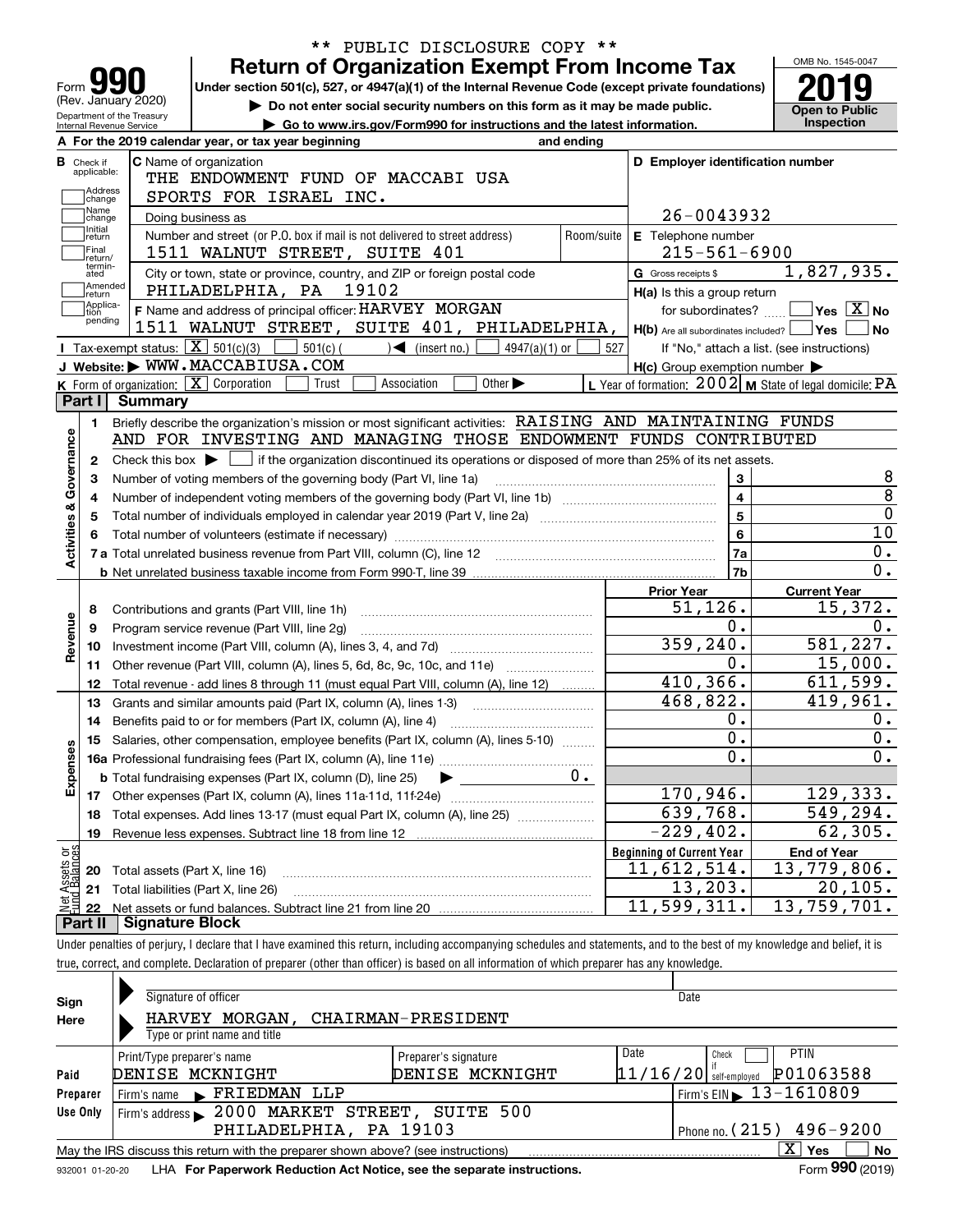** PUBLIC DISCLOSURE COPY **

# Form 990 — Return of Organization Exempt From Income Tax

(Rev. January 2020)

Under section 501(c), 527, or 4947(a)(1) of the Internal Revenue Code (except private foundations)

▶ Do not enter social security numbers on this form as it may be made public.

▶ Go to www.irs.gov/Form990 for instructions and the latest information.

Department of the Treasury
Internal Revenue Service

OMB No. 1545-0047

**2019**

**Open to Public Inspection**

**A** For the 2019 calendar year, or tax year beginning and ending

**B** Check if applicable: Address change, Name change, Initial return, Final return/terminated, Amended return, Application pending

**C** Name of organization: THE ENDOWMENT FUND OF MACCABI USA SPORTS FOR ISRAEL INC.

Doing business as

Number and street (or P.O. box if mail is not delivered to street address): 1511 WALNUT STREET, SUITE 401 — Room/suite

City or town, state or province, country, and ZIP or foreign postal code: PHILADELPHIA, PA 19102

**D** Employer identification number: 26-0043932

**E** Telephone number: 215-561-6900

**G** Gross receipts $ 1,827,935.

**F** Name and address of principal officer: HARVEY MORGAN, 1511 WALNUT STREET, SUITE 401, PHILADELPHIA,

**H(a)** Is this a group return for subordinates? ☐ Yes ☒ No

**H(b)** Are all subordinates included? ☐ Yes ☐ No — If "No," attach a list. (see instructions)

**H(c)** Group exemption number ▶

**I** Tax-exempt status: ☒ 501(c)(3) ☐ 501(c) ( ) ◀ (insert no.) ☐ 4947(a)(1) or ☐ 527

**J** Website: ▶ WWW.MACCABIUSA.COM

**K** Form of organization: ☒ Corporation ☐ Trust ☐ Association ☐ Other ▶

**L** Year of formation: 2002 **M** State of legal domicile: PA

## Part I Summary

**Activities & Governance**

1. Briefly describe the organization's mission or most significant activities: RAISING AND MAINTAINING FUNDS AND FOR INVESTING AND MANAGING THOSE ENDOWMENT FUNDS CONTRIBUTED
2. Check this box ▶ ☐ if the organization discontinued its operations or disposed of more than 25% of its net assets.

| | | | |
|---|---|---|---|
| 3 | Number of voting members of the governing body (Part VI, line 1a) | 3 | 8 |
| 4 | Number of independent voting members of the governing body (Part VI, line 1b) | 4 | 8 |
| 5 | Total number of individuals employed in calendar year 2019 (Part V, line 2a) | 5 | 0 |
| 6 | Total number of volunteers (estimate if necessary) | 6 | 10 |
| 7a | Total unrelated business revenue from Part VIII, column (C), line 12 | 7a | 0. |
| b | Net unrelated business taxable income from Form 990-T, line 39 | 7b | 0. |

| | | | Prior Year | Current Year |
|---|---|---|---|---|
| **Revenue** | 8 | Contributions and grants (Part VIII, line 1h) | 51,126. | 15,372. |
| | 9 | Program service revenue (Part VIII, line 2g) | 0. | 0. |
| | 10 | Investment income (Part VIII, column (A), lines 3, 4, and 7d) | 359,240. | 581,227. |
| | 11 | Other revenue (Part VIII, column (A), lines 5, 6d, 8c, 9c, 10c, and 11e) | 0. | 15,000. |
| | 12 | Total revenue - add lines 8 through 11 (must equal Part VIII, column (A), line 12) | 410,366. | 611,599. |
| **Expenses** | 13 | Grants and similar amounts paid (Part IX, column (A), lines 1-3) | 468,822. | 419,961. |
| | 14 | Benefits paid to or for members (Part IX, column (A), line 4) | 0. | 0. |
| | 15 | Salaries, other compensation, employee benefits (Part IX, column (A), lines 5-10) | 0. | 0. |
| | 16a | Professional fundraising fees (Part IX, column (A), line 11e) | 0. | 0. |
| | b | Total fundraising expenses (Part IX, column (D), line 25) ▶ 0. | | |
| | 17 | Other expenses (Part IX, column (A), lines 11a-11d, 11f-24e) | 170,946. | 129,333. |
| | 18 | Total expenses. Add lines 13-17 (must equal Part IX, column (A), line 25) | 639,768. | 549,294. |
| | 19 | Revenue less expenses. Subtract line 18 from line 12 | -229,402. | 62,305. |

| | | | Beginning of Current Year | End of Year |
|---|---|---|---|---|
| **Net Assets or Fund Balances** | 20 | Total assets (Part X, line 16) | 11,612,514. | 13,779,806. |
| | 21 | Total liabilities (Part X, line 26) | 13,203. | 20,105. |
| | 22 | Net assets or fund balances. Subtract line 21 from line 20 | 11,599,311. | 13,759,701. |

## Part II Signature Block

Under penalties of perjury, I declare that I have examined this return, including accompanying schedules and statements, and to the best of my knowledge and belief, it is true, correct, and complete. Declaration of preparer (other than officer) is based on all information of which preparer has any knowledge.

**Sign Here**

Signature of officer — Date

HARVEY MORGAN, CHAIRMAN-PRESIDENT
Type or print name and title

| **Paid Preparer Use Only** | | | | |
|---|---|---|---|---|
| Print/Type preparer's name | Preparer's signature | Date | Check ☐ if self-employed | PTIN |
| DENISE MCKNIGHT | DENISE MCKNIGHT | 11/16/20 | | P01063588 |
| Firm's name ▶ FRIEDMAN LLP | | | Firm's EIN ▶ 13-1610809 | |
| Firm's address ▶ 2000 MARKET STREET, SUITE 500 PHILADELPHIA, PA 19103 | | | Phone no. (215) 496-9200 | |

May the IRS discuss this return with the preparer shown above? (see instructions) ☒ Yes ☐ No

932001 01-20-20 LHA **For Paperwork Reduction Act Notice, see the separate instructions.** Form **990** (2019)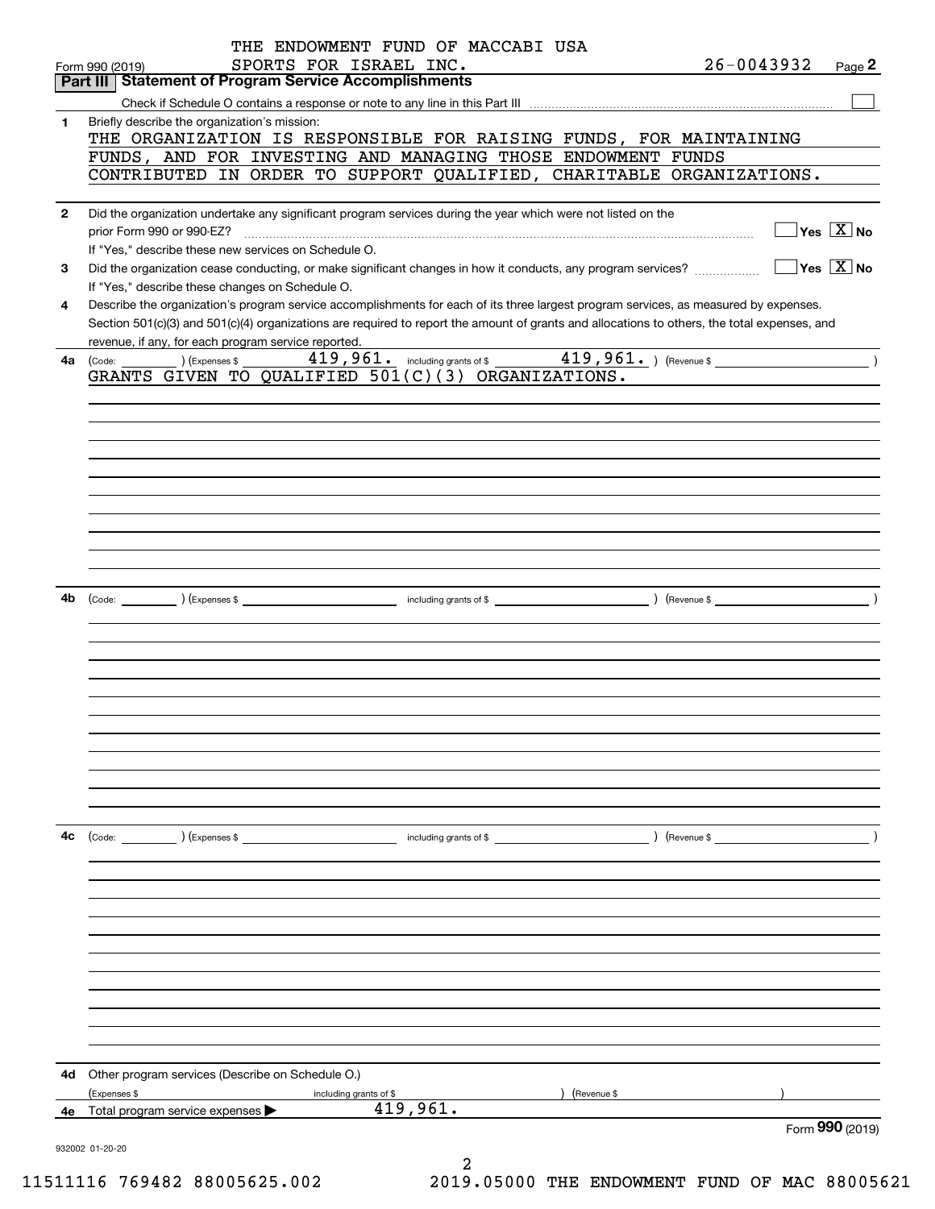THE ENDOWMENT FUND OF MACCABI USA
SPORTS FOR ISRAEL INC.

Form 990 (2019) 26-0043932 Page **2**

## Part III Statement of Program Service Accomplishments

Check if Schedule O contains a response or note to any line in this Part III ☐

**1** Briefly describe the organization's mission:

THE ORGANIZATION IS RESPONSIBLE FOR RAISING FUNDS, FOR MAINTAINING FUNDS, AND FOR INVESTING AND MANAGING THOSE ENDOWMENT FUNDS CONTRIBUTED IN ORDER TO SUPPORT QUALIFIED, CHARITABLE ORGANIZATIONS.

**2** Did the organization undertake any significant program services during the year which were not listed on the prior Form 990 or 990-EZ? ☐ Yes ☒ No

If "Yes," describe these new services on Schedule O.

**3** Did the organization cease conducting, or make significant changes in how it conducts, any program services? ☐ Yes ☒ No

If "Yes," describe these changes on Schedule O.

**4** Describe the organization's program service accomplishments for each of its three largest program services, as measured by expenses. Section 501(c)(3) and 501(c)(4) organizations are required to report the amount of grants and allocations to others, the total expenses, and revenue, if any, for each program service reported.

**4a** (Code: ) (Expenses $ 419,961. including grants of $ 419,961. ) (Revenue $ )

GRANTS GIVEN TO QUALIFIED 501(C)(3) ORGANIZATIONS.

**4b** (Code: ) (Expenses $ including grants of $ ) (Revenue $ )

**4c** (Code: ) (Expenses $ including grants of $ ) (Revenue $ )

**4d** Other program services (Describe on Schedule O.)

(Expenses $ including grants of $ ) (Revenue $ )

**4e** Total program service expenses ▶ 419,961.

Form **990** (2019)

932002 01-20-20

11511116 769482 88005625.002 2019.05000 THE ENDOWMENT FUND OF MAC 88005621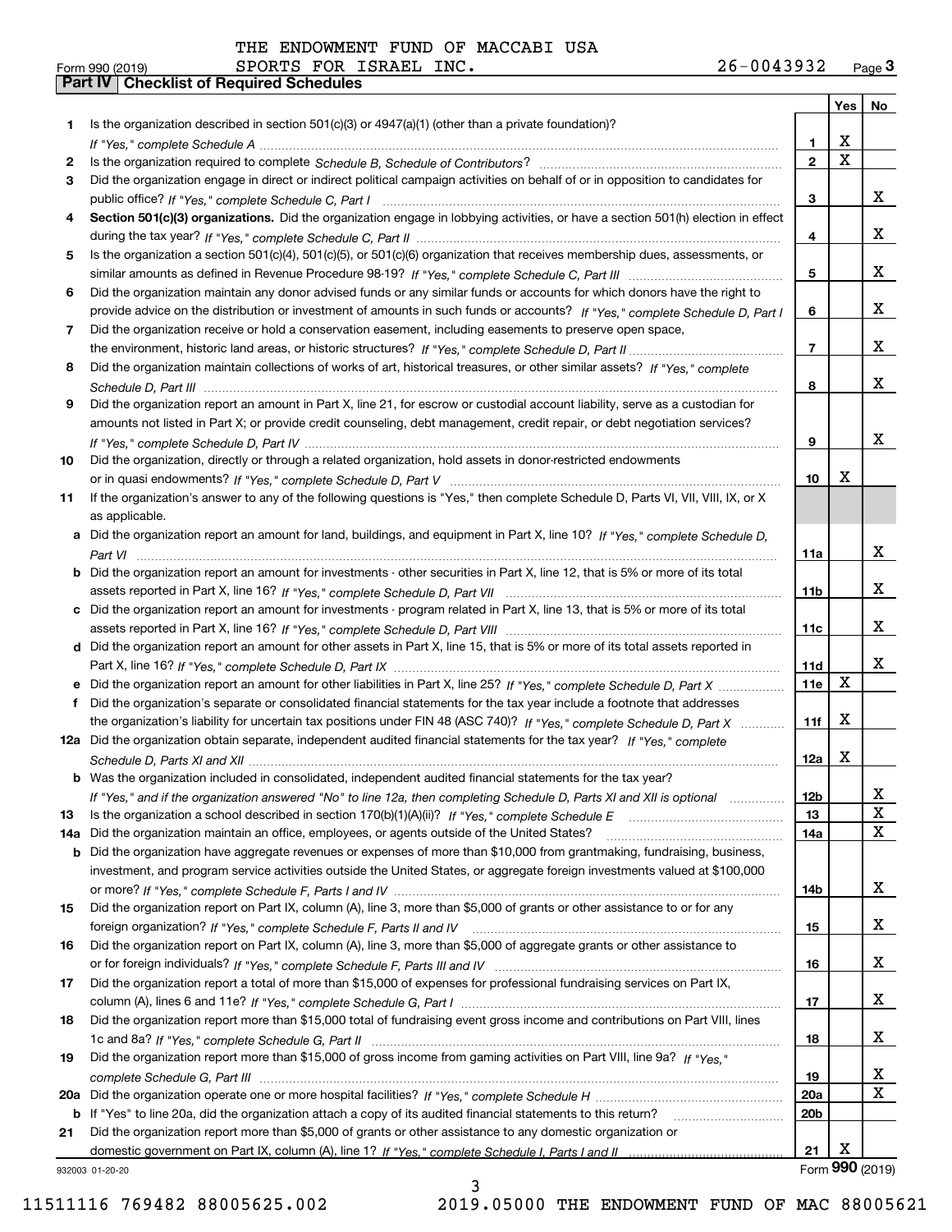THE ENDOWMENT FUND OF MACCABI USA
SPORTS FOR ISRAEL INC. 26-0043932

Form 990 (2019)

## Part IV Checklist of Required Schedules

| | | | Yes | No |
|---|---|---|---|---|
| 1 | Is the organization described in section 501(c)(3) or 4947(a)(1) (other than a private foundation)? *If "Yes," complete Schedule A* | 1 | X | |
| 2 | Is the organization required to complete *Schedule B, Schedule of Contributors*? | 2 | X | |
| 3 | Did the organization engage in direct or indirect political campaign activities on behalf of or in opposition to candidates for public office? *If "Yes," complete Schedule C, Part I* | 3 | | X |
| 4 | **Section 501(c)(3) organizations.** Did the organization engage in lobbying activities, or have a section 501(h) election in effect during the tax year? *If "Yes," complete Schedule C, Part II* | 4 | | X |
| 5 | Is the organization a section 501(c)(4), 501(c)(5), or 501(c)(6) organization that receives membership dues, assessments, or similar amounts as defined in Revenue Procedure 98-19? *If "Yes," complete Schedule C, Part III* | 5 | | X |
| 6 | Did the organization maintain any donor advised funds or any similar funds or accounts for which donors have the right to provide advice on the distribution or investment of amounts in such funds or accounts? *If "Yes," complete Schedule D, Part I* | 6 | | X |
| 7 | Did the organization receive or hold a conservation easement, including easements to preserve open space, the environment, historic land areas, or historic structures? *If "Yes," complete Schedule D, Part II* | 7 | | X |
| 8 | Did the organization maintain collections of works of art, historical treasures, or other similar assets? *If "Yes," complete Schedule D, Part III* | 8 | | X |
| 9 | Did the organization report an amount in Part X, line 21, for escrow or custodial account liability, serve as a custodian for amounts not listed in Part X; or provide credit counseling, debt management, credit repair, or debt negotiation services? *If "Yes," complete Schedule D, Part IV* | 9 | | X |
| 10 | Did the organization, directly or through a related organization, hold assets in donor-restricted endowments or in quasi endowments? *If "Yes," complete Schedule D, Part V* | 10 | X | |
| 11 | If the organization's answer to any of the following questions is "Yes," then complete Schedule D, Parts VI, VII, VIII, IX, or X as applicable. | | | |
| a | Did the organization report an amount for land, buildings, and equipment in Part X, line 10? *If "Yes," complete Schedule D, Part VI* | 11a | | X |
| b | Did the organization report an amount for investments - other securities in Part X, line 12, that is 5% or more of its total assets reported in Part X, line 16? *If "Yes," complete Schedule D, Part VII* | 11b | | X |
| c | Did the organization report an amount for investments - program related in Part X, line 13, that is 5% or more of its total assets reported in Part X, line 16? *If "Yes," complete Schedule D, Part VIII* | 11c | | X |
| d | Did the organization report an amount for other assets in Part X, line 15, that is 5% or more of its total assets reported in Part X, line 16? *If "Yes," complete Schedule D, Part IX* | 11d | | X |
| e | Did the organization report an amount for other liabilities in Part X, line 25? *If "Yes," complete Schedule D, Part X* | 11e | X | |
| f | Did the organization's separate or consolidated financial statements for the tax year include a footnote that addresses the organization's liability for uncertain tax positions under FIN 48 (ASC 740)? *If "Yes," complete Schedule D, Part X* | 11f | X | |
| 12a | Did the organization obtain separate, independent audited financial statements for the tax year? *If "Yes," complete Schedule D, Parts XI and XII* | 12a | X | |
| b | Was the organization included in consolidated, independent audited financial statements for the tax year? *If "Yes," and if the organization answered "No" to line 12a, then completing Schedule D, Parts XI and XII is optional* | 12b | | X |
| 13 | Is the organization a school described in section 170(b)(1)(A)(ii)? *If "Yes," complete Schedule E* | 13 | | X |
| 14a | Did the organization maintain an office, employees, or agents outside of the United States? | 14a | | X |
| b | Did the organization have aggregate revenues or expenses of more than $10,000 from grantmaking, fundraising, business, investment, and program service activities outside the United States, or aggregate foreign investments valued at $100,000 or more? *If "Yes," complete Schedule F, Parts I and IV* | 14b | | X |
| 15 | Did the organization report on Part IX, column (A), line 3, more than $5,000 of grants or other assistance to or for any foreign organization? *If "Yes," complete Schedule F, Parts II and IV* | 15 | | X |
| 16 | Did the organization report on Part IX, column (A), line 3, more than $5,000 of aggregate grants or other assistance to or for foreign individuals? *If "Yes," complete Schedule F, Parts III and IV* | 16 | | X |
| 17 | Did the organization report a total of more than $15,000 of expenses for professional fundraising services on Part IX, column (A), lines 6 and 11e? *If "Yes," complete Schedule G, Part I* | 17 | | X |
| 18 | Did the organization report more than $15,000 total of fundraising event gross income and contributions on Part VIII, lines 1c and 8a? *If "Yes," complete Schedule G, Part II* | 18 | | X |
| 19 | Did the organization report more than $15,000 of gross income from gaming activities on Part VIII, line 9a? *If "Yes," complete Schedule G, Part III* | 19 | | X |
| 20a | Did the organization operate one or more hospital facilities? *If "Yes," complete Schedule H* | 20a | | X |
| b | If "Yes" to line 20a, did the organization attach a copy of its audited financial statements to this return? | 20b | | |
| 21 | Did the organization report more than $5,000 of grants or other assistance to any domestic organization or domestic government on Part IX, column (A), line 1? *If "Yes," complete Schedule I, Parts I and II* | 21 | X | |

932003 01-20-20 Form **990** (2019)

11511116 769482 88005625.002 2019.05000 THE ENDOWMENT FUND OF MAC 88005621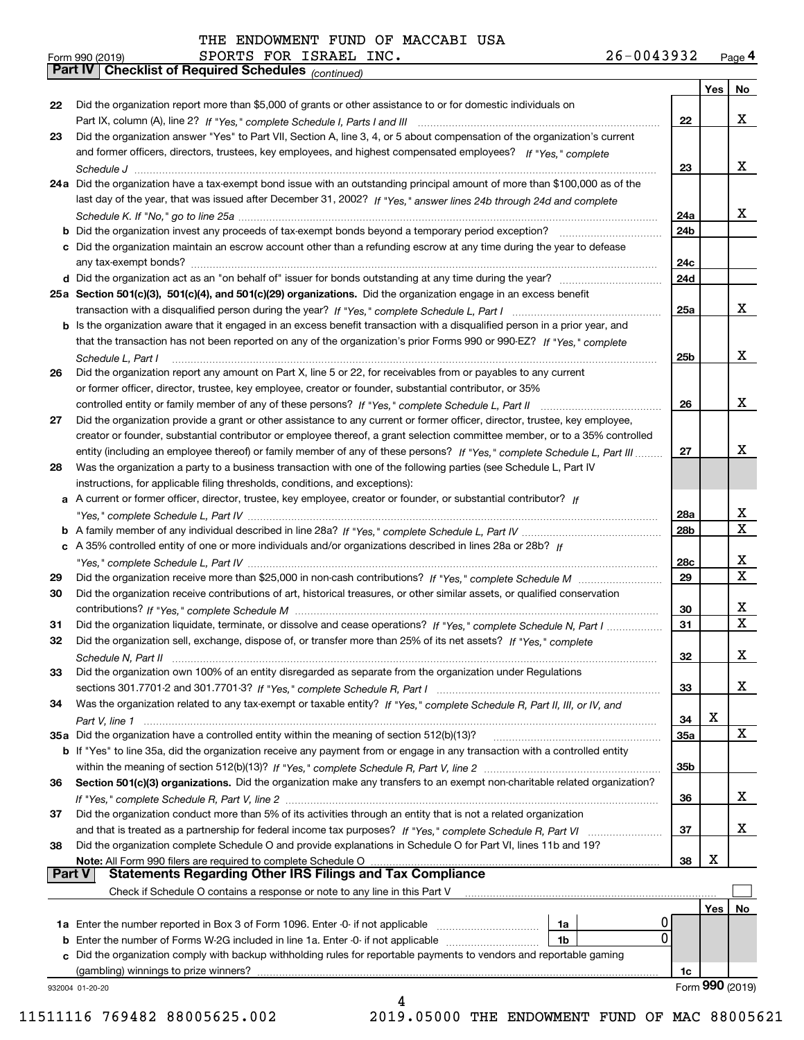THE ENDOWMENT FUND OF MACCABI USA
Form 990 (2019) SPORTS FOR ISRAEL INC. 26-0043932 Page 4

**Part IV Checklist of Required Schedules** *(continued)*

| | | | Yes | No |
|---|---|---|---|---|
| 22 | Did the organization report more than $5,000 of grants or other assistance to or for domestic individuals on Part IX, column (A), line 2? *If "Yes," complete Schedule I, Parts I and III* | 22 | | X |
| 23 | Did the organization answer "Yes" to Part VII, Section A, line 3, 4, or 5 about compensation of the organization's current and former officers, directors, trustees, key employees, and highest compensated employees? *If "Yes," complete Schedule J* | 23 | | X |
| 24a | Did the organization have a tax-exempt bond issue with an outstanding principal amount of more than $100,000 as of the last day of the year, that was issued after December 31, 2002? *If "Yes," answer lines 24b through 24d and complete Schedule K. If "No," go to line 25a* | 24a | | X |
| b | Did the organization invest any proceeds of tax-exempt bonds beyond a temporary period exception? | 24b | | |
| c | Did the organization maintain an escrow account other than a refunding escrow at any time during the year to defease any tax-exempt bonds? | 24c | | |
| d | Did the organization act as an "on behalf of" issuer for bonds outstanding at any time during the year? | 24d | | |
| 25a | **Section 501(c)(3), 501(c)(4), and 501(c)(29) organizations.** Did the organization engage in an excess benefit transaction with a disqualified person during the year? *If "Yes," complete Schedule L, Part I* | 25a | | X |
| b | Is the organization aware that it engaged in an excess benefit transaction with a disqualified person in a prior year, and that the transaction has not been reported on any of the organization's prior Forms 990 or 990-EZ? *If "Yes," complete Schedule L, Part I* | 25b | | X |
| 26 | Did the organization report any amount on Part X, line 5 or 22, for receivables from or payables to any current or former officer, director, trustee, key employee, creator or founder, substantial contributor, or 35% controlled entity or family member of any of these persons? *If "Yes," complete Schedule L, Part II* | 26 | | X |
| 27 | Did the organization provide a grant or other assistance to any current or former officer, director, trustee, key employee, creator or founder, substantial contributor or employee thereof, a grant selection committee member, or to a 35% controlled entity (including an employee thereof) or family member of any of these persons? *If "Yes," complete Schedule L, Part III* | 27 | | X |
| 28 | Was the organization a party to a business transaction with one of the following parties (see Schedule L, Part IV instructions, for applicable filing thresholds, conditions, and exceptions): | | | |
| a | A current or former officer, director, trustee, key employee, creator or founder, or substantial contributor? *If "Yes," complete Schedule L, Part IV* | 28a | | X |
| b | A family member of any individual described in line 28a? *If "Yes," complete Schedule L, Part IV* | 28b | | X |
| c | A 35% controlled entity of one or more individuals and/or organizations described in lines 28a or 28b? *If "Yes," complete Schedule L, Part IV* | 28c | | X |
| 29 | Did the organization receive more than $25,000 in non-cash contributions? *If "Yes," complete Schedule M* | 29 | | X |
| 30 | Did the organization receive contributions of art, historical treasures, or other similar assets, or qualified conservation contributions? *If "Yes," complete Schedule M* | 30 | | X |
| 31 | Did the organization liquidate, terminate, or dissolve and cease operations? *If "Yes," complete Schedule N, Part I* | 31 | | X |
| 32 | Did the organization sell, exchange, dispose of, or transfer more than 25% of its net assets? *If "Yes," complete Schedule N, Part II* | 32 | | X |
| 33 | Did the organization own 100% of an entity disregarded as separate from the organization under Regulations sections 301.7701-2 and 301.7701-3? *If "Yes," complete Schedule R, Part I* | 33 | | X |
| 34 | Was the organization related to any tax-exempt or taxable entity? *If "Yes," complete Schedule R, Part II, III, or IV, and Part V, line 1* | 34 | X | |
| 35a | Did the organization have a controlled entity within the meaning of section 512(b)(13)? | 35a | | X |
| b | If "Yes" to line 35a, did the organization receive any payment from or engage in any transaction with a controlled entity within the meaning of section 512(b)(13)? *If "Yes," complete Schedule R, Part V, line 2* | 35b | | |
| 36 | **Section 501(c)(3) organizations.** Did the organization make any transfers to an exempt non-charitable related organization? *If "Yes," complete Schedule R, Part V, line 2* | 36 | | X |
| 37 | Did the organization conduct more than 5% of its activities through an entity that is not a related organization and that is treated as a partnership for federal income tax purposes? *If "Yes," complete Schedule R, Part VI* | 37 | | X |
| 38 | Did the organization complete Schedule O and provide explanations in Schedule O for Part VI, lines 11b and 19? **Note:** All Form 990 filers are required to complete Schedule O | 38 | X | |

**Part V Statements Regarding Other IRS Filings and Tax Compliance**

Check if Schedule O contains a response or note to any line in this Part V ☐

| | | | | | Yes | No |
|---|---|---|---|---|---|---|
| 1a | Enter the number reported in Box 3 of Form 1096. Enter -0- if not applicable | 1a | 0 | | | |
| b | Enter the number of Forms W-2G included in line 1a. Enter -0- if not applicable | 1b | 0 | | | |
| c | Did the organization comply with backup withholding rules for reportable payments to vendors and reportable gaming (gambling) winnings to prize winners? | | | 1c | | |

932004 01-20-20 Form **990** (2019)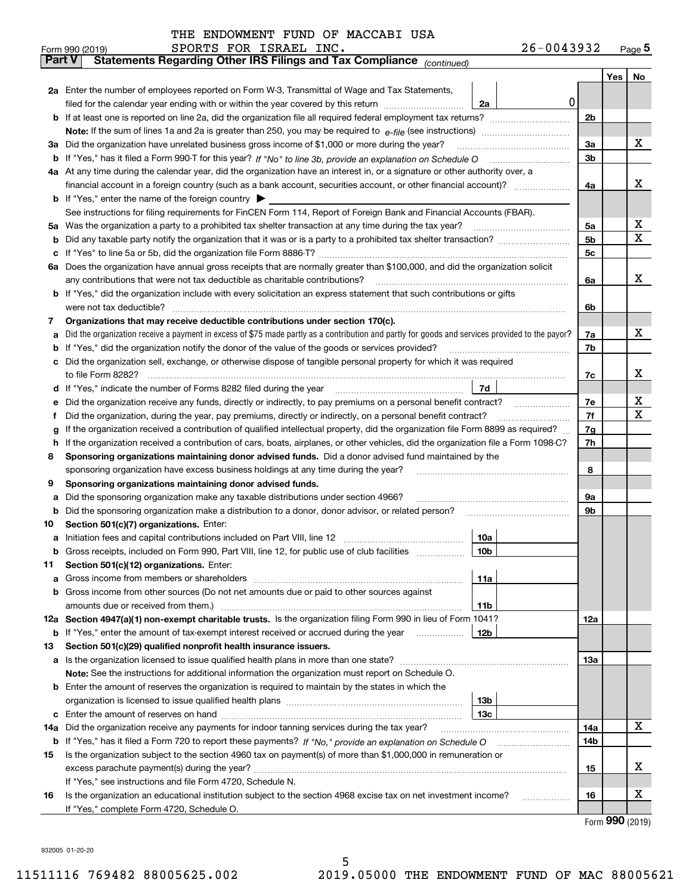THE ENDOWMENT FUND OF MACCABI USA

Form 990 (2019) SPORTS FOR ISRAEL INC. 26-0043932 Page 5

**Part V Statements Regarding Other IRS Filings and Tax Compliance** *(continued)*

| | | | | | Yes | No |
|---|---|---|---|---|---|---|
| **2a** | Enter the number of employees reported on Form W-3, Transmittal of Wage and Tax Statements, filed for the calendar year ending with or within the year covered by this return | 2a | 0 | | | |
| **b** | If at least one is reported on line 2a, did the organization file all required federal employment tax returns? | | | 2b | | |
| | **Note:** If the sum of lines 1a and 2a is greater than 250, you may be required to *e-file* (see instructions) | | | | | |
| **3a** | Did the organization have unrelated business gross income of $1,000 or more during the year? | | | 3a | | X |
| **b** | If "Yes," has it filed a Form 990-T for this year? *If "No" to line 3b, provide an explanation on Schedule O* | | | 3b | | |
| **4a** | At any time during the calendar year, did the organization have an interest in, or a signature or other authority over, a financial account in a foreign country (such as a bank account, securities account, or other financial account)? | | | 4a | | X |
| **b** | If "Yes," enter the name of the foreign country ▶ | | | | | |
| | See instructions for filing requirements for FinCEN Form 114, Report of Foreign Bank and Financial Accounts (FBAR). | | | | | |
| **5a** | Was the organization a party to a prohibited tax shelter transaction at any time during the tax year? | | | 5a | | X |
| **b** | Did any taxable party notify the organization that it was or is a party to a prohibited tax shelter transaction? | | | 5b | | X |
| **c** | If "Yes" to line 5a or 5b, did the organization file Form 8886-T? | | | 5c | | |
| **6a** | Does the organization have annual gross receipts that are normally greater than $100,000, and did the organization solicit any contributions that were not tax deductible as charitable contributions? | | | 6a | | X |
| **b** | If "Yes," did the organization include with every solicitation an express statement that such contributions or gifts were not tax deductible? | | | 6b | | |
| **7** | **Organizations that may receive deductible contributions under section 170(c).** | | | | | |
| **a** | Did the organization receive a payment in excess of $75 made partly as a contribution and partly for goods and services provided to the payor? | | | 7a | | X |
| **b** | If "Yes," did the organization notify the donor of the value of the goods or services provided? | | | 7b | | |
| **c** | Did the organization sell, exchange, or otherwise dispose of tangible personal property for which it was required to file Form 8282? | | | 7c | | X |
| **d** | If "Yes," indicate the number of Forms 8282 filed during the year | 7d | | | | |
| **e** | Did the organization receive any funds, directly or indirectly, to pay premiums on a personal benefit contract? | | | 7e | | X |
| **f** | Did the organization, during the year, pay premiums, directly or indirectly, on a personal benefit contract? | | | 7f | | X |
| **g** | If the organization received a contribution of qualified intellectual property, did the organization file Form 8899 as required? | | | 7g | | |
| **h** | If the organization received a contribution of cars, boats, airplanes, or other vehicles, did the organization file a Form 1098-C? | | | 7h | | |
| **8** | **Sponsoring organizations maintaining donor advised funds.** Did a donor advised fund maintained by the sponsoring organization have excess business holdings at any time during the year? | | | 8 | | |
| **9** | **Sponsoring organizations maintaining donor advised funds.** | | | | | |
| **a** | Did the sponsoring organization make any taxable distributions under section 4966? | | | 9a | | |
| **b** | Did the sponsoring organization make a distribution to a donor, donor advisor, or related person? | | | 9b | | |
| **10** | **Section 501(c)(7) organizations.** Enter: | | | | | |
| **a** | Initiation fees and capital contributions included on Part VIII, line 12 | 10a | | | | |
| **b** | Gross receipts, included on Form 990, Part VIII, line 12, for public use of club facilities | 10b | | | | |
| **11** | **Section 501(c)(12) organizations.** Enter: | | | | | |
| **a** | Gross income from members or shareholders | 11a | | | | |
| **b** | Gross income from other sources (Do not net amounts due or paid to other sources against amounts due or received from them.) | 11b | | | | |
| **12a** | **Section 4947(a)(1) non-exempt charitable trusts.** Is the organization filing Form 990 in lieu of Form 1041? | | | 12a | | |
| **b** | If "Yes," enter the amount of tax-exempt interest received or accrued during the year | 12b | | | | |
| **13** | **Section 501(c)(29) qualified nonprofit health insurance issuers.** | | | | | |
| **a** | Is the organization licensed to issue qualified health plans in more than one state? | | | 13a | | |
| | **Note:** See the instructions for additional information the organization must report on Schedule O. | | | | | |
| **b** | Enter the amount of reserves the organization is required to maintain by the states in which the organization is licensed to issue qualified health plans | 13b | | | | |
| **c** | Enter the amount of reserves on hand | 13c | | | | |
| **14a** | Did the organization receive any payments for indoor tanning services during the tax year? | | | 14a | | X |
| **b** | If "Yes," has it filed a Form 720 to report these payments? *If "No," provide an explanation on Schedule O* | | | 14b | | |
| **15** | Is the organization subject to the section 4960 tax on payment(s) of more than $1,000,000 in remuneration or excess parachute payment(s) during the year? | | | 15 | | X |
| | If "Yes," see instructions and file Form 4720, Schedule N. | | | | | |
| **16** | Is the organization an educational institution subject to the section 4968 excise tax on net investment income? | | | 16 | | X |
| | If "Yes," complete Form 4720, Schedule O. | | | | | |

Form **990** (2019)

932005 01-20-20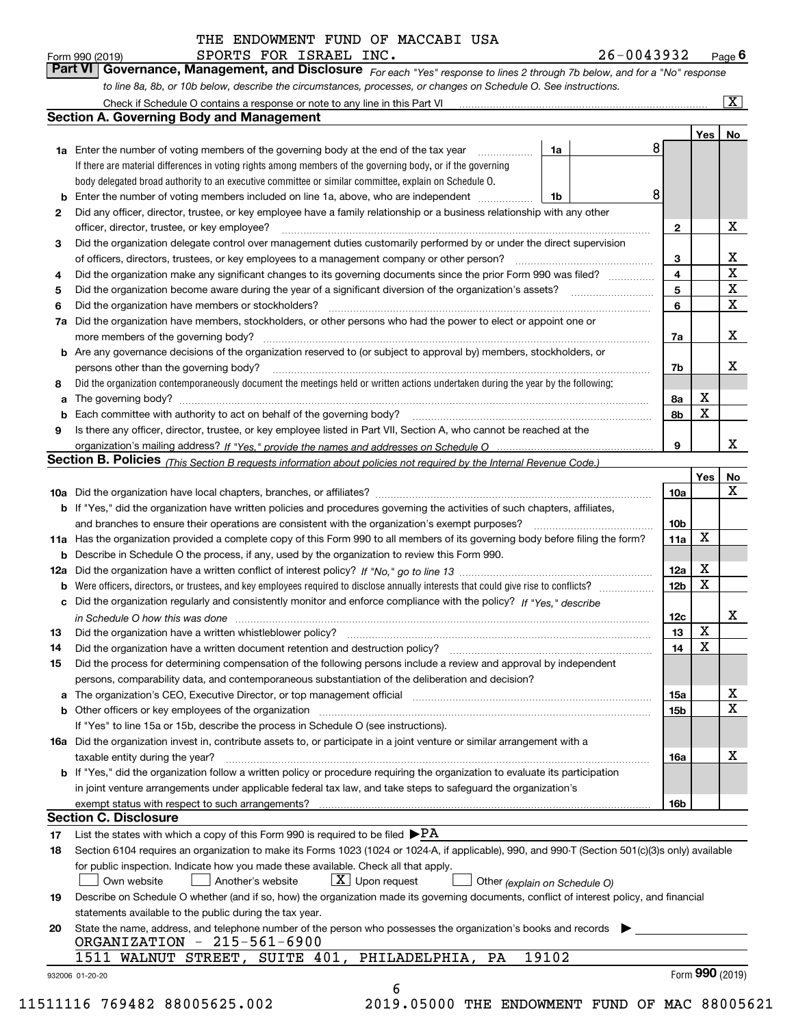THE ENDOWMENT FUND OF MACCABI USA

Form 990 (2019) SPORTS FOR ISRAEL INC. 26-0043932 Page **6**

## Part VI Governance, Management, and Disclosure

*For each "Yes" response to lines 2 through 7b below, and for a "No" response to line 8a, 8b, or 10b below, describe the circumstances, processes, or changes on Schedule O. See instructions.*

Check if Schedule O contains a response or note to any line in this Part VI ..... [X]

### Section A. Governing Body and Management

| | | | Yes | No |
|---|---|---|---|---|
| **1a** | Enter the number of voting members of the governing body at the end of the tax year ..... **1a** 8 <br> If there are material differences in voting rights among members of the governing body, or if the governing body delegated broad authority to an executive committee or similar committee, explain on Schedule O. | | | |
| **b** | Enter the number of voting members included on line 1a, above, who are independent ..... **1b** 8 | | | |
| **2** | Did any officer, director, trustee, or key employee have a family relationship or a business relationship with any other officer, director, trustee, or key employee? | **2** | | X |
| **3** | Did the organization delegate control over management duties customarily performed by or under the direct supervision of officers, directors, trustees, or key employees to a management company or other person? | **3** | | X |
| **4** | Did the organization make any significant changes to its governing documents since the prior Form 990 was filed? | **4** | | X |
| **5** | Did the organization become aware during the year of a significant diversion of the organization's assets? | **5** | | X |
| **6** | Did the organization have members or stockholders? | **6** | | X |
| **7a** | Did the organization have members, stockholders, or other persons who had the power to elect or appoint one or more members of the governing body? | **7a** | | X |
| **b** | Are any governance decisions of the organization reserved to (or subject to approval by) members, stockholders, or persons other than the governing body? | **7b** | | X |
| **8** | Did the organization contemporaneously document the meetings held or written actions undertaken during the year by the following: | | | |
| **a** | The governing body? | **8a** | X | |
| **b** | Each committee with authority to act on behalf of the governing body? | **8b** | X | |
| **9** | Is there any officer, director, trustee, or key employee listed in Part VII, Section A, who cannot be reached at the organization's mailing address? *If "Yes," provide the names and addresses on Schedule O* | **9** | | X |

### Section B. Policies *(This Section B requests information about policies not required by the Internal Revenue Code.)*

| | | | Yes | No |
|---|---|---|---|---|
| **10a** | Did the organization have local chapters, branches, or affiliates? | **10a** | | X |
| **b** | If "Yes," did the organization have written policies and procedures governing the activities of such chapters, affiliates, and branches to ensure their operations are consistent with the organization's exempt purposes? | **10b** | | |
| **11a** | Has the organization provided a complete copy of this Form 990 to all members of its governing body before filing the form? | **11a** | X | |
| **b** | Describe in Schedule O the process, if any, used by the organization to review this Form 990. | | | |
| **12a** | Did the organization have a written conflict of interest policy? *If "No," go to line 13* | **12a** | X | |
| **b** | Were officers, directors, or trustees, and key employees required to disclose annually interests that could give rise to conflicts? | **12b** | X | |
| **c** | Did the organization regularly and consistently monitor and enforce compliance with the policy? *If "Yes," describe in Schedule O how this was done* | **12c** | | X |
| **13** | Did the organization have a written whistleblower policy? | **13** | X | |
| **14** | Did the organization have a written document retention and destruction policy? | **14** | X | |
| **15** | Did the process for determining compensation of the following persons include a review and approval by independent persons, comparability data, and contemporaneous substantiation of the deliberation and decision? | | | |
| **a** | The organization's CEO, Executive Director, or top management official | **15a** | | X |
| **b** | Other officers or key employees of the organization | **15b** | | X |
| | If "Yes" to line 15a or 15b, describe the process in Schedule O (see instructions). | | | |
| **16a** | Did the organization invest in, contribute assets to, or participate in a joint venture or similar arrangement with a taxable entity during the year? | **16a** | | X |
| **b** | If "Yes," did the organization follow a written policy or procedure requiring the organization to evaluate its participation in joint venture arrangements under applicable federal tax law, and take steps to safeguard the organization's exempt status with respect to such arrangements? | **16b** | | |

### Section C. Disclosure

**17** List the states with which a copy of this Form 990 is required to be filed ▶ PA

**18** Section 6104 requires an organization to make its Forms 1023 (1024 or 1024-A, if applicable), 990, and 990-T (Section 501(c)(3)s only) available for public inspection. Indicate how you made these available. Check all that apply.

[ ] Own website [ ] Another's website [X] Upon request [ ] Other *(explain on Schedule O)*

**19** Describe on Schedule O whether (and if so, how) the organization made its governing documents, conflict of interest policy, and financial statements available to the public during the tax year.

**20** State the name, address, and telephone number of the person who possesses the organization's books and records ▶

ORGANIZATION - 215-561-6900
1511 WALNUT STREET, SUITE 401, PHILADELPHIA, PA 19102

932006 01-20-20 Form **990** (2019)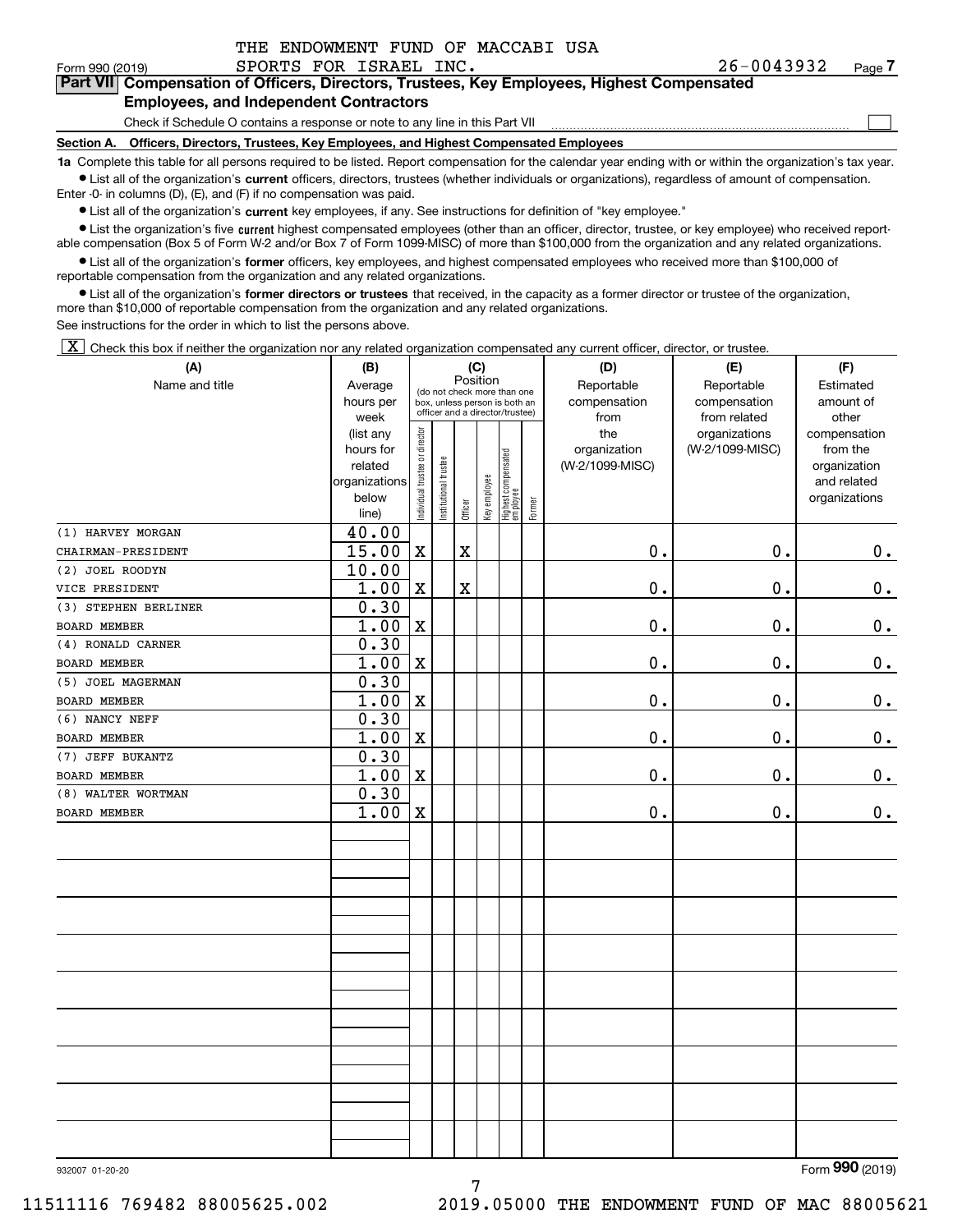THE ENDOWMENT FUND OF MACCABI USA
SPORTS FOR ISRAEL INC. 26-0043932

Form 990 (2019) Page 7

## Part VII Compensation of Officers, Directors, Trustees, Key Employees, Highest Compensated Employees, and Independent Contractors

Check if Schedule O contains a response or note to any line in this Part VII ☐

**Section A. Officers, Directors, Trustees, Key Employees, and Highest Compensated Employees**

**1a** Complete this table for all persons required to be listed. Report compensation for the calendar year ending with or within the organization's tax year.

- List all of the organization's **current** officers, directors, trustees (whether individuals or organizations), regardless of amount of compensation. Enter -0- in columns (D), (E), and (F) if no compensation was paid.
- List all of the organization's **current** key employees, if any. See instructions for definition of "key employee."
- List the organization's five **current** highest compensated employees (other than an officer, director, trustee, or key employee) who received reportable compensation (Box 5 of Form W-2 and/or Box 7 of Form 1099-MISC) of more than $100,000 from the organization and any related organizations.
- List all of the organization's **former** officers, key employees, and highest compensated employees who received more than $100,000 of reportable compensation from the organization and any related organizations.
- List all of the organization's **former directors or trustees** that received, in the capacity as a former director or trustee of the organization, more than $10,000 of reportable compensation from the organization and any related organizations.

See instructions for the order in which to list the persons above.

☒ Check this box if neither the organization nor any related organization compensated any current officer, director, or trustee.

| (A) Name and title | (B) Average hours per week (list any hours for related organizations below line) | (C) Position: Individual trustee or director | Institutional trustee | Officer | Key employee | Highest compensated employee | Former | (D) Reportable compensation from the organization (W-2/1099-MISC) | (E) Reportable compensation from related organizations (W-2/1099-MISC) | (F) Estimated amount of other compensation from the organization and related organizations |
|---|---|---|---|---|---|---|---|---|---|---|
| (1) HARVEY MORGAN<br>CHAIRMAN-PRESIDENT | 40.00<br>15.00 | X | | X | | | | 0. | 0. | 0. |
| (2) JOEL ROODYN<br>VICE PRESIDENT | 10.00<br>1.00 | X | | X | | | | 0. | 0. | 0. |
| (3) STEPHEN BERLINER<br>BOARD MEMBER | 0.30<br>1.00 | X | | | | | | 0. | 0. | 0. |
| (4) RONALD CARNER<br>BOARD MEMBER | 0.30<br>1.00 | X | | | | | | 0. | 0. | 0. |
| (5) JOEL MAGERMAN<br>BOARD MEMBER | 0.30<br>1.00 | X | | | | | | 0. | 0. | 0. |
| (6) NANCY NEFF<br>BOARD MEMBER | 0.30<br>1.00 | X | | | | | | 0. | 0. | 0. |
| (7) JEFF BUKANTZ<br>BOARD MEMBER | 0.30<br>1.00 | X | | | | | | 0. | 0. | 0. |
| (8) WALTER WORTMAN<br>BOARD MEMBER | 0.30<br>1.00 | X | | | | | | 0. | 0. | 0. |

932007 01-20-20 Form 990 (2019)

11511116 769482 88005625.002 2019.05000 THE ENDOWMENT FUND OF MAC 88005621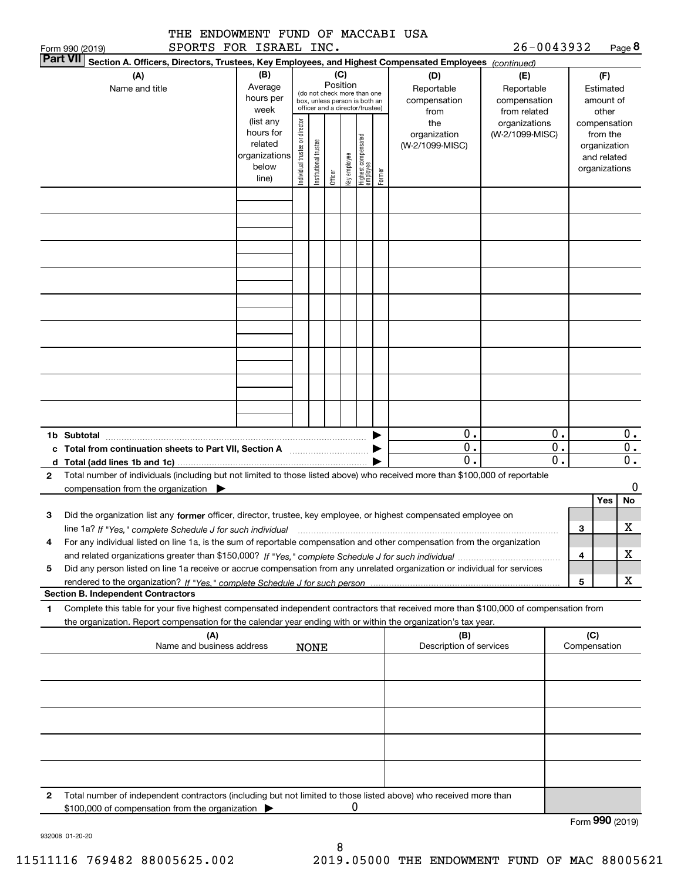THE ENDOWMENT FUND OF MACCABI USA SPORTS FOR ISRAEL INC. 26-0043932

Form 990 (2019)

**Part VII Section A. Officers, Directors, Trustees, Key Employees, and Highest Compensated Employees** *(continued)*

| (A) Name and title | (B) Average hours per week (list any hours for related organizations below line) | (C) Position (do not check more than one box, unless person is both an officer and a director/trustee): Individual trustee or director | Institutional trustee | Officer | Key employee | Highest compensated employee | Former | (D) Reportable compensation from the organization (W-2/1099-MISC) | (E) Reportable compensation from related organizations (W-2/1099-MISC) | (F) Estimated amount of other compensation from the organization and related organizations |
|---|---|---|---|---|---|---|---|---|---|---|
| | | | | | | | | | | |
| | | | | | | | | | | |
| | | | | | | | | | | |
| | | | | | | | | | | |
| | | | | | | | | | | |
| | | | | | | | | | | |
| | | | | | | | | | | |
| | | | | | | | | | | |
| | | | | | | | | | | |
| **1b Subtotal** | | | | | | | | 0. | 0. | 0. |
| **c Total from continuation sheets to Part VII, Section A** | | | | | | | | 0. | 0. | 0. |
| **d Total (add lines 1b and 1c)** | | | | | | | | 0. | 0. | 0. |

**2** Total number of individuals (including but not limited to those listed above) who received more than $100,000 of reportable compensation from the organization ▶ 0

| | | Yes | No |
|---|---|---|---|
| **3** Did the organization list any **former** officer, director, trustee, key employee, or highest compensated employee on line 1a? *If "Yes," complete Schedule J for such individual* | 3 | | X |
| **4** For any individual listed on line 1a, is the sum of reportable compensation and other compensation from the organization and related organizations greater than $150,000? *If "Yes," complete Schedule J for such individual* | 4 | | X |
| **5** Did any person listed on line 1a receive or accrue compensation from any unrelated organization or individual for services rendered to the organization? *If "Yes," complete Schedule J for such person* | 5 | | X |

**Section B. Independent Contractors**

**1** Complete this table for your five highest compensated independent contractors that received more than $100,000 of compensation from the organization. Report compensation for the calendar year ending with or within the organization's tax year.

| (A) Name and business address NONE | (B) Description of services | (C) Compensation |
|---|---|---|
| | | |
| | | |
| | | |
| | | |
| | | |

**2** Total number of independent contractors (including but not limited to those listed above) who received more than $100,000 of compensation from the organization ▶ 0

Form **990** (2019)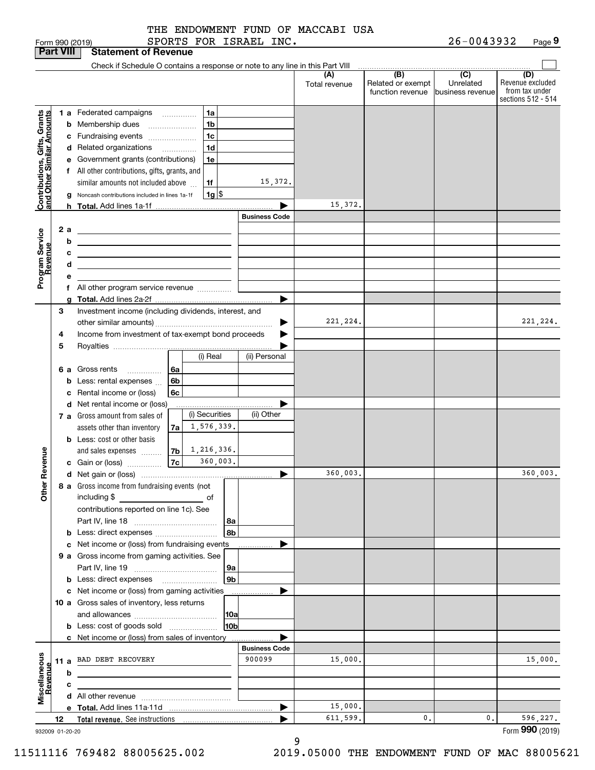THE ENDOWMENT FUND OF MACCABI USA SPORTS FOR ISRAEL INC.

Form 990 (2019) 26-0043932 Page 9

**Part VIII Statement of Revenue**

Check if Schedule O contains a response or note to any line in this Part VIII ☐

| | | | (A) Total revenue | (B) Related or exempt function revenue | (C) Unrelated business revenue | (D) Revenue excluded from tax under sections 512 - 514 |
|---|---|---|---|---|---|---|
| **Contributions, Gifts, Grants and Other Similar Amounts** | 1 a Federated campaigns | 1a | | | | |
| | b Membership dues | 1b | | | | |
| | c Fundraising events | 1c | | | | |
| | d Related organizations | 1d | | | | |
| | e Government grants (contributions) | 1e | | | | |
| | f All other contributions, gifts, grants, and similar amounts not included above | 1f 15,372. | | | | |
| | g Noncash contributions included in lines 1a-1f | 1g $ | | | | |
| | h **Total.** Add lines 1a-1f | | 15,372. | | | |
| **Program Service Revenue** | | Business Code | | | | |
| | 2 a | | | | | |
| | b | | | | | |
| | c | | | | | |
| | d | | | | | |
| | e | | | | | |
| | f All other program service revenue | | | | | |
| | g **Total.** Add lines 2a-2f | | | | | |
| **Other Revenue** | 3 Investment income (including dividends, interest, and other similar amounts) | | 221,224. | | | 221,224. |
| | 4 Income from investment of tax-exempt bond proceeds | | | | | |
| | 5 Royalties | | | | | |
| | | (i) Real / (ii) Personal | | | | |
| | 6 a Gross rents | 6a | | | | |
| | b Less: rental expenses | 6b | | | | |
| | c Rental income or (loss) | 6c | | | | |
| | d Net rental income or (loss) | | | | | |
| | | (i) Securities / (ii) Other | | | | |
| | 7 a Gross amount from sales of assets other than inventory | 7a 1,576,339. | | | | |
| | b Less: cost or other basis and sales expenses | 7b 1,216,336. | | | | |
| | c Gain or (loss) | 7c 360,003. | | | | |
| | d Net gain or (loss) | | 360,003. | | | 360,003. |
| | 8 a Gross income from fundraising events (not including $ ____ of contributions reported on line 1c). See Part IV, line 18 | 8a | | | | |
| | b Less: direct expenses | 8b | | | | |
| | c Net income or (loss) from fundraising events | | | | | |
| | 9 a Gross income from gaming activities. See Part IV, line 19 | 9a | | | | |
| | b Less: direct expenses | 9b | | | | |
| | c Net income or (loss) from gaming activities | | | | | |
| | 10 a Gross sales of inventory, less returns and allowances | 10a | | | | |
| | b Less: cost of goods sold | 10b | | | | |
| | c Net income or (loss) from sales of inventory | | | | | |
| **Miscellaneous Revenue** | | Business Code | | | | |
| | 11 a BAD DEBT RECOVERY | 900099 | 15,000. | | | 15,000. |
| | b | | | | | |
| | c | | | | | |
| | d All other revenue | | | | | |
| | e **Total.** Add lines 11a-11d | | 15,000. | | | |
| | 12 **Total revenue.** See instructions | | 611,599. | 0. | 0. | 596,227. |

932009 01-20-20 Form **990** (2019)

11511116 769482 88005625.002 2019.05000 THE ENDOWMENT FUND OF MAC 88005621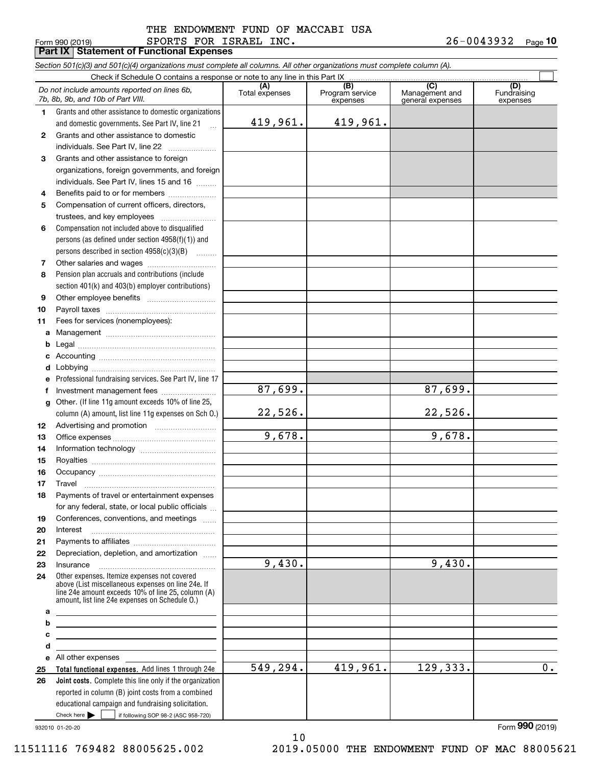THE ENDOWMENT FUND OF MACCABI USA
SPORTS FOR ISRAEL INC. 26-0043932

Form 990 (2019) Page **10**

## Part IX Statement of Functional Expenses

*Section 501(c)(3) and 501(c)(4) organizations must complete all columns. All other organizations must complete column (A).*

Check if Schedule O contains a response or note to any line in this Part IX ☐

| *Do not include amounts reported on lines 6b, 7b, 8b, 9b, and 10b of Part VIII.* | (A) Total expenses | (B) Program service expenses | (C) Management and general expenses | (D) Fundraising expenses |
|---|---|---|---|---|
| **1** Grants and other assistance to domestic organizations and domestic governments. See Part IV, line 21 | 419,961. | 419,961. | | |
| **2** Grants and other assistance to domestic individuals. See Part IV, line 22 | | | | |
| **3** Grants and other assistance to foreign organizations, foreign governments, and foreign individuals. See Part IV, lines 15 and 16 | | | | |
| **4** Benefits paid to or for members | | | | |
| **5** Compensation of current officers, directors, trustees, and key employees | | | | |
| **6** Compensation not included above to disqualified persons (as defined under section 4958(f)(1)) and persons described in section 4958(c)(3)(B) | | | | |
| **7** Other salaries and wages | | | | |
| **8** Pension plan accruals and contributions (include section 401(k) and 403(b) employer contributions) | | | | |
| **9** Other employee benefits | | | | |
| **10** Payroll taxes | | | | |
| **11** Fees for services (nonemployees): | | | | |
| **a** Management | | | | |
| **b** Legal | | | | |
| **c** Accounting | | | | |
| **d** Lobbying | | | | |
| **e** Professional fundraising services. See Part IV, line 17 | | | | |
| **f** Investment management fees | 87,699. | | 87,699. | |
| **g** Other. (If line 11g amount exceeds 10% of line 25, column (A) amount, list line 11g expenses on Sch O.) | 22,526. | | 22,526. | |
| **12** Advertising and promotion | | | | |
| **13** Office expenses | 9,678. | | 9,678. | |
| **14** Information technology | | | | |
| **15** Royalties | | | | |
| **16** Occupancy | | | | |
| **17** Travel | | | | |
| **18** Payments of travel or entertainment expenses for any federal, state, or local public officials | | | | |
| **19** Conferences, conventions, and meetings | | | | |
| **20** Interest | | | | |
| **21** Payments to affiliates | | | | |
| **22** Depreciation, depletion, and amortization | | | | |
| **23** Insurance | 9,430. | | 9,430. | |
| **24** Other expenses. Itemize expenses not covered above (List miscellaneous expenses on line 24e. If line 24e amount exceeds 10% of line 25, column (A) amount, list line 24e expenses on Schedule O.) | | | | |
| **a** | | | | |
| **b** | | | | |
| **c** | | | | |
| **d** | | | | |
| **e** All other expenses | | | | |
| **25 Total functional expenses.** Add lines 1 through 24e | 549,294. | 419,961. | 129,333. | 0. |
| **26 Joint costs.** Complete this line only if the organization reported in column (B) joint costs from a combined educational campaign and fundraising solicitation. Check here ☐ if following SOP 98-2 (ASC 958-720) | | | | |

932010 01-20-20

Form **990** (2019)

11511116 769482 88005625.002 2019.05000 THE ENDOWMENT FUND OF MAC 88005621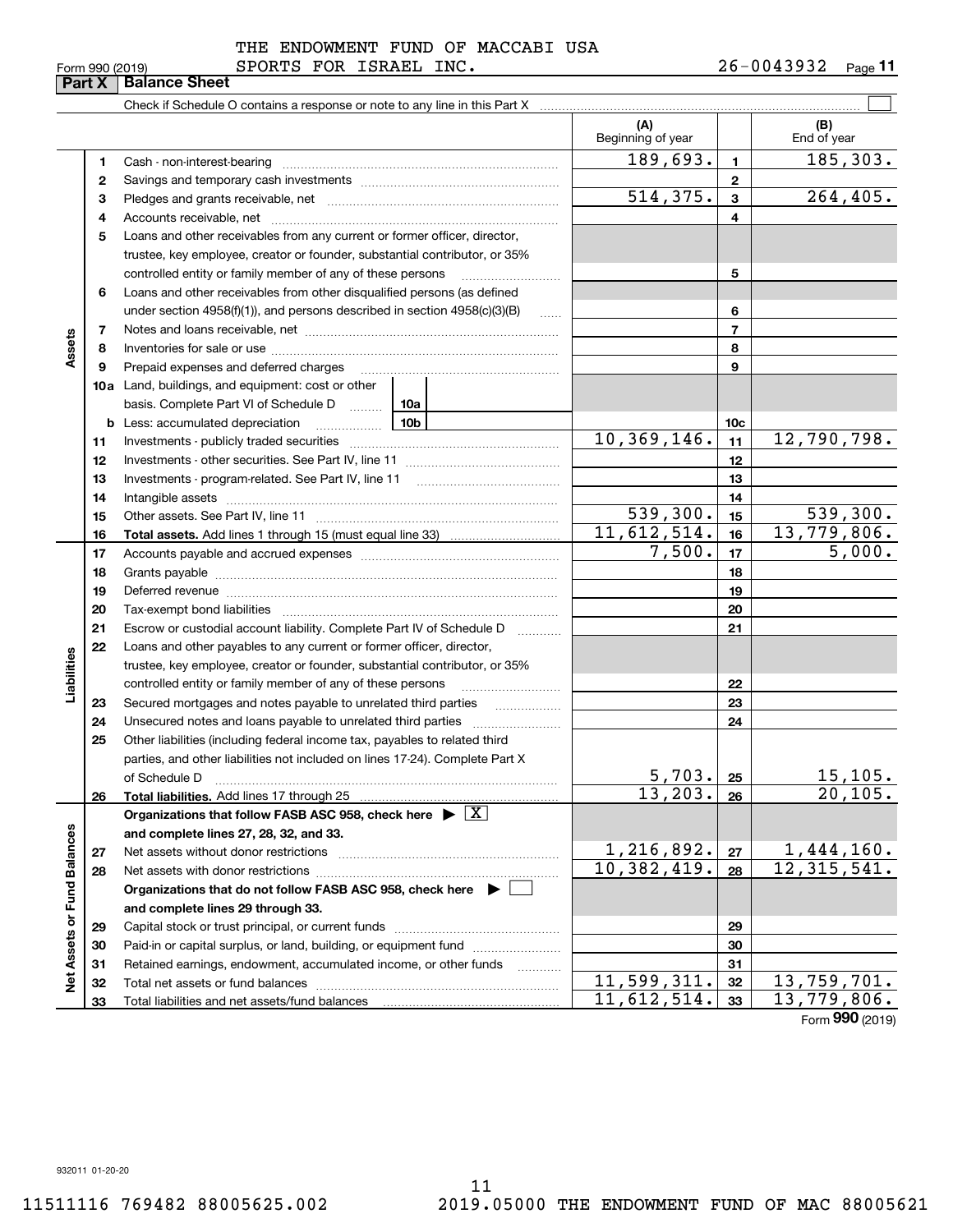THE ENDOWMENT FUND OF MACCABI USA SPORTS FOR ISRAEL INC. 26-0043932

Form 990 (2019)

## Part X Balance Sheet

Check if Schedule O contains a response or note to any line in this Part X

| | | | (A) Beginning of year | | (B) End of year |
|---|---|---|---|---|---|
| Assets | 1 | Cash - non-interest-bearing | 189,693. | 1 | 185,303. |
| | 2 | Savings and temporary cash investments | | 2 | |
| | 3 | Pledges and grants receivable, net | 514,375. | 3 | 264,405. |
| | 4 | Accounts receivable, net | | 4 | |
| | 5 | Loans and other receivables from any current or former officer, director, trustee, key employee, creator or founder, substantial contributor, or 35% controlled entity or family member of any of these persons | | 5 | |
| | 6 | Loans and other receivables from other disqualified persons (as defined under section 4958(f)(1)), and persons described in section 4958(c)(3)(B) | | 6 | |
| | 7 | Notes and loans receivable, net | | 7 | |
| | 8 | Inventories for sale or use | | 8 | |
| | 9 | Prepaid expenses and deferred charges | | 9 | |
| | 10a | Land, buildings, and equipment: cost or other basis. Complete Part VI of Schedule D — 10a | | | |
| | b | Less: accumulated depreciation — 10b | | 10c | |
| | 11 | Investments - publicly traded securities | 10,369,146. | 11 | 12,790,798. |
| | 12 | Investments - other securities. See Part IV, line 11 | | 12 | |
| | 13 | Investments - program-related. See Part IV, line 11 | | 13 | |
| | 14 | Intangible assets | | 14 | |
| | 15 | Other assets. See Part IV, line 11 | 539,300. | 15 | 539,300. |
| | 16 | **Total assets.** Add lines 1 through 15 (must equal line 33) | 11,612,514. | 16 | 13,779,806. |
| Liabilities | 17 | Accounts payable and accrued expenses | 7,500. | 17 | 5,000. |
| | 18 | Grants payable | | 18 | |
| | 19 | Deferred revenue | | 19 | |
| | 20 | Tax-exempt bond liabilities | | 20 | |
| | 21 | Escrow or custodial account liability. Complete Part IV of Schedule D | | 21 | |
| | 22 | Loans and other payables to any current or former officer, director, trustee, key employee, creator or founder, substantial contributor, or 35% controlled entity or family member of any of these persons | | 22 | |
| | 23 | Secured mortgages and notes payable to unrelated third parties | | 23 | |
| | 24 | Unsecured notes and loans payable to unrelated third parties | | 24 | |
| | 25 | Other liabilities (including federal income tax, payables to related third parties, and other liabilities not included on lines 17-24). Complete Part X of Schedule D | 5,703. | 25 | 15,105. |
| | 26 | **Total liabilities.** Add lines 17 through 25 | 13,203. | 26 | 20,105. |
| Net Assets or Fund Balances | | **Organizations that follow FASB ASC 958, check here** ▶ [X] **and complete lines 27, 28, 32, and 33.** | | | |
| | 27 | Net assets without donor restrictions | 1,216,892. | 27 | 1,444,160. |
| | 28 | Net assets with donor restrictions | 10,382,419. | 28 | 12,315,541. |
| | | **Organizations that do not follow FASB ASC 958, check here** ▶ [ ] **and complete lines 29 through 33.** | | | |
| | 29 | Capital stock or trust principal, or current funds | | 29 | |
| | 30 | Paid-in or capital surplus, or land, building, or equipment fund | | 30 | |
| | 31 | Retained earnings, endowment, accumulated income, or other funds | | 31 | |
| | 32 | Total net assets or fund balances | 11,599,311. | 32 | 13,759,701. |
| | 33 | Total liabilities and net assets/fund balances | 11,612,514. | 33 | 13,779,806. |

Form **990** (2019)

932011 01-20-20

11511116 769482 88005625.002 2019.05000 THE ENDOWMENT FUND OF MAC 88005621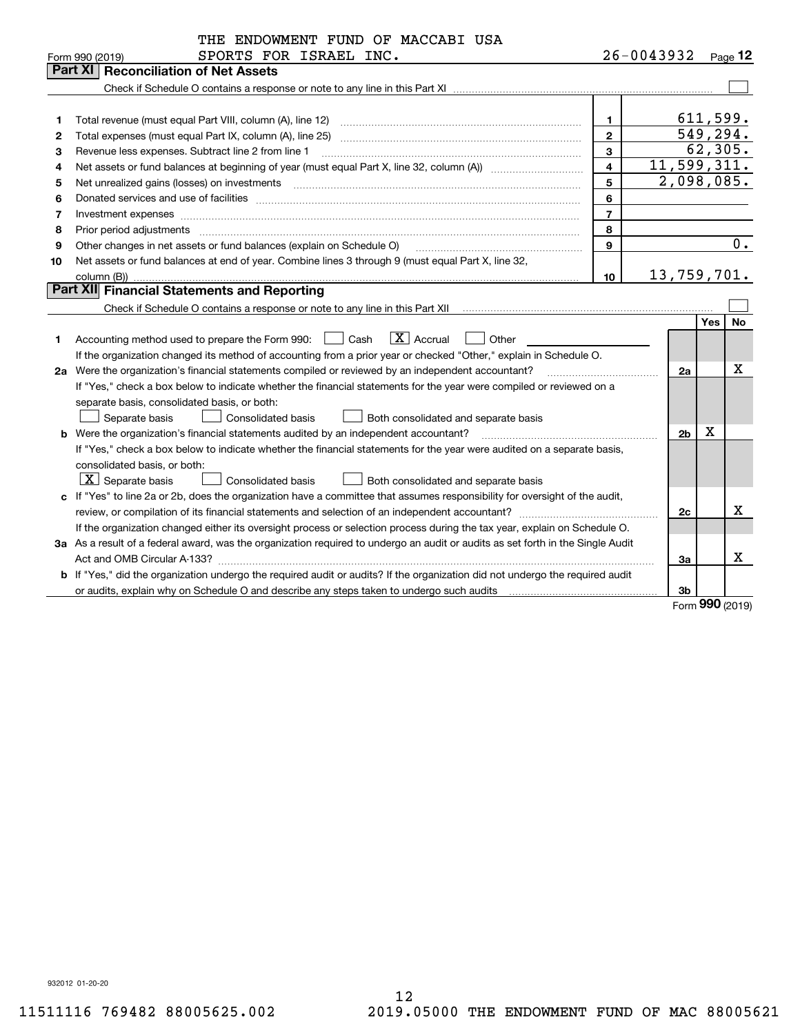THE ENDOWMENT FUND OF MACCABI USA SPORTS FOR ISRAEL INC.

Form 990 (2019) 26-0043932 Page 12

## Part XI Reconciliation of Net Assets

Check if Schedule O contains a response or note to any line in this Part XI ☐

| | | | |
|---|---|---|---|
| 1 | Total revenue (must equal Part VIII, column (A), line 12) | 1 | 611,599. |
| 2 | Total expenses (must equal Part IX, column (A), line 25) | 2 | 549,294. |
| 3 | Revenue less expenses. Subtract line 2 from line 1 | 3 | 62,305. |
| 4 | Net assets or fund balances at beginning of year (must equal Part X, line 32, column (A)) | 4 | 11,599,311. |
| 5 | Net unrealized gains (losses) on investments | 5 | 2,098,085. |
| 6 | Donated services and use of facilities | 6 | |
| 7 | Investment expenses | 7 | |
| 8 | Prior period adjustments | 8 | |
| 9 | Other changes in net assets or fund balances (explain on Schedule O) | 9 | 0. |
| 10 | Net assets or fund balances at end of year. Combine lines 3 through 9 (must equal Part X, line 32, column (B)) | 10 | 13,759,701. |

## Part XII Financial Statements and Reporting

Check if Schedule O contains a response or note to any line in this Part XII ☐

| | | | Yes | No |
|---|---|---|---|---|
| 1 | Accounting method used to prepare the Form 990: ☐ Cash ☒ Accrual ☐ Other ______ <br> If the organization changed its method of accounting from a prior year or checked "Other," explain in Schedule O. | | | |
| 2a | Were the organization's financial statements compiled or reviewed by an independent accountant? <br> If "Yes," check a box below to indicate whether the financial statements for the year were compiled or reviewed on a separate basis, consolidated basis, or both: <br> ☐ Separate basis ☐ Consolidated basis ☐ Both consolidated and separate basis | 2a | | X |
| b | Were the organization's financial statements audited by an independent accountant? <br> If "Yes," check a box below to indicate whether the financial statements for the year were audited on a separate basis, consolidated basis, or both: <br> ☒ Separate basis ☐ Consolidated basis ☐ Both consolidated and separate basis | 2b | X | |
| c | If "Yes" to line 2a or 2b, does the organization have a committee that assumes responsibility for oversight of the audit, review, or compilation of its financial statements and selection of an independent accountant? <br> If the organization changed either its oversight process or selection process during the tax year, explain on Schedule O. | 2c | | X |
| 3a | As a result of a federal award, was the organization required to undergo an audit or audits as set forth in the Single Audit Act and OMB Circular A-133? | 3a | | X |
| b | If "Yes," did the organization undergo the required audit or audits? If the organization did not undergo the required audit or audits, explain why on Schedule O and describe any steps taken to undergo such audits | 3b | | |

Form 990 (2019)

932012 01-20-20

11511116 769482 88005625.002 2019.05000 THE ENDOWMENT FUND OF MAC 88005621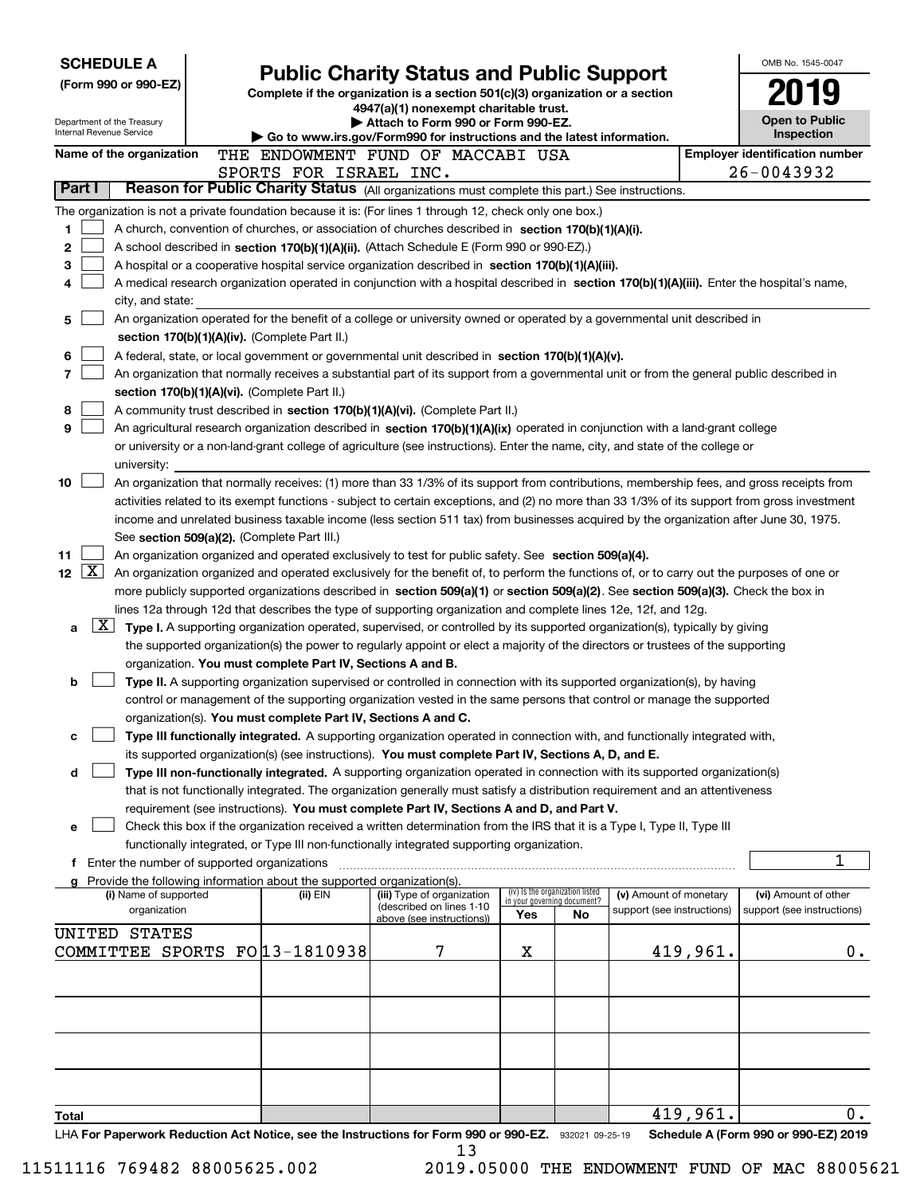**SCHEDULE A**
**(Form 990 or 990-EZ)**

Department of the Treasury
Internal Revenue Service

# Public Charity Status and Public Support

**Complete if the organization is a section 501(c)(3) organization or a section 4947(a)(1) nonexempt charitable trust.**
**▶ Attach to Form 990 or Form 990-EZ.**
**▶ Go to www.irs.gov/Form990 for instructions and the latest information.**

OMB No. 1545-0047

**2019**

**Open to Public Inspection**

**Name of the organization:** THE ENDOWMENT FUND OF MACCABI USA SPORTS FOR ISRAEL INC.

**Employer identification number:** 26-0043932

## Part I — Reason for Public Charity Status (All organizations must complete this part.) See instructions.

The organization is not a private foundation because it is: (For lines 1 through 12, check only one box.)

1. [ ] A church, convention of churches, or association of churches described in **section 170(b)(1)(A)(i).**
2. [ ] A school described in **section 170(b)(1)(A)(ii).** (Attach Schedule E (Form 990 or 990-EZ).)
3. [ ] A hospital or a cooperative hospital service organization described in **section 170(b)(1)(A)(iii).**
4. [ ] A medical research organization operated in conjunction with a hospital described in **section 170(b)(1)(A)(iii).** Enter the hospital's name, city, and state:
5. [ ] An organization operated for the benefit of a college or university owned or operated by a governmental unit described in **section 170(b)(1)(A)(iv).** (Complete Part II.)
6. [ ] A federal, state, or local government or governmental unit described in **section 170(b)(1)(A)(v).**
7. [ ] An organization that normally receives a substantial part of its support from a governmental unit or from the general public described in **section 170(b)(1)(A)(vi).** (Complete Part II.)
8. [ ] A community trust described in **section 170(b)(1)(A)(vi).** (Complete Part II.)
9. [ ] An agricultural research organization described in **section 170(b)(1)(A)(ix)** operated in conjunction with a land-grant college or university or a non-land-grant college of agriculture (see instructions). Enter the name, city, and state of the college or university:
10. [ ] An organization that normally receives: (1) more than 33 1/3% of its support from contributions, membership fees, and gross receipts from activities related to its exempt functions - subject to certain exceptions, and (2) no more than 33 1/3% of its support from gross investment income and unrelated business taxable income (less section 511 tax) from businesses acquired by the organization after June 30, 1975. See **section 509(a)(2).** (Complete Part III.)
11. [ ] An organization organized and operated exclusively to test for public safety. See **section 509(a)(4).**
12. [X] An organization organized and operated exclusively for the benefit of, to perform the functions of, or to carry out the purposes of one or more publicly supported organizations described in **section 509(a)(1)** or **section 509(a)(2)**. See **section 509(a)(3).** Check the box in lines 12a through 12d that describes the type of supporting organization and complete lines 12e, 12f, and 12g.
   - **a** [X] **Type I.** A supporting organization operated, supervised, or controlled by its supported organization(s), typically by giving the supported organization(s) the power to regularly appoint or elect a majority of the directors or trustees of the supporting organization. **You must complete Part IV, Sections A and B.**
   - **b** [ ] **Type II.** A supporting organization supervised or controlled in connection with its supported organization(s), by having control or management of the supporting organization vested in the same persons that control or manage the supported organization(s). **You must complete Part IV, Sections A and C.**
   - **c** [ ] **Type III functionally integrated.** A supporting organization operated in connection with, and functionally integrated with, its supported organization(s) (see instructions). **You must complete Part IV, Sections A, D, and E.**
   - **d** [ ] **Type III non-functionally integrated.** A supporting organization operated in connection with its supported organization(s) that is not functionally integrated. The organization generally must satisfy a distribution requirement and an attentiveness requirement (see instructions). **You must complete Part IV, Sections A and D, and Part V.**
   - **e** [ ] Check this box if the organization received a written determination from the IRS that it is a Type I, Type II, Type III functionally integrated, or Type III non-functionally integrated supporting organization.
   - **f** Enter the number of supported organizations: 1
   - **g** Provide the following information about the supported organization(s).

| (i) Name of supported organization | (ii) EIN | (iii) Type of organization (described on lines 1-10 above (see instructions)) | (iv) Is the organization listed in your governing document? Yes | No | (v) Amount of monetary support (see instructions) | (vi) Amount of other support (see instructions) |
|---|---|---|---|---|---|---|
| UNITED STATES COMMITTEE SPORTS FO | 13-1810938 | 7 | X | | 419,961. | 0. |
| | | | | | | |
| | | | | | | |
| | | | | | | |
| | | | | | | |
| **Total** | | | | | 419,961. | 0. |

LHA **For Paperwork Reduction Act Notice, see the Instructions for Form 990 or 990-EZ.** 932021 09-25-19 **Schedule A (Form 990 or 990-EZ) 2019**

11511116 769482 88005625.002 2019.05000 THE ENDOWMENT FUND OF MAC 88005621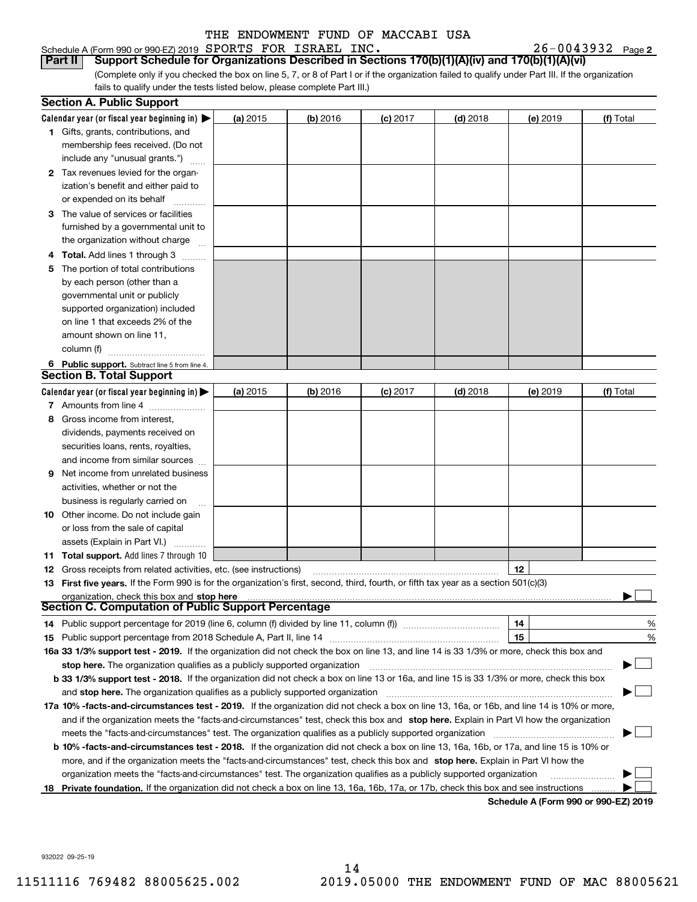THE ENDOWMENT FUND OF MACCABI USA

Schedule A (Form 990 or 990-EZ) 2019 SPORTS FOR ISRAEL INC. 26-0043932 Page 2

**Part II Support Schedule for Organizations Described in Sections 170(b)(1)(A)(iv) and 170(b)(1)(A)(vi)**

(Complete only if you checked the box on line 5, 7, or 8 of Part I or if the organization failed to qualify under Part III. If the organization fails to qualify under the tests listed below, please complete Part III.)

## Section A. Public Support

| Calendar year (or fiscal year beginning in) ▶ | (a) 2015 | (b) 2016 | (c) 2017 | (d) 2018 | (e) 2019 | (f) Total |
|---|---|---|---|---|---|---|
| **1** Gifts, grants, contributions, and membership fees received. (Do not include any "unusual grants.") | | | | | | |
| **2** Tax revenues levied for the organization's benefit and either paid to or expended on its behalf | | | | | | |
| **3** The value of services or facilities furnished by a governmental unit to the organization without charge | | | | | | |
| **4 Total.** Add lines 1 through 3 | | | | | | |
| **5** The portion of total contributions by each person (other than a governmental unit or publicly supported organization) included on line 1 that exceeds 2% of the amount shown on line 11, column (f) | | | | | | |
| **6 Public support.** Subtract line 5 from line 4. | | | | | | |

## Section B. Total Support

| Calendar year (or fiscal year beginning in) ▶ | (a) 2015 | (b) 2016 | (c) 2017 | (d) 2018 | (e) 2019 | (f) Total |
|---|---|---|---|---|---|---|
| **7** Amounts from line 4 | | | | | | |
| **8** Gross income from interest, dividends, payments received on securities loans, rents, royalties, and income from similar sources | | | | | | |
| **9** Net income from unrelated business activities, whether or not the business is regularly carried on | | | | | | |
| **10** Other income. Do not include gain or loss from the sale of capital assets (Explain in Part VI.) | | | | | | |
| **11 Total support.** Add lines 7 through 10 | | | | | | |

**12** Gross receipts from related activities, etc. (see instructions) **12**

**13 First five years.** If the Form 990 is for the organization's first, second, third, fourth, or fifth tax year as a section 501(c)(3) organization, check this box and **stop here** ▶ ☐

## Section C. Computation of Public Support Percentage

**14** Public support percentage for 2019 (line 6, column (f) divided by line 11, column (f)) **14** %

**15** Public support percentage from 2018 Schedule A, Part II, line 14 **15** %

**16a 33 1/3% support test - 2019.** If the organization did not check the box on line 13, and line 14 is 33 1/3% or more, check this box and **stop here.** The organization qualifies as a publicly supported organization ▶ ☐

**b 33 1/3% support test - 2018.** If the organization did not check a box on line 13 or 16a, and line 15 is 33 1/3% or more, check this box and **stop here.** The organization qualifies as a publicly supported organization ▶ ☐

**17a 10% -facts-and-circumstances test - 2019.** If the organization did not check a box on line 13, 16a, or 16b, and line 14 is 10% or more, and if the organization meets the "facts-and-circumstances" test, check this box and **stop here.** Explain in Part VI how the organization meets the "facts-and-circumstances" test. The organization qualifies as a publicly supported organization ▶ ☐

**b 10% -facts-and-circumstances test - 2018.** If the organization did not check a box on line 13, 16a, 16b, or 17a, and line 15 is 10% or more, and if the organization meets the "facts-and-circumstances" test, check this box and **stop here.** Explain in Part VI how the organization meets the "facts-and-circumstances" test. The organization qualifies as a publicly supported organization ▶ ☐

**18 Private foundation.** If the organization did not check a box on line 13, 16a, 16b, 17a, or 17b, check this box and see instructions ▶ ☐

**Schedule A (Form 990 or 990-EZ) 2019**

932022 09-25-19

11511116 769482 88005625.002 2019.05000 THE ENDOWMENT FUND OF MAC 88005621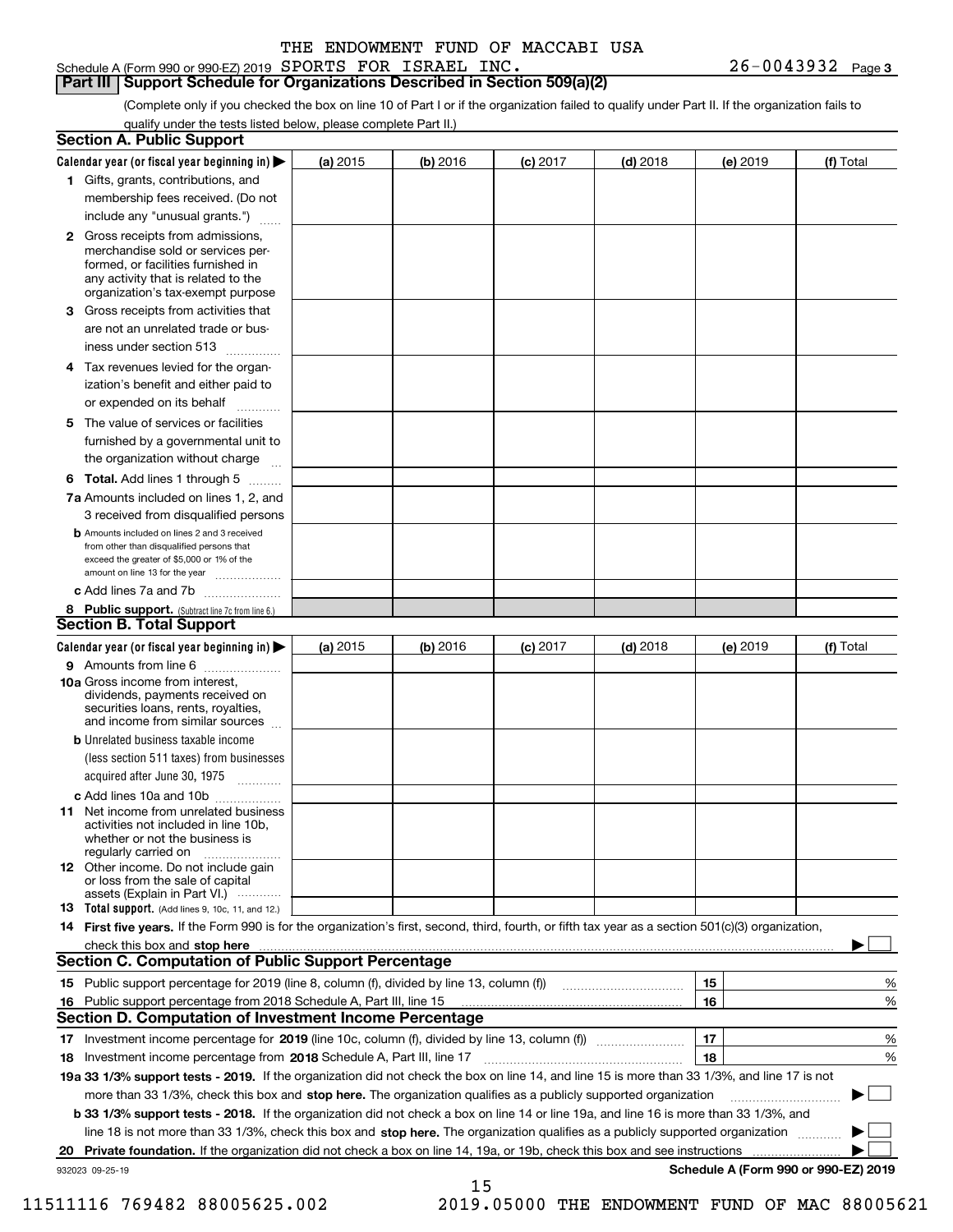THE ENDOWMENT FUND OF MACCABI USA

Schedule A (Form 990 or 990-EZ) 2019 SPORTS FOR ISRAEL INC. 26-0043932 Page 3

## Part III Support Schedule for Organizations Described in Section 509(a)(2)

(Complete only if you checked the box on line 10 of Part I or if the organization failed to qualify under Part II. If the organization fails to qualify under the tests listed below, please complete Part II.)

### Section A. Public Support

| Calendar year (or fiscal year beginning in) | (a) 2015 | (b) 2016 | (c) 2017 | (d) 2018 | (e) 2019 | (f) Total |
|---|---|---|---|---|---|---|
| 1 Gifts, grants, contributions, and membership fees received. (Do not include any "unusual grants.") | | | | | | |
| 2 Gross receipts from admissions, merchandise sold or services performed, or facilities furnished in any activity that is related to the organization's tax-exempt purpose | | | | | | |
| 3 Gross receipts from activities that are not an unrelated trade or business under section 513 | | | | | | |
| 4 Tax revenues levied for the organization's benefit and either paid to or expended on its behalf | | | | | | |
| 5 The value of services or facilities furnished by a governmental unit to the organization without charge | | | | | | |
| 6 Total. Add lines 1 through 5 | | | | | | |
| 7a Amounts included on lines 1, 2, and 3 received from disqualified persons | | | | | | |
| b Amounts included on lines 2 and 3 received from other than disqualified persons that exceed the greater of $5,000 or 1% of the amount on line 13 for the year | | | | | | |
| c Add lines 7a and 7b | | | | | | |
| 8 Public support. (Subtract line 7c from line 6.) | | | | | | |

### Section B. Total Support

| Calendar year (or fiscal year beginning in) | (a) 2015 | (b) 2016 | (c) 2017 | (d) 2018 | (e) 2019 | (f) Total |
|---|---|---|---|---|---|---|
| 9 Amounts from line 6 | | | | | | |
| 10a Gross income from interest, dividends, payments received on securities loans, rents, royalties, and income from similar sources | | | | | | |
| b Unrelated business taxable income (less section 511 taxes) from businesses acquired after June 30, 1975 | | | | | | |
| c Add lines 10a and 10b | | | | | | |
| 11 Net income from unrelated business activities not included in line 10b, whether or not the business is regularly carried on | | | | | | |
| 12 Other income. Do not include gain or loss from the sale of capital assets (Explain in Part VI.) | | | | | | |
| 13 Total support. (Add lines 9, 10c, 11, and 12.) | | | | | | |

14 First five years. If the Form 990 is for the organization's first, second, third, fourth, or fifth tax year as a section 501(c)(3) organization, check this box and stop here ☐

### Section C. Computation of Public Support Percentage

| | | | |
|---|---|---|---|
| 15 | Public support percentage for 2019 (line 8, column (f), divided by line 13, column (f)) | 15 | % |
| 16 | Public support percentage from 2018 Schedule A, Part III, line 15 | 16 | % |

### Section D. Computation of Investment Income Percentage

| | | | |
|---|---|---|---|
| 17 | Investment income percentage for 2019 (line 10c, column (f), divided by line 13, column (f)) | 17 | % |
| 18 | Investment income percentage from 2018 Schedule A, Part III, line 17 | 18 | % |

19a 33 1/3% support tests - 2019. If the organization did not check the box on line 14, and line 15 is more than 33 1/3%, and line 17 is not more than 33 1/3%, check this box and stop here. The organization qualifies as a publicly supported organization ☐

b 33 1/3% support tests - 2018. If the organization did not check a box on line 14 or line 19a, and line 16 is more than 33 1/3%, and line 18 is not more than 33 1/3%, check this box and stop here. The organization qualifies as a publicly supported organization ☐

20 Private foundation. If the organization did not check a box on line 14, 19a, or 19b, check this box and see instructions ☐

932023 09-25-19 Schedule A (Form 990 or 990-EZ) 2019

11511116 769482 88005625.002 2019.05000 THE ENDOWMENT FUND OF MAC 88005621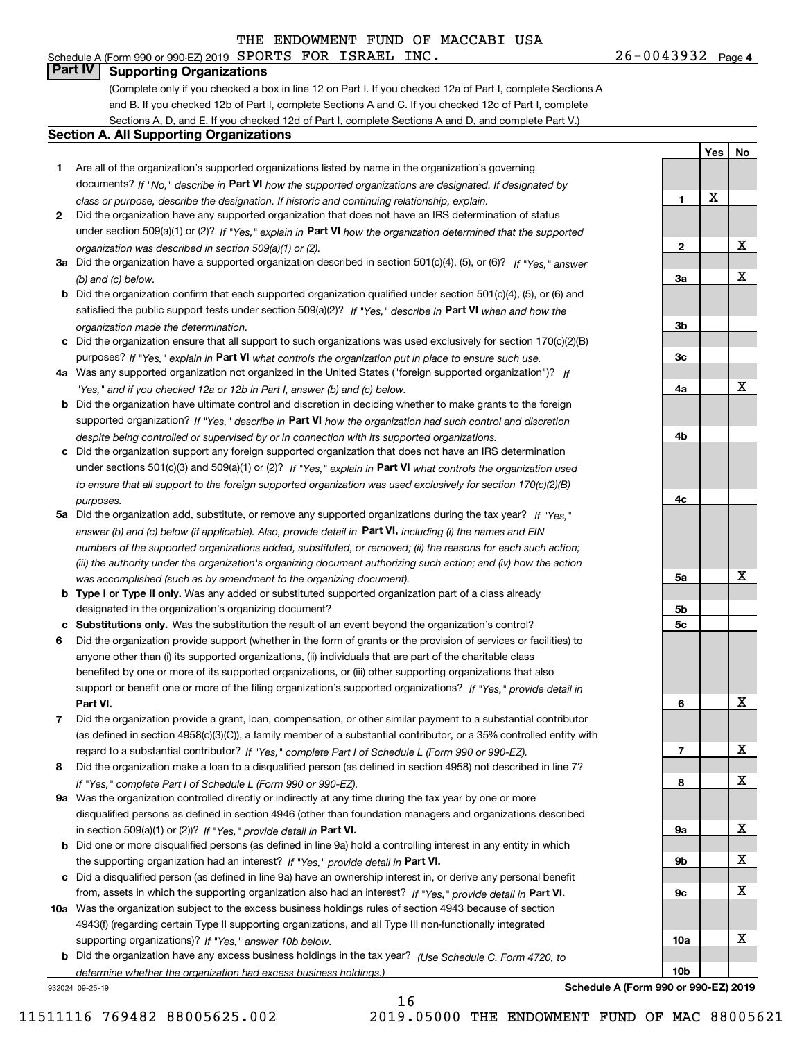THE ENDOWMENT FUND OF MACCABI USA

Schedule A (Form 990 or 990-EZ) 2019 SPORTS FOR ISRAEL INC. 26-0043932 Page 4

## Part IV Supporting Organizations

(Complete only if you checked a box in line 12 on Part I. If you checked 12a of Part I, complete Sections A and B. If you checked 12b of Part I, complete Sections A and C. If you checked 12c of Part I, complete Sections A, D, and E. If you checked 12d of Part I, complete Sections A and D, and complete Part V.)

### Section A. All Supporting Organizations

| | | Line | Yes | No |
|---|---|---|---|---|
| **1** | Are all of the organization's supported organizations listed by name in the organization's governing documents? *If "No," describe in* **Part VI** *how the supported organizations are designated. If designated by class or purpose, describe the designation. If historic and continuing relationship, explain.* | 1 | X | |
| **2** | Did the organization have any supported organization that does not have an IRS determination of status under section 509(a)(1) or (2)? *If "Yes," explain in* **Part VI** *how the organization determined that the supported organization was described in section 509(a)(1) or (2).* | 2 | | X |
| **3a** | Did the organization have a supported organization described in section 501(c)(4), (5), or (6)? *If "Yes," answer (b) and (c) below.* | 3a | | X |
| **b** | Did the organization confirm that each supported organization qualified under section 501(c)(4), (5), or (6) and satisfied the public support tests under section 509(a)(2)? *If "Yes," describe in* **Part VI** *when and how the organization made the determination.* | 3b | | |
| **c** | Did the organization ensure that all support to such organizations was used exclusively for section 170(c)(2)(B) purposes? *If "Yes," explain in* **Part VI** *what controls the organization put in place to ensure such use.* | 3c | | |
| **4a** | Was any supported organization not organized in the United States ("foreign supported organization")? *If "Yes," and if you checked 12a or 12b in Part I, answer (b) and (c) below.* | 4a | | X |
| **b** | Did the organization have ultimate control and discretion in deciding whether to make grants to the foreign supported organization? *If "Yes," describe in* **Part VI** *how the organization had such control and discretion despite being controlled or supervised by or in connection with its supported organizations.* | 4b | | |
| **c** | Did the organization support any foreign supported organization that does not have an IRS determination under sections 501(c)(3) and 509(a)(1) or (2)? *If "Yes," explain in* **Part VI** *what controls the organization used to ensure that all support to the foreign supported organization was used exclusively for section 170(c)(2)(B) purposes.* | 4c | | |
| **5a** | Did the organization add, substitute, or remove any supported organizations during the tax year? *If "Yes," answer (b) and (c) below (if applicable). Also, provide detail in* **Part VI,** *including (i) the names and EIN numbers of the supported organizations added, substituted, or removed; (ii) the reasons for each such action; (iii) the authority under the organization's organizing document authorizing such action; and (iv) how the action was accomplished (such as by amendment to the organizing document).* | 5a | | X |
| **b** | **Type I or Type II only.** Was any added or substituted supported organization part of a class already designated in the organization's organizing document? | 5b | | |
| **c** | **Substitutions only.** Was the substitution the result of an event beyond the organization's control? | 5c | | |
| **6** | Did the organization provide support (whether in the form of grants or the provision of services or facilities) to anyone other than (i) its supported organizations, (ii) individuals that are part of the charitable class benefited by one or more of its supported organizations, or (iii) other supporting organizations that also support or benefit one or more of the filing organization's supported organizations? *If "Yes," provide detail in* **Part VI.** | 6 | | X |
| **7** | Did the organization provide a grant, loan, compensation, or other similar payment to a substantial contributor (as defined in section 4958(c)(3)(C)), a family member of a substantial contributor, or a 35% controlled entity with regard to a substantial contributor? *If "Yes," complete Part I of Schedule L (Form 990 or 990-EZ).* | 7 | | X |
| **8** | Did the organization make a loan to a disqualified person (as defined in section 4958) not described in line 7? *If "Yes," complete Part I of Schedule L (Form 990 or 990-EZ).* | 8 | | X |
| **9a** | Was the organization controlled directly or indirectly at any time during the tax year by one or more disqualified persons as defined in section 4946 (other than foundation managers and organizations described in section 509(a)(1) or (2))? *If "Yes," provide detail in* **Part VI.** | 9a | | X |
| **b** | Did one or more disqualified persons (as defined in line 9a) hold a controlling interest in any entity in which the supporting organization had an interest? *If "Yes," provide detail in* **Part VI.** | 9b | | X |
| **c** | Did a disqualified person (as defined in line 9a) have an ownership interest in, or derive any personal benefit from, assets in which the supporting organization also had an interest? *If "Yes," provide detail in* **Part VI.** | 9c | | X |
| **10a** | Was the organization subject to the excess business holdings rules of section 4943 because of section 4943(f) (regarding certain Type II supporting organizations, and all Type III non-functionally integrated supporting organizations)? *If "Yes," answer 10b below.* | 10a | | X |
| **b** | Did the organization have any excess business holdings in the tax year? *(Use Schedule C, Form 4720, to determine whether the organization had excess business holdings.)* | 10b | | |

932024 09-25-19 **Schedule A (Form 990 or 990-EZ) 2019**

11511116 769482 88005625.002 2019.05000 THE ENDOWMENT FUND OF MAC 88005621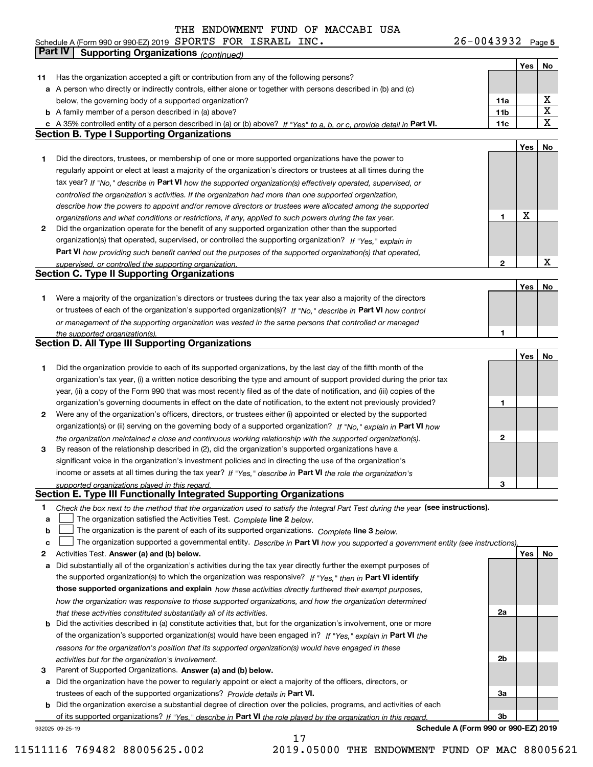THE ENDOWMENT FUND OF MACCABI USA

Schedule A (Form 990 or 990-EZ) 2019 SPORTS FOR ISRAEL INC. 26-0043932 Page 5

## Part IV | Supporting Organizations *(continued)*

| | | | Yes | No |
|---|---|---|---|---|
| **11** | Has the organization accepted a gift or contribution from any of the following persons? | | | |
| **a** | A person who directly or indirectly controls, either alone or together with persons described in (b) and (c) below, the governing body of a supported organization? | **11a** | | X |
| **b** | A family member of a person described in (a) above? | **11b** | | X |
| **c** | A 35% controlled entity of a person described in (a) or (b) above? *If "Yes" to a, b, or c, provide detail in* **Part VI.** | **11c** | | X |

### Section B. Type I Supporting Organizations

| | | | Yes | No |
|---|---|---|---|---|
| **1** | Did the directors, trustees, or membership of one or more supported organizations have the power to regularly appoint or elect at least a majority of the organization's directors or trustees at all times during the tax year? *If "No," describe in* **Part VI** *how the supported organization(s) effectively operated, supervised, or controlled the organization's activities. If the organization had more than one supported organization, describe how the powers to appoint and/or remove directors or trustees were allocated among the supported organizations and what conditions or restrictions, if any, applied to such powers during the tax year.* | **1** | X | |
| **2** | Did the organization operate for the benefit of any supported organization other than the supported organization(s) that operated, supervised, or controlled the supporting organization? *If "Yes," explain in* **Part VI** *how providing such benefit carried out the purposes of the supported organization(s) that operated, supervised, or controlled the supporting organization.* | **2** | | X |

### Section C. Type II Supporting Organizations

| | | | Yes | No |
|---|---|---|---|---|
| **1** | Were a majority of the organization's directors or trustees during the tax year also a majority of the directors or trustees of each of the organization's supported organization(s)? *If "No," describe in* **Part VI** *how control or management of the supporting organization was vested in the same persons that controlled or managed the supported organization(s).* | **1** | | |

### Section D. All Type III Supporting Organizations

| | | | Yes | No |
|---|---|---|---|---|
| **1** | Did the organization provide to each of its supported organizations, by the last day of the fifth month of the organization's tax year, (i) a written notice describing the type and amount of support provided during the prior tax year, (ii) a copy of the Form 990 that was most recently filed as of the date of notification, and (iii) copies of the organization's governing documents in effect on the date of notification, to the extent not previously provided? | **1** | | |
| **2** | Were any of the organization's officers, directors, or trustees either (i) appointed or elected by the supported organization(s) or (ii) serving on the governing body of a supported organization? *If "No," explain in* **Part VI** *how the organization maintained a close and continuous working relationship with the supported organization(s).* | **2** | | |
| **3** | By reason of the relationship described in (2), did the organization's supported organizations have a significant voice in the organization's investment policies and in directing the use of the organization's income or assets at all times during the tax year? *If "Yes," describe in* **Part VI** *the role the organization's supported organizations played in this regard.* | **3** | | |

### Section E. Type III Functionally Integrated Supporting Organizations

**1** *Check the box next to the method that the organization used to satisfy the Integral Part Test during the year* **(see instructions).**

- **a** ☐ The organization satisfied the Activities Test. *Complete* **line 2** *below.*
- **b** ☐ The organization is the parent of each of its supported organizations. *Complete* **line 3** *below.*
- **c** ☐ The organization supported a governmental entity. *Describe in* **Part VI** *how you supported a government entity (see instructions).*

| | | | Yes | No |
|---|---|---|---|---|
| **2** | Activities Test. **Answer (a) and (b) below.** | | | |
| **a** | Did substantially all of the organization's activities during the tax year directly further the exempt purposes of the supported organization(s) to which the organization was responsive? *If "Yes," then in* **Part VI identify those supported organizations and explain** *how these activities directly furthered their exempt purposes, how the organization was responsive to those supported organizations, and how the organization determined that these activities constituted substantially all of its activities.* | **2a** | | |
| **b** | Did the activities described in (a) constitute activities that, but for the organization's involvement, one or more of the organization's supported organization(s) would have been engaged in? *If "Yes," explain in* **Part VI** *the reasons for the organization's position that its supported organization(s) would have engaged in these activities but for the organization's involvement.* | **2b** | | |
| **3** | Parent of Supported Organizations. **Answer (a) and (b) below.** | | | |
| **a** | Did the organization have the power to regularly appoint or elect a majority of the officers, directors, or trustees of each of the supported organizations? *Provide details in* **Part VI.** | **3a** | | |
| **b** | Did the organization exercise a substantial degree of direction over the policies, programs, and activities of each of its supported organizations? *If "Yes," describe in* **Part VI** *the role played by the organization in this regard.* | **3b** | | |

932025 09-25-19 **Schedule A (Form 990 or 990-EZ) 2019**

11511116 769482 88005625.002 2019.05000 THE ENDOWMENT FUND OF MAC 88005621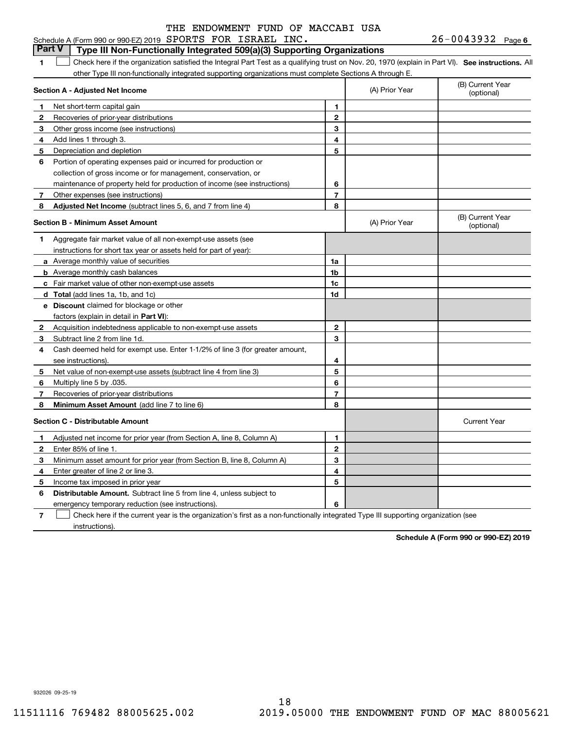THE ENDOWMENT FUND OF MACCABI USA

Schedule A (Form 990 or 990-EZ) 2019 SPORTS FOR ISRAEL INC. 26-0043932 Page 6

## Part V Type III Non-Functionally Integrated 509(a)(3) Supporting Organizations

**1** ☐ Check here if the organization satisfied the Integral Part Test as a qualifying trust on Nov. 20, 1970 (explain in Part VI). **See instructions.** All other Type III non-functionally integrated supporting organizations must complete Sections A through E.

| | Section A - Adjusted Net Income | | (A) Prior Year | (B) Current Year (optional) |
|---|---|---|---|---|
| 1 | Net short-term capital gain | 1 | | |
| 2 | Recoveries of prior-year distributions | 2 | | |
| 3 | Other gross income (see instructions) | 3 | | |
| 4 | Add lines 1 through 3. | 4 | | |
| 5 | Depreciation and depletion | 5 | | |
| 6 | Portion of operating expenses paid or incurred for production or collection of gross income or for management, conservation, or maintenance of property held for production of income (see instructions) | 6 | | |
| 7 | Other expenses (see instructions) | 7 | | |
| 8 | **Adjusted Net Income** (subtract lines 5, 6, and 7 from line 4) | 8 | | |

| | Section B - Minimum Asset Amount | | (A) Prior Year | (B) Current Year (optional) |
|---|---|---|---|---|
| 1 | Aggregate fair market value of all non-exempt-use assets (see instructions for short tax year or assets held for part of year): | | | |
| a | Average monthly value of securities | 1a | | |
| b | Average monthly cash balances | 1b | | |
| c | Fair market value of other non-exempt-use assets | 1c | | |
| d | **Total** (add lines 1a, 1b, and 1c) | 1d | | |
| e | **Discount** claimed for blockage or other factors (explain in detail in **Part VI**): | | | |
| 2 | Acquisition indebtedness applicable to non-exempt-use assets | 2 | | |
| 3 | Subtract line 2 from line 1d. | 3 | | |
| 4 | Cash deemed held for exempt use. Enter 1-1/2% of line 3 (for greater amount, see instructions). | 4 | | |
| 5 | Net value of non-exempt-use assets (subtract line 4 from line 3) | 5 | | |
| 6 | Multiply line 5 by .035. | 6 | | |
| 7 | Recoveries of prior-year distributions | 7 | | |
| 8 | **Minimum Asset Amount** (add line 7 to line 6) | 8 | | |

| | Section C - Distributable Amount | | | Current Year |
|---|---|---|---|---|
| 1 | Adjusted net income for prior year (from Section A, line 8, Column A) | 1 | | |
| 2 | Enter 85% of line 1. | 2 | | |
| 3 | Minimum asset amount for prior year (from Section B, line 8, Column A) | 3 | | |
| 4 | Enter greater of line 2 or line 3. | 4 | | |
| 5 | Income tax imposed in prior year | 5 | | |
| 6 | **Distributable Amount.** Subtract line 5 from line 4, unless subject to emergency temporary reduction (see instructions). | 6 | | |

**7** ☐ Check here if the current year is the organization's first as a non-functionally integrated Type III supporting organization (see instructions).

**Schedule A (Form 990 or 990-EZ) 2019**

932026 09-25-19

11511116 769482 88005625.002 2019.05000 THE ENDOWMENT FUND OF MAC 88005621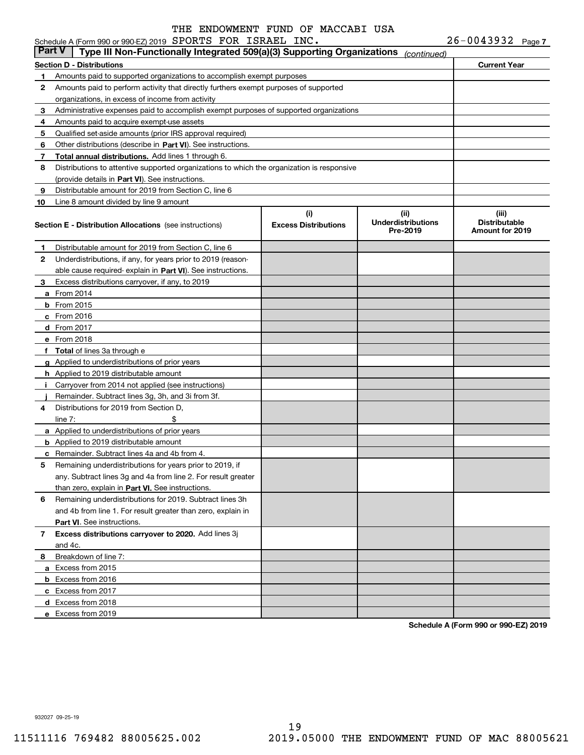THE ENDOWMENT FUND OF MACCABI USA

Schedule A (Form 990 or 990-EZ) 2019 SPORTS FOR ISRAEL INC. 26-0043932 Page 7

## Part V | Type III Non-Functionally Integrated 509(a)(3) Supporting Organizations *(continued)*

| Section D - Distributions | | Current Year |
|---|---|---|
| 1 | Amounts paid to supported organizations to accomplish exempt purposes | |
| 2 | Amounts paid to perform activity that directly furthers exempt purposes of supported organizations, in excess of income from activity | |
| 3 | Administrative expenses paid to accomplish exempt purposes of supported organizations | |
| 4 | Amounts paid to acquire exempt-use assets | |
| 5 | Qualified set-aside amounts (prior IRS approval required) | |
| 6 | Other distributions (describe in **Part VI**). See instructions. | |
| 7 | **Total annual distributions.** Add lines 1 through 6. | |
| 8 | Distributions to attentive supported organizations to which the organization is responsive (provide details in **Part VI**). See instructions. | |
| 9 | Distributable amount for 2019 from Section C, line 6 | |
| 10 | Line 8 amount divided by line 9 amount | |

| Section E - Distribution Allocations (see instructions) | | (i) Excess Distributions | (ii) Underdistributions Pre-2019 | (iii) Distributable Amount for 2019 |
|---|---|---|---|---|
| 1 | Distributable amount for 2019 from Section C, line 6 | | | |
| 2 | Underdistributions, if any, for years prior to 2019 (reasonable cause required- explain in **Part VI**). See instructions. | | | |
| 3 | Excess distributions carryover, if any, to 2019 | | | |
| a | From 2014 | | | |
| b | From 2015 | | | |
| c | From 2016 | | | |
| d | From 2017 | | | |
| e | From 2018 | | | |
| f | **Total** of lines 3a through e | | | |
| g | Applied to underdistributions of prior years | | | |
| h | Applied to 2019 distributable amount | | | |
| i | Carryover from 2014 not applied (see instructions) | | | |
| j | Remainder. Subtract lines 3g, 3h, and 3i from 3f. | | | |
| 4 | Distributions for 2019 from Section D, line 7: $ | | | |
| a | Applied to underdistributions of prior years | | | |
| b | Applied to 2019 distributable amount | | | |
| c | Remainder. Subtract lines 4a and 4b from 4. | | | |
| 5 | Remaining underdistributions for years prior to 2019, if any. Subtract lines 3g and 4a from line 2. For result greater than zero, explain in **Part VI.** See instructions. | | | |
| 6 | Remaining underdistributions for 2019. Subtract lines 3h and 4b from line 1. For result greater than zero, explain in **Part VI**. See instructions. | | | |
| 7 | **Excess distributions carryover to 2020.** Add lines 3j and 4c. | | | |
| 8 | Breakdown of line 7: | | | |
| a | Excess from 2015 | | | |
| b | Excess from 2016 | | | |
| c | Excess from 2017 | | | |
| d | Excess from 2018 | | | |
| e | Excess from 2019 | | | |

**Schedule A (Form 990 or 990-EZ) 2019**

932027 09-25-19

11511116 769482 88005625.002 2019.05000 THE ENDOWMENT FUND OF MAC 88005621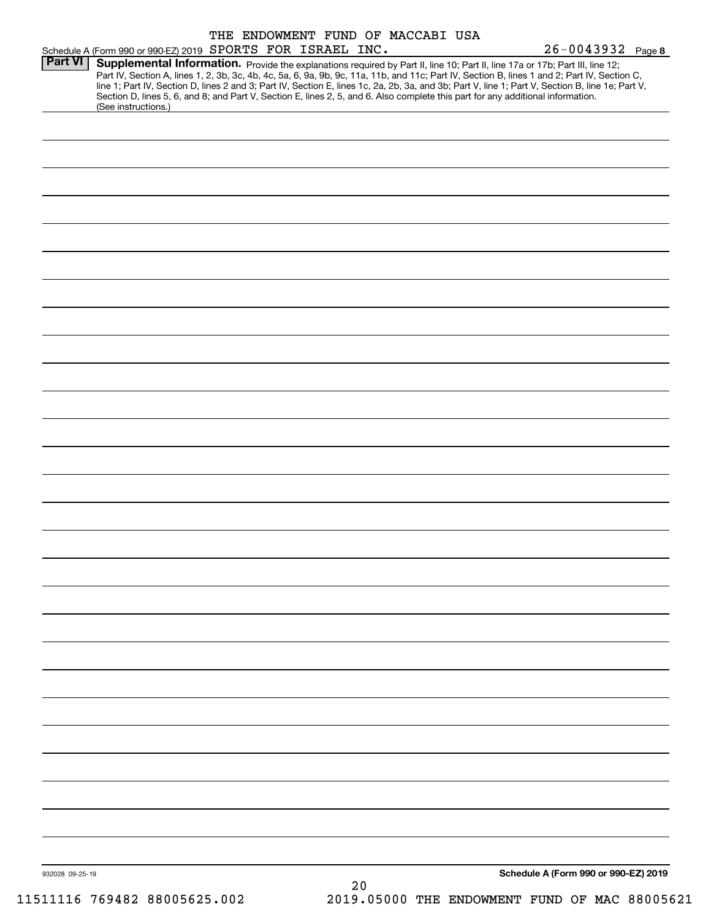THE ENDOWMENT FUND OF MACCABI USA

Schedule A (Form 990 or 990-EZ) 2019 SPORTS FOR ISRAEL INC. 26-0043932 Page 8

**Part VI** **Supplemental Information.** Provide the explanations required by Part II, line 10; Part II, line 17a or 17b; Part III, line 12; Part IV, Section A, lines 1, 2, 3b, 3c, 4b, 4c, 5a, 6, 9a, 9b, 9c, 11a, 11b, and 11c; Part IV, Section B, lines 1 and 2; Part IV, Section C, line 1; Part IV, Section D, lines 2 and 3; Part IV, Section E, lines 1c, 2a, 2b, 3a, and 3b; Part V, line 1; Part V, Section B, line 1e; Part V, Section D, lines 5, 6, and 8; and Part V, Section E, lines 2, 5, and 6. Also complete this part for any additional information. (See instructions.)

932028 09-25-19

**Schedule A (Form 990 or 990-EZ) 2019**

11511116 769482 88005625.002 2019.05000 THE ENDOWMENT FUND OF MAC 88005621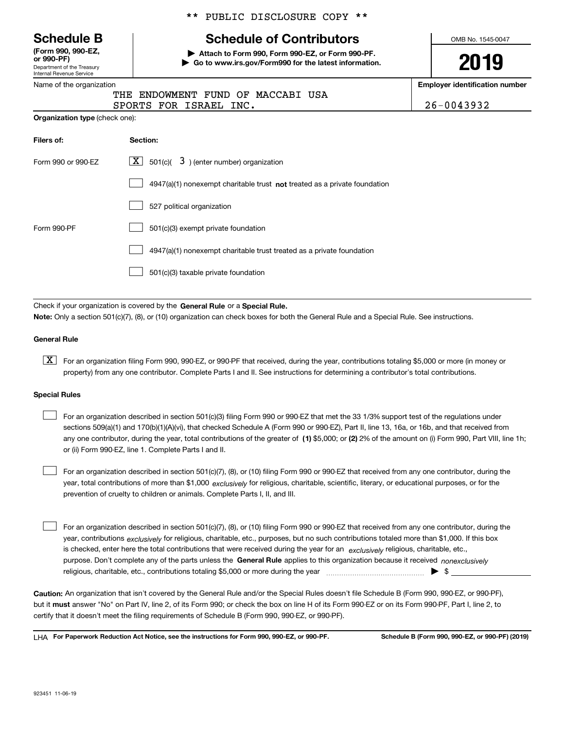** PUBLIC DISCLOSURE COPY **

# Schedule B

**(Form 990, 990-EZ, or 990-PF)**
Department of the Treasury
Internal Revenue Service

## Schedule of Contributors

▶ **Attach to Form 990, Form 990-EZ, or Form 990-PF.**
▶ **Go to www.irs.gov/Form990 for the latest information.**

OMB No. 1545-0047

**2019**

Name of the organization: THE ENDOWMENT FUND OF MACCABI USA SPORTS FOR ISRAEL INC.

**Employer identification number:** 26-0043932

**Organization type** (check one):

| Filers of: | Section: |
|---|---|
| Form 990 or 990-EZ | [X] 501(c)( 3 ) (enter number) organization |
| | [ ] 4947(a)(1) nonexempt charitable trust **not** treated as a private foundation |
| | [ ] 527 political organization |
| Form 990-PF | [ ] 501(c)(3) exempt private foundation |
| | [ ] 4947(a)(1) nonexempt charitable trust treated as a private foundation |
| | [ ] 501(c)(3) taxable private foundation |

Check if your organization is covered by the **General Rule** or a **Special Rule.**

**Note:** Only a section 501(c)(7), (8), or (10) organization can check boxes for both the General Rule and a Special Rule. See instructions.

### General Rule

[X] For an organization filing Form 990, 990-EZ, or 990-PF that received, during the year, contributions totaling $5,000 or more (in money or property) from any one contributor. Complete Parts I and II. See instructions for determining a contributor's total contributions.

### Special Rules

[ ] For an organization described in section 501(c)(3) filing Form 990 or 990-EZ that met the 33 1/3% support test of the regulations under sections 509(a)(1) and 170(b)(1)(A)(vi), that checked Schedule A (Form 990 or 990-EZ), Part II, line 13, 16a, or 16b, and that received from any one contributor, during the year, total contributions of the greater of **(1)** $5,000; or **(2)** 2% of the amount on (i) Form 990, Part VIII, line 1h; or (ii) Form 990-EZ, line 1. Complete Parts I and II.

[ ] For an organization described in section 501(c)(7), (8), or (10) filing Form 990 or 990-EZ that received from any one contributor, during the year, total contributions of more than $1,000 *exclusively* for religious, charitable, scientific, literary, or educational purposes, or for the prevention of cruelty to children or animals. Complete Parts I, II, and III.

[ ] For an organization described in section 501(c)(7), (8), or (10) filing Form 990 or 990-EZ that received from any one contributor, during the year, contributions *exclusively* for religious, charitable, etc., purposes, but no such contributions totaled more than $1,000. If this box is checked, enter here the total contributions that were received during the year for an *exclusively* religious, charitable, etc., purpose. Don't complete any of the parts unless the **General Rule** applies to this organization because it received *nonexclusively* religious, charitable, etc., contributions totaling $5,000 or more during the year ▶ $

**Caution:** An organization that isn't covered by the General Rule and/or the Special Rules doesn't file Schedule B (Form 990, 990-EZ, or 990-PF), but it **must** answer "No" on Part IV, line 2, of its Form 990; or check the box on line H of its Form 990-EZ or on its Form 990-PF, Part I, line 2, to certify that it doesn't meet the filing requirements of Schedule B (Form 990, 990-EZ, or 990-PF).

LHA **For Paperwork Reduction Act Notice, see the instructions for Form 990, 990-EZ, or 990-PF.** **Schedule B (Form 990, 990-EZ, or 990-PF) (2019)**

923451 11-06-19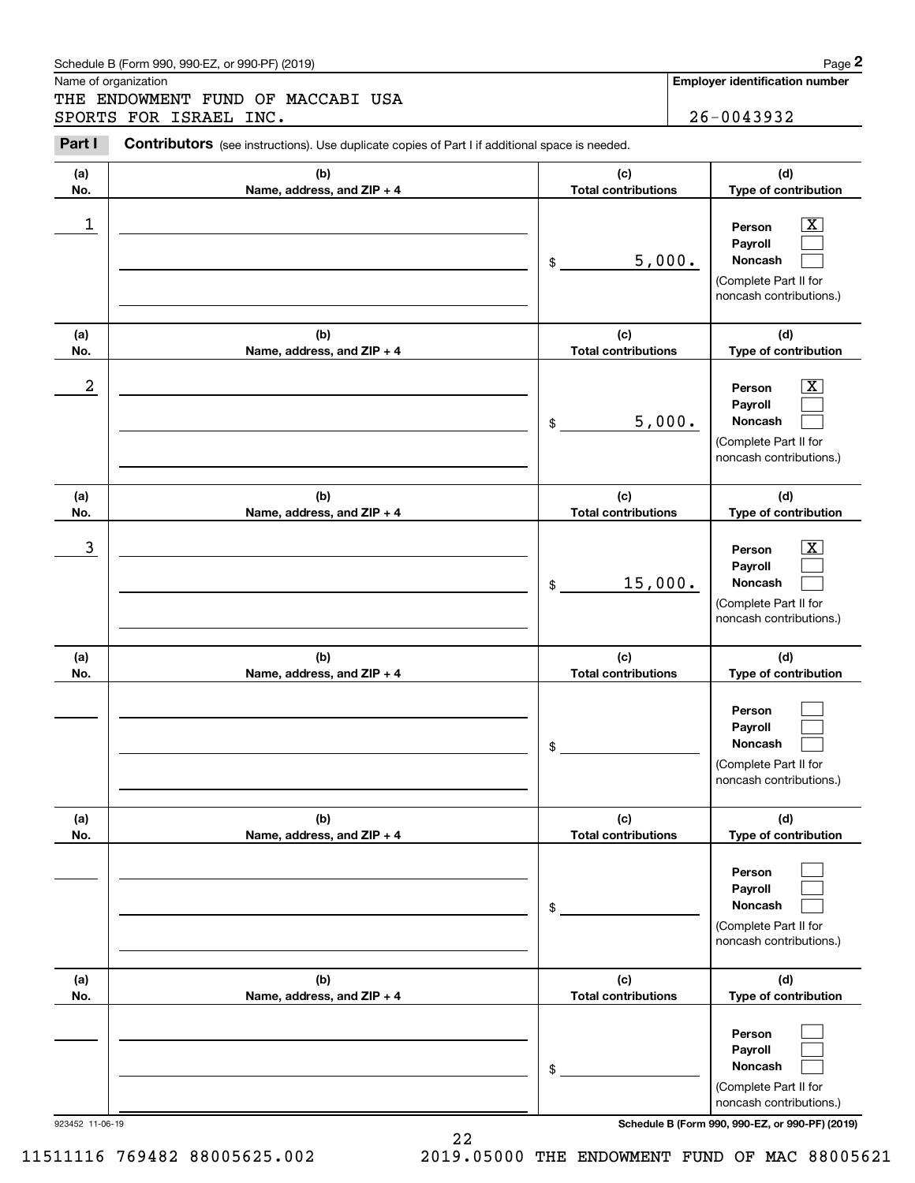Schedule B (Form 990, 990-EZ, or 990-PF) (2019)

Name of organization: THE ENDOWMENT FUND OF MACCABI USA SPORTS FOR ISRAEL INC.

Employer identification number: 26-0043932

**Part I** **Contributors** (see instructions). Use duplicate copies of Part I if additional space is needed.

| (a) No. | (b) Name, address, and ZIP + 4 | (c) Total contributions | (d) Type of contribution |
|---|---|---|---|
| 1 | | $ 5,000. | Person [X] Payroll [ ] Noncash [ ] (Complete Part II for noncash contributions.) |
| 2 | | $ 5,000. | Person [X] Payroll [ ] Noncash [ ] (Complete Part II for noncash contributions.) |
| 3 | | $ 15,000. | Person [X] Payroll [ ] Noncash [ ] (Complete Part II for noncash contributions.) |
| | | $ | Person [ ] Payroll [ ] Noncash [ ] (Complete Part II for noncash contributions.) |
| | | $ | Person [ ] Payroll [ ] Noncash [ ] (Complete Part II for noncash contributions.) |
| | | $ | Person [ ] Payroll [ ] Noncash [ ] (Complete Part II for noncash contributions.) |

923452 11-06-19

Schedule B (Form 990, 990-EZ, or 990-PF) (2019)

11511116 769482 88005625.002 2019.05000 THE ENDOWMENT FUND OF MAC 88005621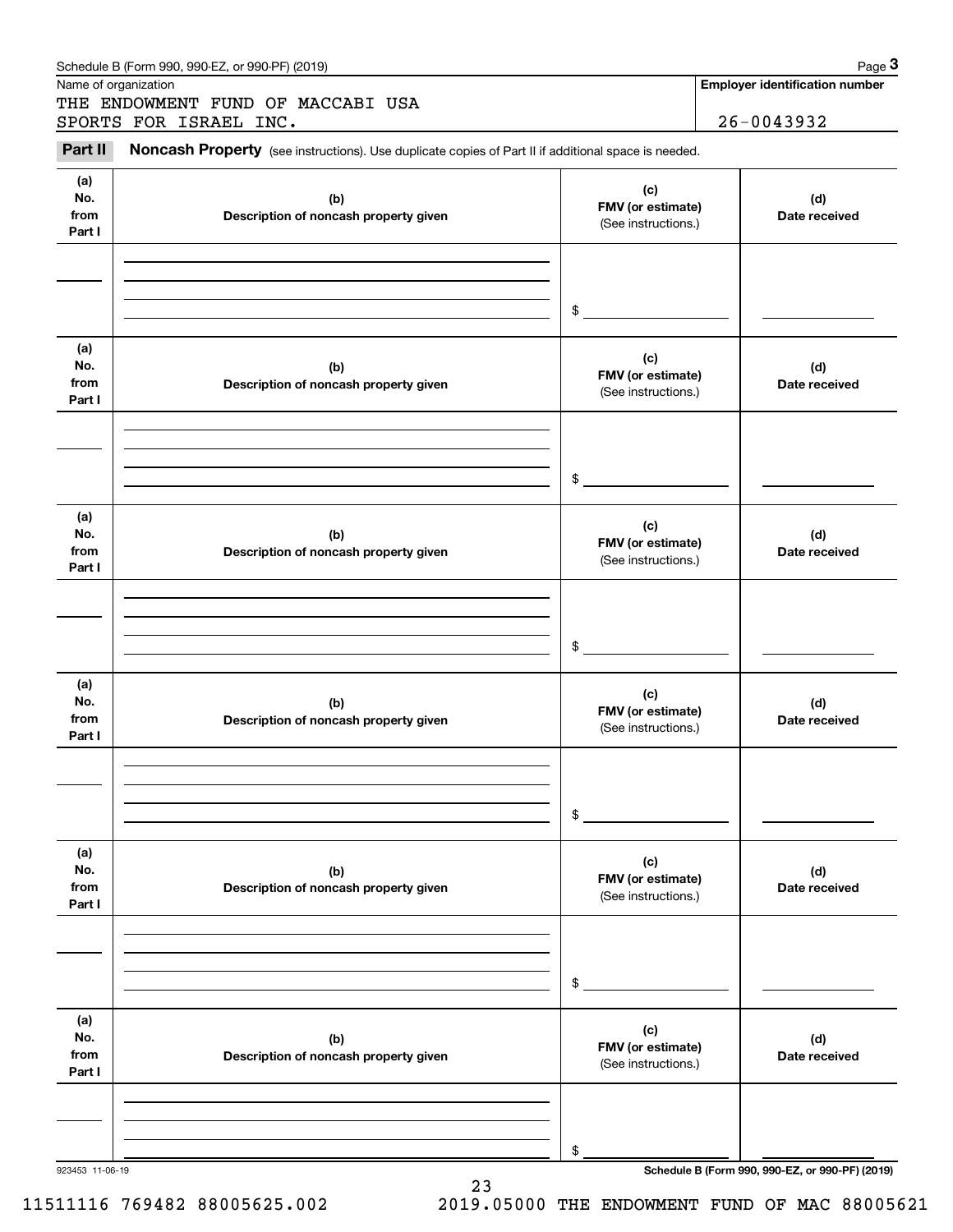Schedule B (Form 990, 990-EZ, or 990-PF) (2019) Page **3**

Name of organization

THE ENDOWMENT FUND OF MACCABI USA SPORTS FOR ISRAEL INC.

**Employer identification number**

26-0043932

**Part II** **Noncash Property** (see instructions). Use duplicate copies of Part II if additional space is needed.

| (a) No. from Part I | (b) Description of noncash property given | (c) FMV (or estimate) (See instructions.) | (d) Date received |
|---|---|---|---|
| | | $ | |

| (a) No. from Part I | (b) Description of noncash property given | (c) FMV (or estimate) (See instructions.) | (d) Date received |
|---|---|---|---|
| | | $ | |

| (a) No. from Part I | (b) Description of noncash property given | (c) FMV (or estimate) (See instructions.) | (d) Date received |
|---|---|---|---|
| | | $ | |

| (a) No. from Part I | (b) Description of noncash property given | (c) FMV (or estimate) (See instructions.) | (d) Date received |
|---|---|---|---|
| | | $ | |

| (a) No. from Part I | (b) Description of noncash property given | (c) FMV (or estimate) (See instructions.) | (d) Date received |
|---|---|---|---|
| | | $ | |

| (a) No. from Part I | (b) Description of noncash property given | (c) FMV (or estimate) (See instructions.) | (d) Date received |
|---|---|---|---|
| | | $ | |

923453 11-06-19 **Schedule B (Form 990, 990-EZ, or 990-PF) (2019)**

11511116 769482 88005625.002 2019.05000 THE ENDOWMENT FUND OF MAC 88005621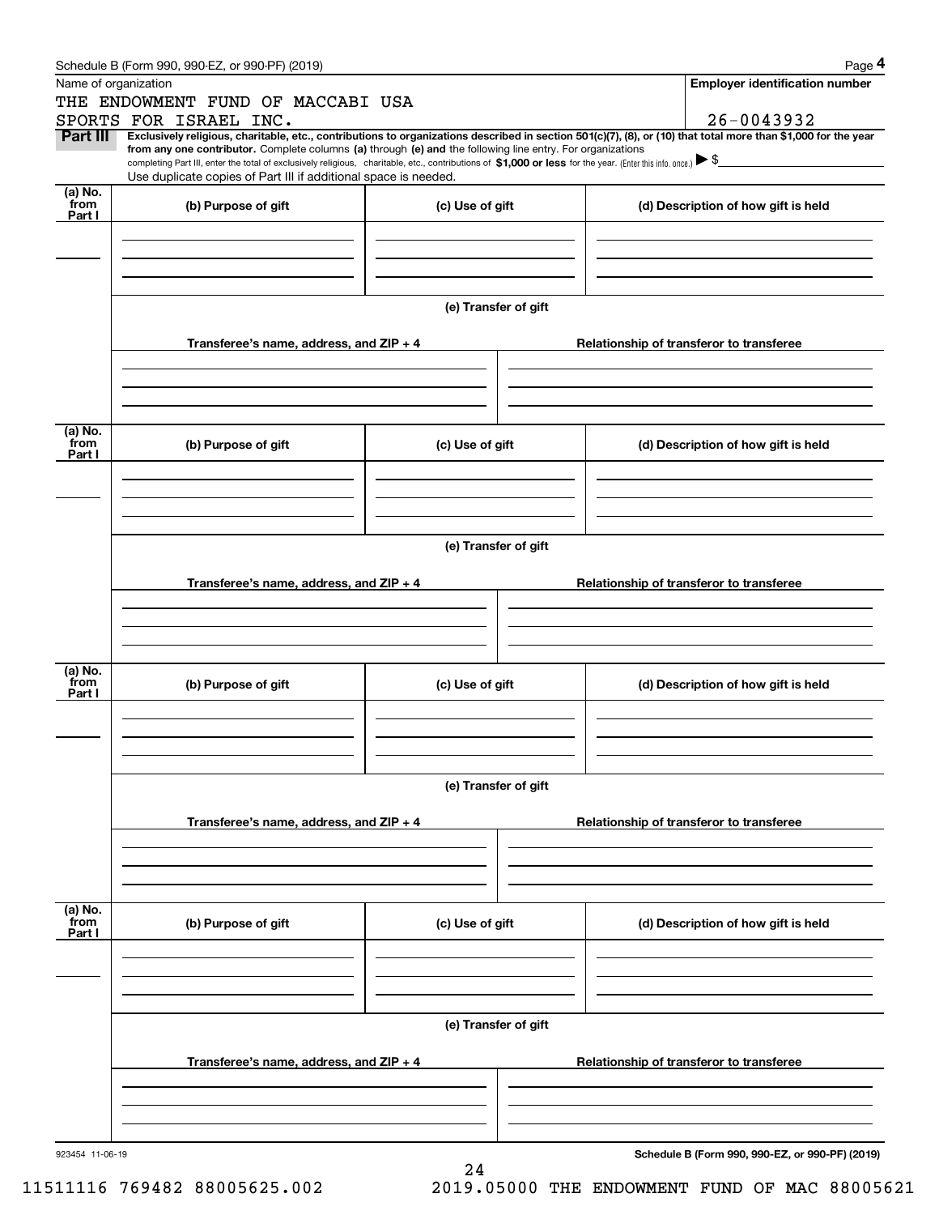Schedule B (Form 990, 990-EZ, or 990-PF) (2019)

Name of organization: THE ENDOWMENT FUND OF MACCABI USA SPORTS FOR ISRAEL INC.

Employer identification number: 26-0043932

**Part III** **Exclusively religious, charitable, etc., contributions to organizations described in section 501(c)(7), (8), or (10) that total more than $1,000 for the year from any one contributor.** Complete columns **(a)** through **(e)** and the following line entry. For organizations completing Part III, enter the total of exclusively religious, charitable, etc., contributions of **$1,000 or less** for the year. (Enter this info. once.) ▶ $

Use duplicate copies of Part III if additional space is needed.

| (a) No. from Part I | (b) Purpose of gift | (c) Use of gift | (d) Description of how gift is held |
|---|---|---|---|
| | | | |

(e) Transfer of gift

| Transferee's name, address, and ZIP + 4 | Relationship of transferor to transferee |
|---|---|
| | |

| (a) No. from Part I | (b) Purpose of gift | (c) Use of gift | (d) Description of how gift is held |
|---|---|---|---|
| | | | |

(e) Transfer of gift

| Transferee's name, address, and ZIP + 4 | Relationship of transferor to transferee |
|---|---|
| | |

| (a) No. from Part I | (b) Purpose of gift | (c) Use of gift | (d) Description of how gift is held |
|---|---|---|---|
| | | | |

(e) Transfer of gift

| Transferee's name, address, and ZIP + 4 | Relationship of transferor to transferee |
|---|---|
| | |

| (a) No. from Part I | (b) Purpose of gift | (c) Use of gift | (d) Description of how gift is held |
|---|---|---|---|
| | | | |

(e) Transfer of gift

| Transferee's name, address, and ZIP + 4 | Relationship of transferor to transferee |
|---|---|
| | |

923454 11-06-19

**Schedule B (Form 990, 990-EZ, or 990-PF) (2019)**

11511116 769482 88005625.002 2019.05000 THE ENDOWMENT FUND OF MAC 88005621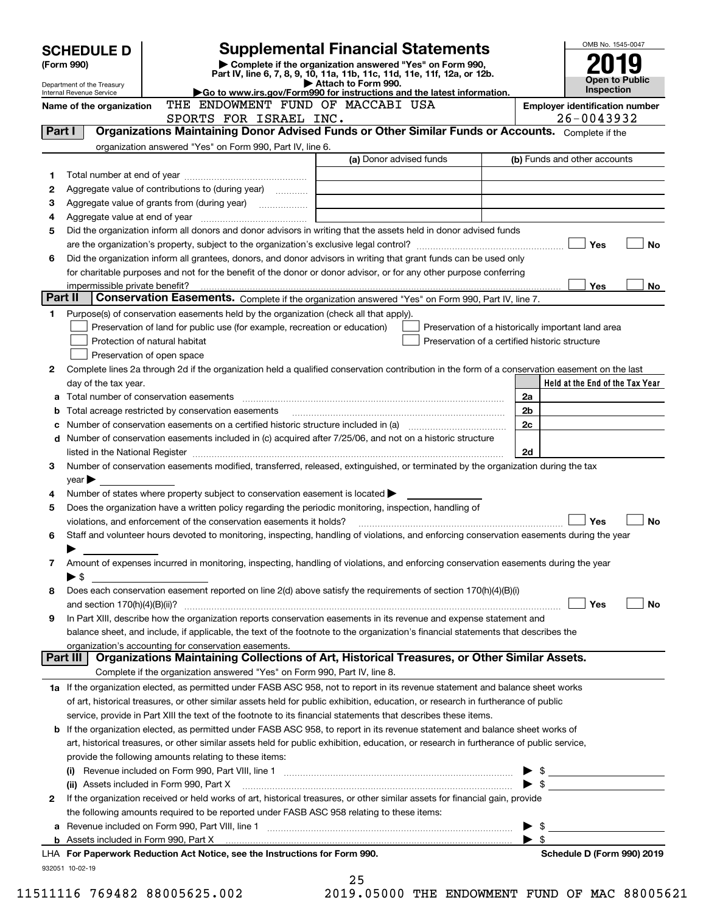# SCHEDULE D (Form 990)

Department of the Treasury
Internal Revenue Service

## Supplemental Financial Statements

▶ Complete if the organization answered "Yes" on Form 990, Part IV, line 6, 7, 8, 9, 10, 11a, 11b, 11c, 11d, 11e, 11f, 12a, or 12b.
▶ Attach to Form 990.
▶Go to www.irs.gov/Form990 for instructions and the latest information.

OMB No. 1545-0047

**2019**

**Open to Public Inspection**

Name of the organization: THE ENDOWMENT FUND OF MACCABI USA SPORTS FOR ISRAEL INC.

Employer identification number: 26-0043932

### Part I — Organizations Maintaining Donor Advised Funds or Other Similar Funds or Accounts. Complete if the organization answered "Yes" on Form 990, Part IV, line 6.

| | | (a) Donor advised funds | (b) Funds and other accounts |
|---|---|---|---|
| 1 | Total number at end of year | | |
| 2 | Aggregate value of contributions to (during year) | | |
| 3 | Aggregate value of grants from (during year) | | |
| 4 | Aggregate value at end of year | | |

5 Did the organization inform all donors and donor advisors in writing that the assets held in donor advised funds are the organization's property, subject to the organization's exclusive legal control? ☐ Yes ☐ No

6 Did the organization inform all grantees, donors, and donor advisors in writing that grant funds can be used only for charitable purposes and not for the benefit of the donor or donor advisor, or for any other purpose conferring impermissible private benefit? ☐ Yes ☐ No

### Part II — Conservation Easements. Complete if the organization answered "Yes" on Form 990, Part IV, line 7.

1 Purpose(s) of conservation easements held by the organization (check all that apply).

- ☐ Preservation of land for public use (for example, recreation or education)
- ☐ Protection of natural habitat
- ☐ Preservation of open space
- ☐ Preservation of a historically important land area
- ☐ Preservation of a certified historic structure

2 Complete lines 2a through 2d if the organization held a qualified conservation contribution in the form of a conservation easement on the last day of the tax year.

| | | | Held at the End of the Tax Year |
|---|---|---|---|
| a | Total number of conservation easements | 2a | |
| b | Total acreage restricted by conservation easements | 2b | |
| c | Number of conservation easements on a certified historic structure included in (a) | 2c | |
| d | Number of conservation easements included in (c) acquired after 7/25/06, and not on a historic structure listed in the National Register | 2d | |

3 Number of conservation easements modified, transferred, released, extinguished, or terminated by the organization during the tax year ▶

4 Number of states where property subject to conservation easement is located ▶

5 Does the organization have a written policy regarding the periodic monitoring, inspection, handling of violations, and enforcement of the conservation easements it holds? ☐ Yes ☐ No

6 Staff and volunteer hours devoted to monitoring, inspecting, handling of violations, and enforcing conservation easements during the year ▶

7 Amount of expenses incurred in monitoring, inspecting, handling of violations, and enforcing conservation easements during the year ▶ $

8 Does each conservation easement reported on line 2(d) above satisfy the requirements of section 170(h)(4)(B)(i) and section 170(h)(4)(B)(ii)? ☐ Yes ☐ No

9 In Part XIII, describe how the organization reports conservation easements in its revenue and expense statement and balance sheet, and include, if applicable, the text of the footnote to the organization's financial statements that describes the organization's accounting for conservation easements.

### Part III — Organizations Maintaining Collections of Art, Historical Treasures, or Other Similar Assets. Complete if the organization answered "Yes" on Form 990, Part IV, line 8.

1a If the organization elected, as permitted under FASB ASC 958, not to report in its revenue statement and balance sheet works of art, historical treasures, or other similar assets held for public exhibition, education, or research in furtherance of public service, provide in Part XIII the text of the footnote to its financial statements that describes these items.

b If the organization elected, as permitted under FASB ASC 958, to report in its revenue statement and balance sheet works of art, historical treasures, or other similar assets held for public exhibition, education, or research in furtherance of public service, provide the following amounts relating to these items:

(i) Revenue included on Form 990, Part VIII, line 1 ▶ $

(ii) Assets included in Form 990, Part X ▶ $

2 If the organization received or held works of art, historical treasures, or other similar assets for financial gain, provide the following amounts required to be reported under FASB ASC 958 relating to these items:

a Revenue included on Form 990, Part VIII, line 1 ▶ $

b Assets included in Form 990, Part X ▶ $

LHA For Paperwork Reduction Act Notice, see the Instructions for Form 990. — Schedule D (Form 990) 2019

932051 10-02-19

11511116 769482 88005625.002 2019.05000 THE ENDOWMENT FUND OF MAC 88005621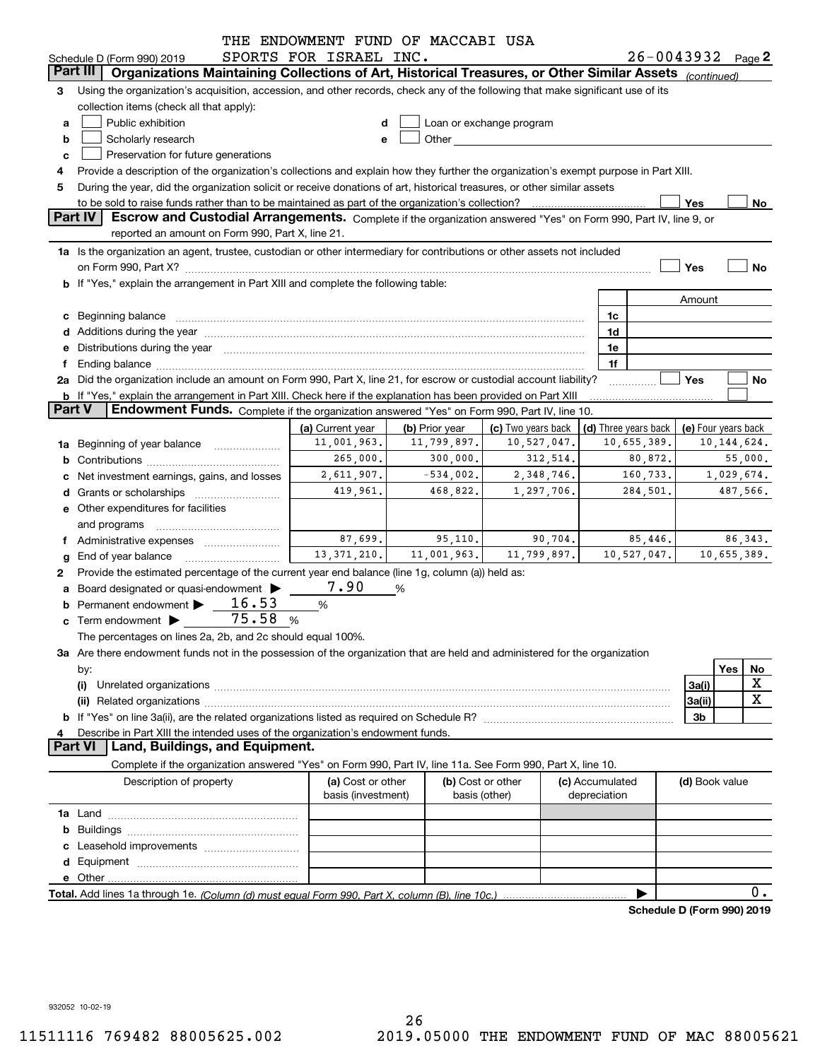THE ENDOWMENT FUND OF MACCABI USA SPORTS FOR ISRAEL INC. 26-0043932

Schedule D (Form 990) 2019 Page 2

**Part III** Organizations Maintaining Collections of Art, Historical Treasures, or Other Similar Assets *(continued)*

3 Using the organization's acquisition, accession, and other records, check any of the following that make significant use of its collection items (check all that apply):

a ☐ Public exhibition
b ☐ Scholarly research
c ☐ Preservation for future generations
d ☐ Loan or exchange program
e ☐ Other

4 Provide a description of the organization's collections and explain how they further the organization's exempt purpose in Part XIII.

5 During the year, did the organization solicit or receive donations of art, historical treasures, or other similar assets to be sold to raise funds rather than to be maintained as part of the organization's collection? ☐ Yes ☐ No

**Part IV** Escrow and Custodial Arrangements. Complete if the organization answered "Yes" on Form 990, Part IV, line 9, or reported an amount on Form 990, Part X, line 21.

1a Is the organization an agent, trustee, custodian or other intermediary for contributions or other assets not included on Form 990, Part X? ☐ Yes ☐ No

b If "Yes," explain the arrangement in Part XIII and complete the following table:

| | | Amount |
|---|---|---|
| c Beginning balance | 1c | |
| d Additions during the year | 1d | |
| e Distributions during the year | 1e | |
| f Ending balance | 1f | |

2a Did the organization include an amount on Form 990, Part X, line 21, for escrow or custodial account liability? ☐ Yes ☐ No

b If "Yes," explain the arrangement in Part XIII. Check here if the explanation has been provided on Part XIII ☐

**Part V** Endowment Funds. Complete if the organization answered "Yes" on Form 990, Part IV, line 10.

| | (a) Current year | (b) Prior year | (c) Two years back | (d) Three years back | (e) Four years back |
|---|---|---|---|---|---|
| 1a Beginning of year balance | 11,001,963. | 11,799,897. | 10,527,047. | 10,655,389. | 10,144,624. |
| b Contributions | 265,000. | 300,000. | 312,514. | 80,872. | 55,000. |
| c Net investment earnings, gains, and losses | 2,611,907. | -534,002. | 2,348,746. | 160,733. | 1,029,674. |
| d Grants or scholarships | 419,961. | 468,822. | 1,297,706. | 284,501. | 487,566. |
| e Other expenditures for facilities and programs | | | | | |
| f Administrative expenses | 87,699. | 95,110. | 90,704. | 85,446. | 86,343. |
| g End of year balance | 13,371,210. | 11,001,963. | 11,799,897. | 10,527,047. | 10,655,389. |

2 Provide the estimated percentage of the current year end balance (line 1g, column (a)) held as:

a Board designated or quasi-endowment ▶ 7.90 %

b Permanent endowment ▶ 16.53 %

c Term endowment ▶ 75.58 %

The percentages on lines 2a, 2b, and 2c should equal 100%.

3a Are there endowment funds not in the possession of the organization that are held and administered for the organization by:

| | | Yes | No |
|---|---|---|---|
| (i) Unrelated organizations | 3a(i) | | X |
| (ii) Related organizations | 3a(ii) | | X |
| b If "Yes" on line 3a(ii), are the related organizations listed as required on Schedule R? | 3b | | |

4 Describe in Part XIII the intended uses of the organization's endowment funds.

**Part VI** Land, Buildings, and Equipment.

Complete if the organization answered "Yes" on Form 990, Part IV, line 11a. See Form 990, Part X, line 10.

| Description of property | (a) Cost or other basis (investment) | (b) Cost or other basis (other) | (c) Accumulated depreciation | (d) Book value |
|---|---|---|---|---|
| 1a Land | | | | |
| b Buildings | | | | |
| c Leasehold improvements | | | | |
| d Equipment | | | | |
| e Other | | | | |
| **Total.** Add lines 1a through 1e. *(Column (d) must equal Form 990, Part X, column (B), line 10c.)* | | | ▶ | 0. |

**Schedule D (Form 990) 2019**

932052 10-02-19

11511116 769482 88005625.002 2019.05000 THE ENDOWMENT FUND OF MAC 88005621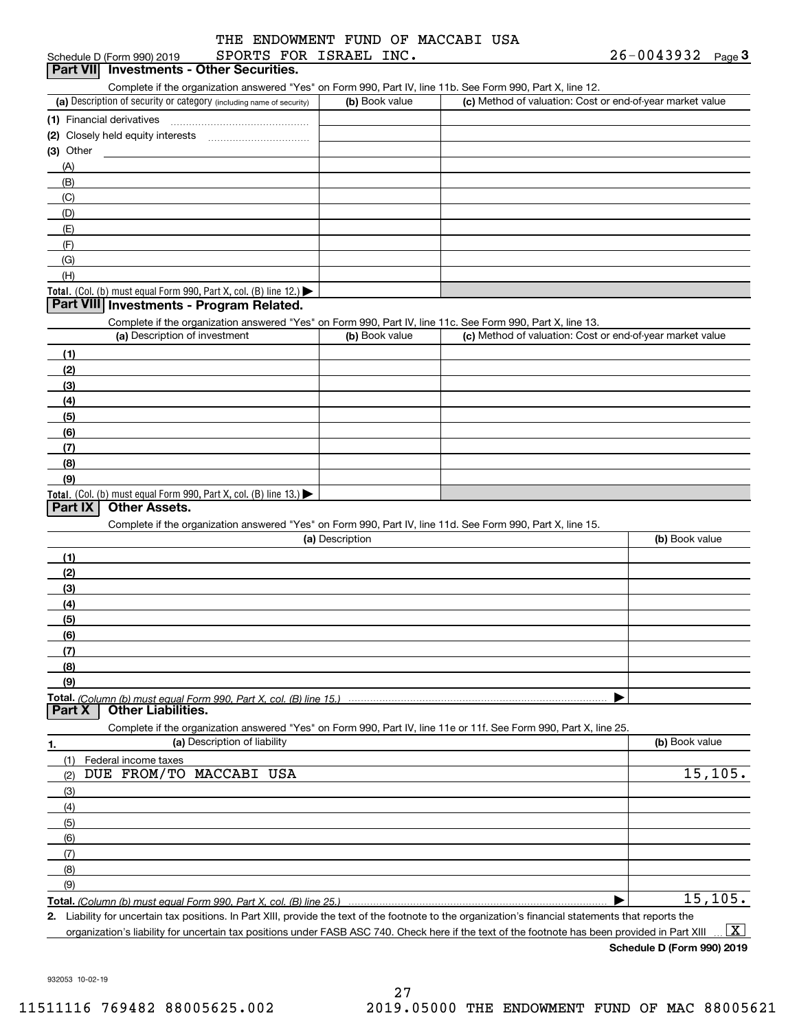THE ENDOWMENT FUND OF MACCABI USA SPORTS FOR ISRAEL INC. 26-0043932

Schedule D (Form 990) 2019

## Part VII Investments - Other Securities.

Complete if the organization answered "Yes" on Form 990, Part IV, line 11b. See Form 990, Part X, line 12.

| (a) Description of security or category (including name of security) | (b) Book value | (c) Method of valuation: Cost or end-of-year market value |
|---|---|---|
| (1) Financial derivatives | | |
| (2) Closely held equity interests | | |
| (3) Other | | |
| (A) | | |
| (B) | | |
| (C) | | |
| (D) | | |
| (E) | | |
| (F) | | |
| (G) | | |
| (H) | | |
| Total. (Col. (b) must equal Form 990, Part X, col. (B) line 12.) | | |

## Part VIII Investments - Program Related.

Complete if the organization answered "Yes" on Form 990, Part IV, line 11c. See Form 990, Part X, line 13.

| (a) Description of investment | (b) Book value | (c) Method of valuation: Cost or end-of-year market value |
|---|---|---|
| (1) | | |
| (2) | | |
| (3) | | |
| (4) | | |
| (5) | | |
| (6) | | |
| (7) | | |
| (8) | | |
| (9) | | |
| Total. (Col. (b) must equal Form 990, Part X, col. (B) line 13.) | | |

## Part IX Other Assets.

Complete if the organization answered "Yes" on Form 990, Part IV, line 11d. See Form 990, Part X, line 15.

| (a) Description | (b) Book value |
|---|---|
| (1) | |
| (2) | |
| (3) | |
| (4) | |
| (5) | |
| (6) | |
| (7) | |
| (8) | |
| (9) | |
| Total. (Column (b) must equal Form 990, Part X, col. (B) line 15.) | |

## Part X Other Liabilities.

Complete if the organization answered "Yes" on Form 990, Part IV, line 11e or 11f. See Form 990, Part X, line 25.

| 1. (a) Description of liability | (b) Book value |
|---|---|
| (1) Federal income taxes | |
| (2) DUE FROM/TO MACCABI USA | 15,105. |
| (3) | |
| (4) | |
| (5) | |
| (6) | |
| (7) | |
| (8) | |
| (9) | |
| Total. (Column (b) must equal Form 990, Part X, col. (B) line 25.) | 15,105. |

2. Liability for uncertain tax positions. In Part XIII, provide the text of the footnote to the organization's financial statements that reports the organization's liability for uncertain tax positions under FASB ASC 740. Check here if the text of the footnote has been provided in Part XIII [X]

Schedule D (Form 990) 2019

932053 10-02-19

11511116 769482 88005625.002 2019.05000 THE ENDOWMENT FUND OF MAC 88005621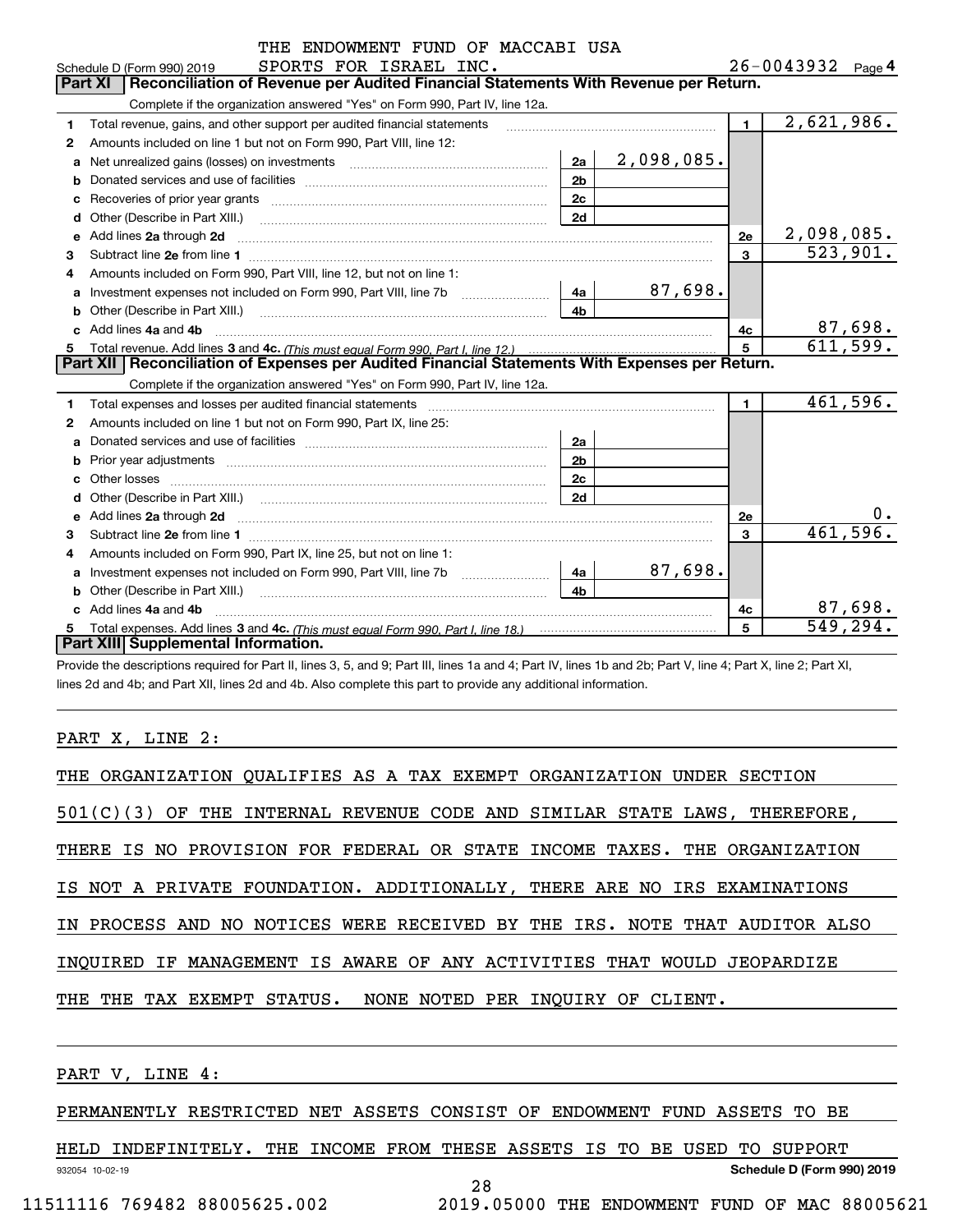THE ENDOWMENT FUND OF MACCABI USA SPORTS FOR ISRAEL INC. 26-0043932

Schedule D (Form 990) 2019 Page 4

## Part XI Reconciliation of Revenue per Audited Financial Statements With Revenue per Return.

Complete if the organization answered "Yes" on Form 990, Part IV, line 12a.

| | | | | | |
|---|---|---|---|---|---|
| 1 | Total revenue, gains, and other support per audited financial statements | | | 1 | 2,621,986. |
| 2 | Amounts included on line 1 but not on Form 990, Part VIII, line 12: | | | | |
| a | Net unrealized gains (losses) on investments | 2a | 2,098,085. | | |
| b | Donated services and use of facilities | 2b | | | |
| c | Recoveries of prior year grants | 2c | | | |
| d | Other (Describe in Part XIII.) | 2d | | | |
| e | Add lines 2a through 2d | | | 2e | 2,098,085. |
| 3 | Subtract line 2e from line 1 | | | 3 | 523,901. |
| 4 | Amounts included on Form 990, Part VIII, line 12, but not on line 1: | | | | |
| a | Investment expenses not included on Form 990, Part VIII, line 7b | 4a | 87,698. | | |
| b | Other (Describe in Part XIII.) | 4b | | | |
| c | Add lines 4a and 4b | | | 4c | 87,698. |
| 5 | Total revenue. Add lines 3 and 4c. *(This must equal Form 990, Part I, line 12.)* | | | 5 | 611,599. |

## Part XII Reconciliation of Expenses per Audited Financial Statements With Expenses per Return.

Complete if the organization answered "Yes" on Form 990, Part IV, line 12a.

| | | | | | |
|---|---|---|---|---|---|
| 1 | Total expenses and losses per audited financial statements | | | 1 | 461,596. |
| 2 | Amounts included on line 1 but not on Form 990, Part IX, line 25: | | | | |
| a | Donated services and use of facilities | 2a | | | |
| b | Prior year adjustments | 2b | | | |
| c | Other losses | 2c | | | |
| d | Other (Describe in Part XIII.) | 2d | | | |
| e | Add lines 2a through 2d | | | 2e | 0. |
| 3 | Subtract line 2e from line 1 | | | 3 | 461,596. |
| 4 | Amounts included on Form 990, Part IX, line 25, but not on line 1: | | | | |
| a | Investment expenses not included on Form 990, Part VIII, line 7b | 4a | 87,698. | | |
| b | Other (Describe in Part XIII.) | 4b | | | |
| c | Add lines 4a and 4b | | | 4c | 87,698. |
| 5 | Total expenses. Add lines 3 and 4c. *(This must equal Form 990, Part I, line 18.)* | | | 5 | 549,294. |

## Part XIII Supplemental Information.

Provide the descriptions required for Part II, lines 3, 5, and 9; Part III, lines 1a and 4; Part IV, lines 1b and 2b; Part V, line 4; Part X, line 2; Part XI, lines 2d and 4b; and Part XII, lines 2d and 4b. Also complete this part to provide any additional information.

PART X, LINE 2:

THE ORGANIZATION QUALIFIES AS A TAX EXEMPT ORGANIZATION UNDER SECTION 501(C)(3) OF THE INTERNAL REVENUE CODE AND SIMILAR STATE LAWS, THEREFORE, THERE IS NO PROVISION FOR FEDERAL OR STATE INCOME TAXES. THE ORGANIZATION IS NOT A PRIVATE FOUNDATION. ADDITIONALLY, THERE ARE NO IRS EXAMINATIONS IN PROCESS AND NO NOTICES WERE RECEIVED BY THE IRS. NOTE THAT AUDITOR ALSO INQUIRED IF MANAGEMENT IS AWARE OF ANY ACTIVITIES THAT WOULD JEOPARDIZE THE THE TAX EXEMPT STATUS. NONE NOTED PER INQUIRY OF CLIENT.

PART V, LINE 4:

PERMANENTLY RESTRICTED NET ASSETS CONSIST OF ENDOWMENT FUND ASSETS TO BE HELD INDEFINITELY. THE INCOME FROM THESE ASSETS IS TO BE USED TO SUPPORT

932054 10-02-19 Schedule D (Form 990) 2019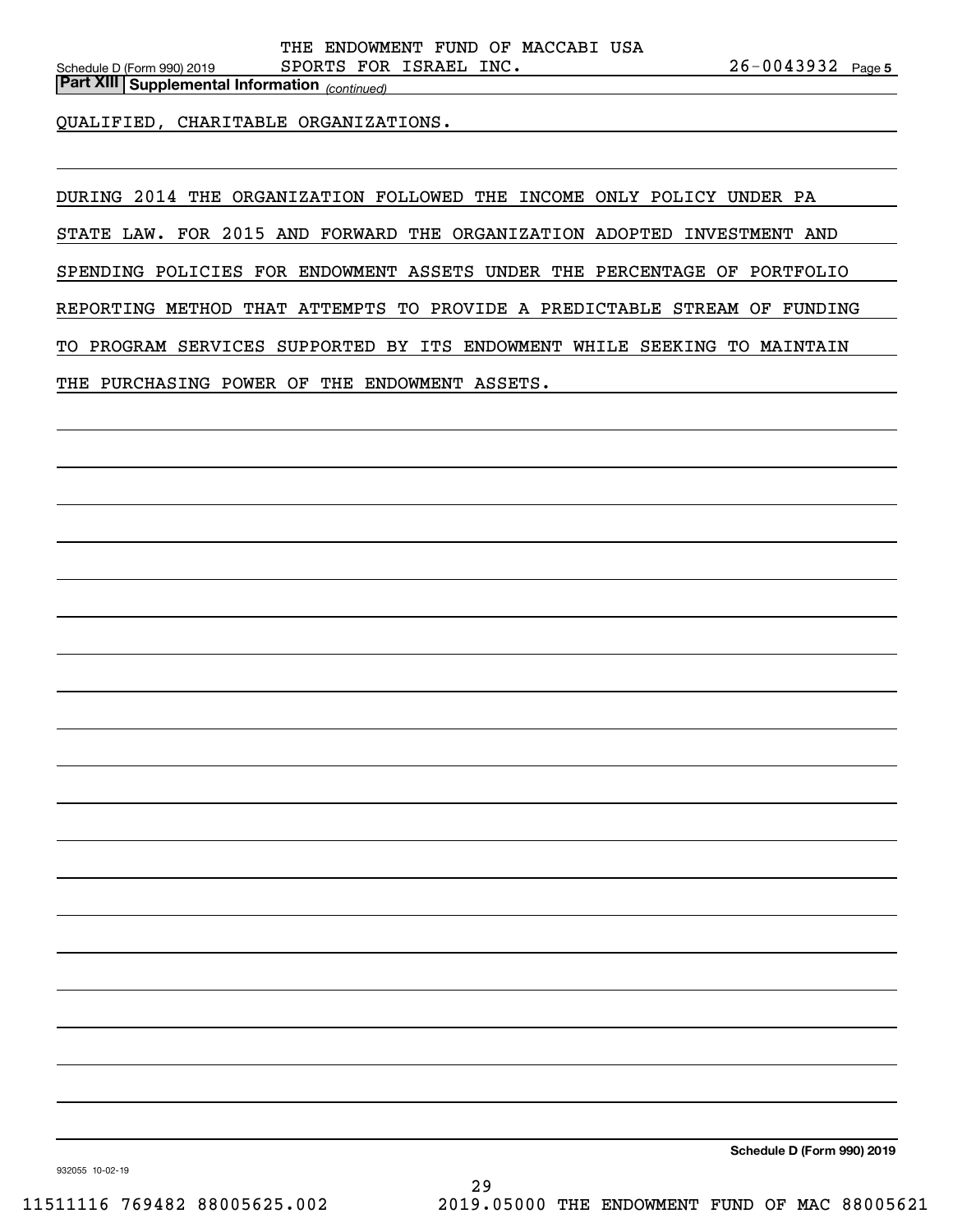**Part XIII Supplemental Information** *(continued)*

QUALIFIED, CHARITABLE ORGANIZATIONS.

DURING 2014 THE ORGANIZATION FOLLOWED THE INCOME ONLY POLICY UNDER PA STATE LAW. FOR 2015 AND FORWARD THE ORGANIZATION ADOPTED INVESTMENT AND SPENDING POLICIES FOR ENDOWMENT ASSETS UNDER THE PERCENTAGE OF PORTFOLIO REPORTING METHOD THAT ATTEMPTS TO PROVIDE A PREDICTABLE STREAM OF FUNDING TO PROGRAM SERVICES SUPPORTED BY ITS ENDOWMENT WHILE SEEKING TO MAINTAIN THE PURCHASING POWER OF THE ENDOWMENT ASSETS.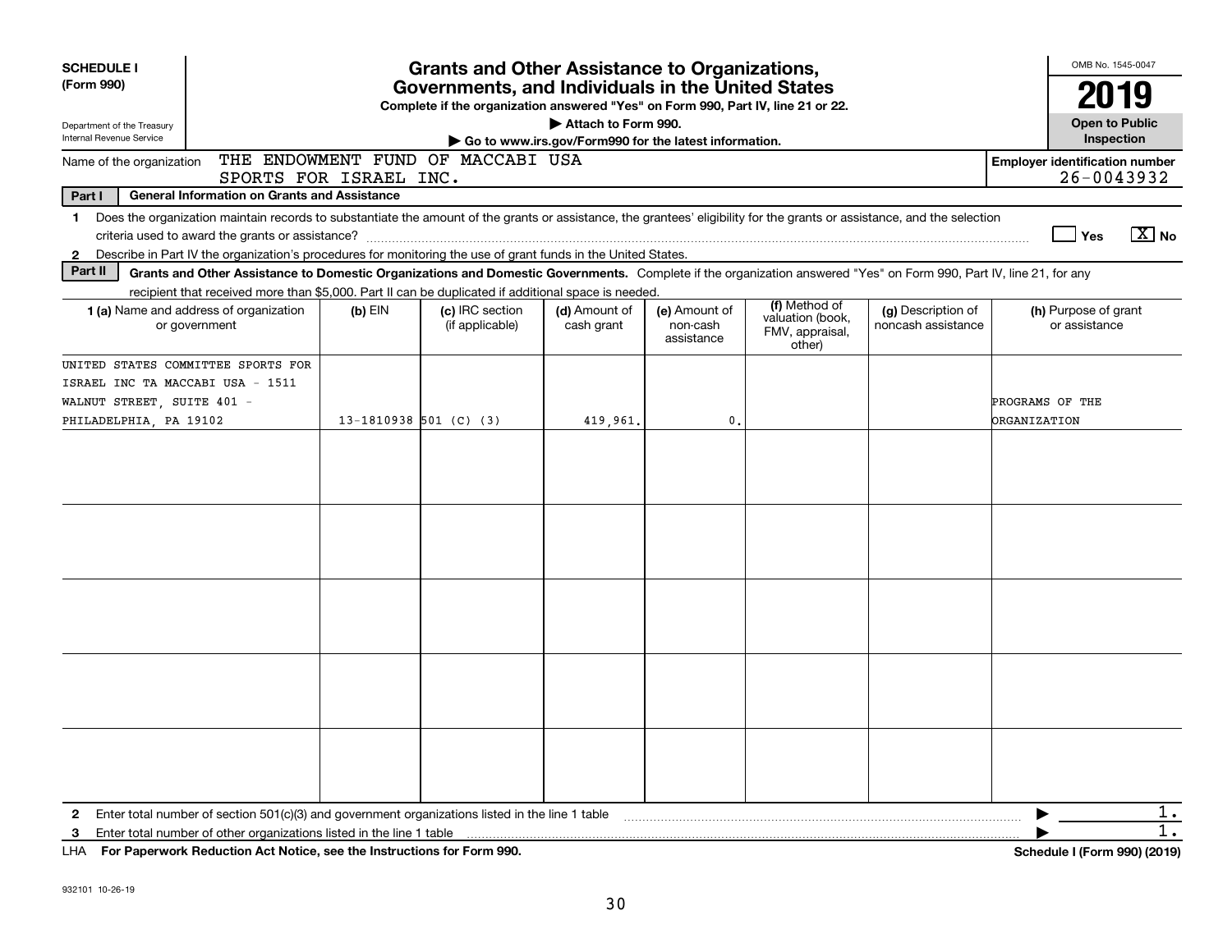**SCHEDULE I (Form 990)**

Department of the Treasury
Internal Revenue Service

# Grants and Other Assistance to Organizations, Governments, and Individuals in the United States

**Complete if the organization answered "Yes" on Form 990, Part IV, line 21 or 22.**

**▶ Attach to Form 990.**

**▶ Go to www.irs.gov/Form990 for the latest information.**

OMB No. 1545-0047

**2019**

**Open to Public Inspection**

Name of the organization: THE ENDOWMENT FUND OF MACCABI USA SPORTS FOR ISRAEL INC.

**Employer identification number** 26-0043932

**Part I — General Information on Grants and Assistance**

1 Does the organization maintain records to substantiate the amount of the grants or assistance, the grantees' eligibility for the grants or assistance, and the selection criteria used to award the grants or assistance? ☐ Yes ☒ No

2 Describe in Part IV the organization's procedures for monitoring the use of grant funds in the United States.

**Part II — Grants and Other Assistance to Domestic Organizations and Domestic Governments.** Complete if the organization answered "Yes" on Form 990, Part IV, line 21, for any recipient that received more than $5,000. Part II can be duplicated if additional space is needed.

| 1 (a) Name and address of organization or government | (b) EIN | (c) IRC section (if applicable) | (d) Amount of cash grant | (e) Amount of non-cash assistance | (f) Method of valuation (book, FMV, appraisal, other) | (g) Description of noncash assistance | (h) Purpose of grant or assistance |
|---|---|---|---|---|---|---|---|
| UNITED STATES COMMITTEE SPORTS FOR ISRAEL INC TA MACCABI USA - 1511 WALNUT STREET, SUITE 401 - PHILADELPHIA, PA 19102 | 13-1810938 | 501 (C) (3) | 419,961. | 0. | | | PROGRAMS OF THE ORGANIZATION |
| | | | | | | | |
| | | | | | | | |
| | | | | | | | |
| | | | | | | | |
| | | | | | | | |

2 Enter total number of section 501(c)(3) and government organizations listed in the line 1 table ▶ 1.

3 Enter total number of other organizations listed in the line 1 table ▶ 1.

LHA **For Paperwork Reduction Act Notice, see the Instructions for Form 990.** **Schedule I (Form 990) (2019)**

932101 10-26-19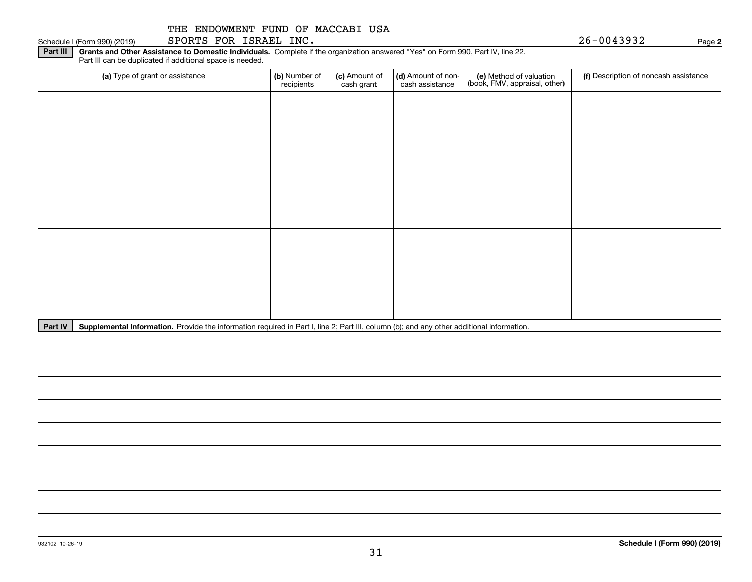THE ENDOWMENT FUND OF MACCABI USA
SPORTS FOR ISRAEL INC.

Schedule I (Form 990) (2019) 26-0043932 Page **2**

**Part III** **Grants and Other Assistance to Domestic Individuals.** Complete if the organization answered "Yes" on Form 990, Part IV, line 22. Part III can be duplicated if additional space is needed.

| **(a)** Type of grant or assistance | **(b)** Number of recipients | **(c)** Amount of cash grant | **(d)** Amount of non-cash assistance | **(e)** Method of valuation (book, FMV, appraisal, other) | **(f)** Description of noncash assistance |
|---|---|---|---|---|---|
| | | | | | |
| | | | | | |
| | | | | | |
| | | | | | |
| | | | | | |

**Part IV** **Supplemental Information.** Provide the information required in Part I, line 2; Part III, column (b); and any other additional information.

932102 10-26-19 **Schedule I (Form 990) (2019)**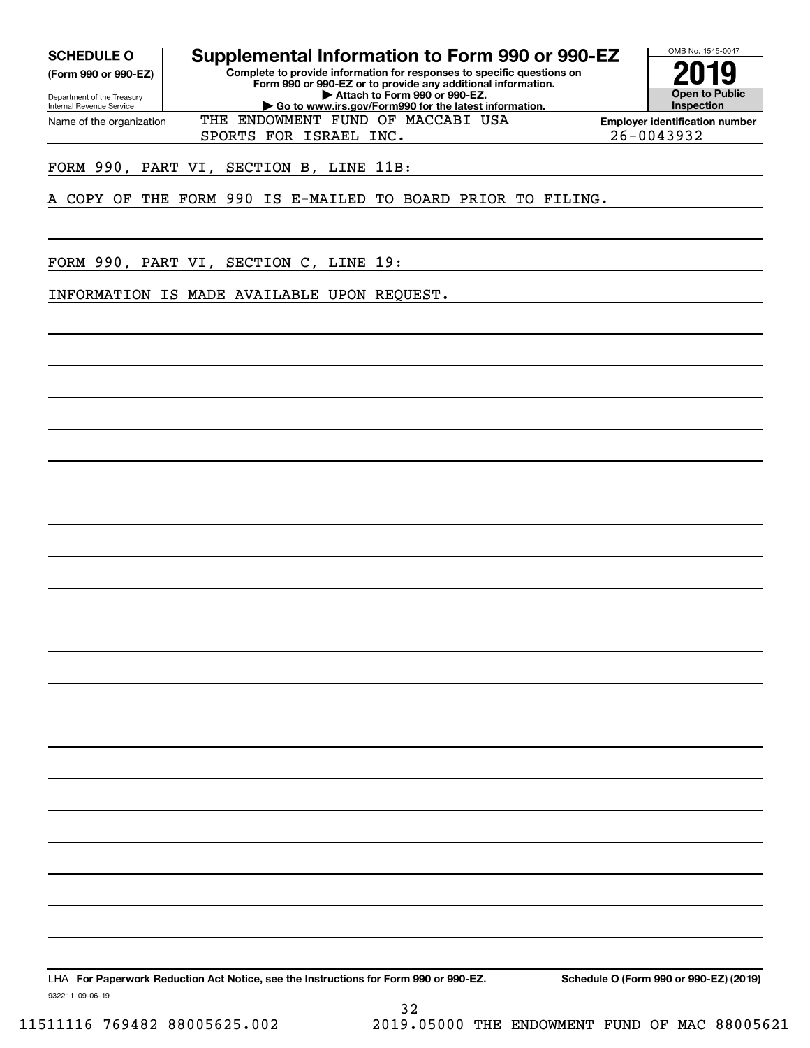**SCHEDULE O**
**(Form 990 or 990-EZ)**

Department of the Treasury
Internal Revenue Service

# Supplemental Information to Form 990 or 990-EZ

**Complete to provide information for responses to specific questions on Form 990 or 990-EZ or to provide any additional information.**
**▶ Attach to Form 990 or 990-EZ.**
**▶ Go to www.irs.gov/Form990 for the latest information.**

OMB No. 1545-0047

**2019**

**Open to Public Inspection**

| Name of the organization | Employer identification number |
|---|---|
| THE ENDOWMENT FUND OF MACCABI USA SPORTS FOR ISRAEL INC. | 26-0043932 |

FORM 990, PART VI, SECTION B, LINE 11B:

A COPY OF THE FORM 990 IS E-MAILED TO BOARD PRIOR TO FILING.

FORM 990, PART VI, SECTION C, LINE 19:

INFORMATION IS MADE AVAILABLE UPON REQUEST.

LHA **For Paperwork Reduction Act Notice, see the Instructions for Form 990 or 990-EZ.** **Schedule O (Form 990 or 990-EZ) (2019)**

932211 09-06-19

11511116 769482 88005625.002 2019.05000 THE ENDOWMENT FUND OF MAC 88005621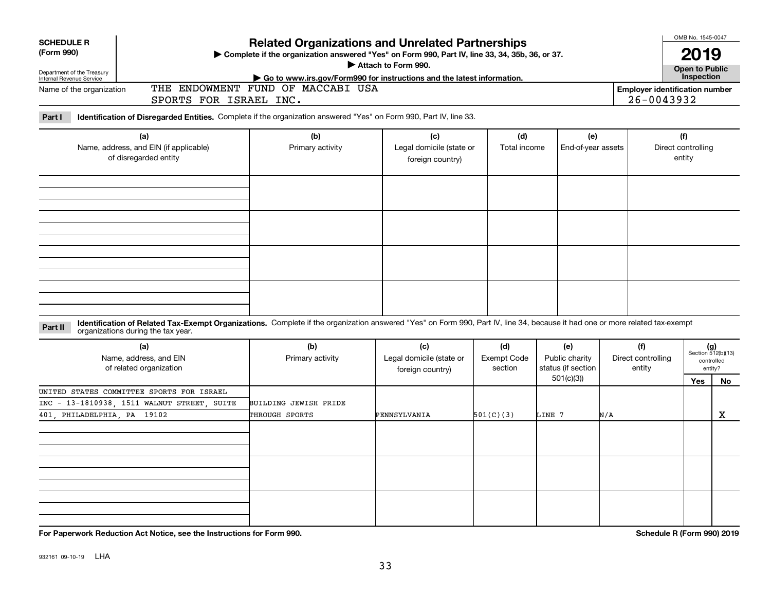**SCHEDULE R (Form 990)**

Department of the Treasury
Internal Revenue Service

# Related Organizations and Unrelated Partnerships

▶ Complete if the organization answered "Yes" on Form 990, Part IV, line 33, 34, 35b, 36, or 37.
▶ Attach to Form 990.
▶ Go to www.irs.gov/Form990 for instructions and the latest information.

OMB No. 1545-0047

**2019**

**Open to Public Inspection**

Name of the organization: THE ENDOWMENT FUND OF MACCABI USA SPORTS FOR ISRAEL INC.

Employer identification number: 26-0043932

**Part I** **Identification of Disregarded Entities.** Complete if the organization answered "Yes" on Form 990, Part IV, line 33.

| (a) Name, address, and EIN (if applicable) of disregarded entity | (b) Primary activity | (c) Legal domicile (state or foreign country) | (d) Total income | (e) End-of-year assets | (f) Direct controlling entity |
|---|---|---|---|---|---|
| | | | | | |
| | | | | | |
| | | | | | |
| | | | | | |

**Part II** **Identification of Related Tax-Exempt Organizations.** Complete if the organization answered "Yes" on Form 990, Part IV, line 34, because it had one or more related tax-exempt organizations during the tax year.

| (a) Name, address, and EIN of related organization | (b) Primary activity | (c) Legal domicile (state or foreign country) | (d) Exempt Code section | (e) Public charity status (if section 501(c)(3)) | (f) Direct controlling entity | (g) Section 512(b)(13) controlled entity? Yes | No |
|---|---|---|---|---|---|---|---|
| UNITED STATES COMMITTEE SPORTS FOR ISRAEL INC - 13-1810938, 1511 WALNUT STREET, SUITE 401, PHILADELPHIA, PA 19102 | BUILDING JEWISH PRIDE THROUGH SPORTS | PENNSYLVANIA | 501(C)(3) | LINE 7 | N/A | | X |
| | | | | | | | |
| | | | | | | | |
| | | | | | | | |

**For Paperwork Reduction Act Notice, see the Instructions for Form 990.**

**Schedule R (Form 990) 2019**

932161 09-10-19 LHA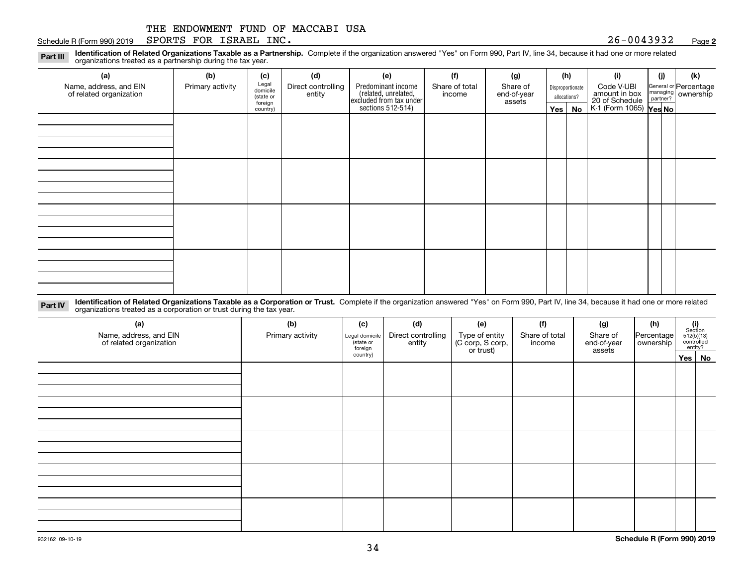THE ENDOWMENT FUND OF MACCABI USA
Schedule R (Form 990) 2019 SPORTS FOR ISRAEL INC. 26-0043932 Page **2**

**Part III** **Identification of Related Organizations Taxable as a Partnership.** Complete if the organization answered "Yes" on Form 990, Part IV, line 34, because it had one or more related organizations treated as a partnership during the tax year.

| (a) Name, address, and EIN of related organization | (b) Primary activity | (c) Legal domicile (state or foreign country) | (d) Direct controlling entity | (e) Predominant income (related, unrelated, excluded from tax under sections 512-514) | (f) Share of total income | (g) Share of end-of-year assets | (h) Disproportionate allocations? Yes | No | (i) Code V-UBI amount in box 20 of Schedule K-1 (Form 1065) | (j) General or managing partner? Yes | No | (k) Percentage ownership |
|---|---|---|---|---|---|---|---|---|---|---|---|---|
| | | | | | | | | | | | | |
| | | | | | | | | | | | | |
| | | | | | | | | | | | | |
| | | | | | | | | | | | | |

**Part IV** **Identification of Related Organizations Taxable as a Corporation or Trust.** Complete if the organization answered "Yes" on Form 990, Part IV, line 34, because it had one or more related organizations treated as a corporation or trust during the tax year.

| (a) Name, address, and EIN of related organization | (b) Primary activity | (c) Legal domicile (state or foreign country) | (d) Direct controlling entity | (e) Type of entity (C corp, S corp, or trust) | (f) Share of total income | (g) Share of end-of-year assets | (h) Percentage ownership | (i) Section 512(b)(13) controlled entity? Yes | No |
|---|---|---|---|---|---|---|---|---|---|
| | | | | | | | | | |
| | | | | | | | | | |
| | | | | | | | | | |
| | | | | | | | | | |
| | | | | | | | | | |

932162 09-10-19 **Schedule R (Form 990) 2019**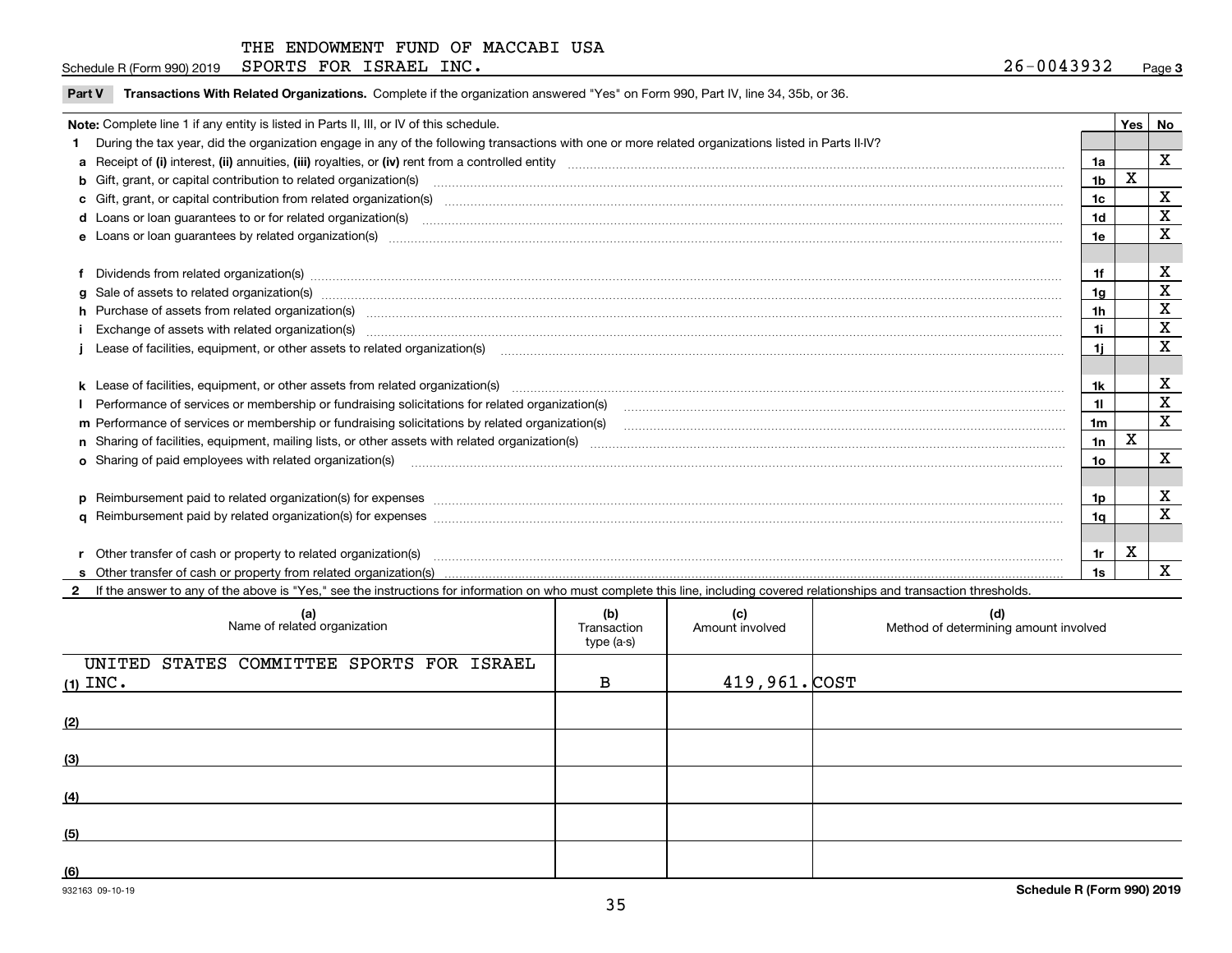THE ENDOWMENT FUND OF MACCABI USA
Schedule R (Form 990) 2019 SPORTS FOR ISRAEL INC. 26-0043932 Page **3**

**Part V Transactions With Related Organizations.** Complete if the organization answered "Yes" on Form 990, Part IV, line 34, 35b, or 36.

| **Note:** Complete line 1 if any entity is listed in Parts II, III, or IV of this schedule. | | Yes | No |
|---|---|---|---|
| **1** During the tax year, did the organization engage in any of the following transactions with one or more related organizations listed in Parts II-IV? | | | |
| **a** Receipt of **(i)** interest, **(ii)** annuities, **(iii)** royalties, or **(iv)** rent from a controlled entity | 1a | | X |
| **b** Gift, grant, or capital contribution to related organization(s) | 1b | X | |
| **c** Gift, grant, or capital contribution from related organization(s) | 1c | | X |
| **d** Loans or loan guarantees to or for related organization(s) | 1d | | X |
| **e** Loans or loan guarantees by related organization(s) | 1e | | X |
| **f** Dividends from related organization(s) | 1f | | X |
| **g** Sale of assets to related organization(s) | 1g | | X |
| **h** Purchase of assets from related organization(s) | 1h | | X |
| **i** Exchange of assets with related organization(s) | 1i | | X |
| **j** Lease of facilities, equipment, or other assets to related organization(s) | 1j | | X |
| **k** Lease of facilities, equipment, or other assets from related organization(s) | 1k | | X |
| **l** Performance of services or membership or fundraising solicitations for related organization(s) | 1l | | X |
| **m** Performance of services or membership or fundraising solicitations by related organization(s) | 1m | | X |
| **n** Sharing of facilities, equipment, mailing lists, or other assets with related organization(s) | 1n | X | |
| **o** Sharing of paid employees with related organization(s) | 1o | | X |
| **p** Reimbursement paid to related organization(s) for expenses | 1p | | X |
| **q** Reimbursement paid by related organization(s) for expenses | 1q | | X |
| **r** Other transfer of cash or property to related organization(s) | 1r | X | |
| **s** Other transfer of cash or property from related organization(s) | 1s | | X |

**2** If the answer to any of the above is "Yes," see the instructions for information on who must complete this line, including covered relationships and transaction thresholds.

| | (a) Name of related organization | (b) Transaction type (a-s) | (c) Amount involved | (d) Method of determining amount involved |
|---|---|---|---|---|
| (1) | UNITED STATES COMMITTEE SPORTS FOR ISRAEL INC. | B | 419,961. | COST |
| (2) | | | | |
| (3) | | | | |
| (4) | | | | |
| (5) | | | | |
| (6) | | | | |

932163 09-10-19 **Schedule R (Form 990) 2019**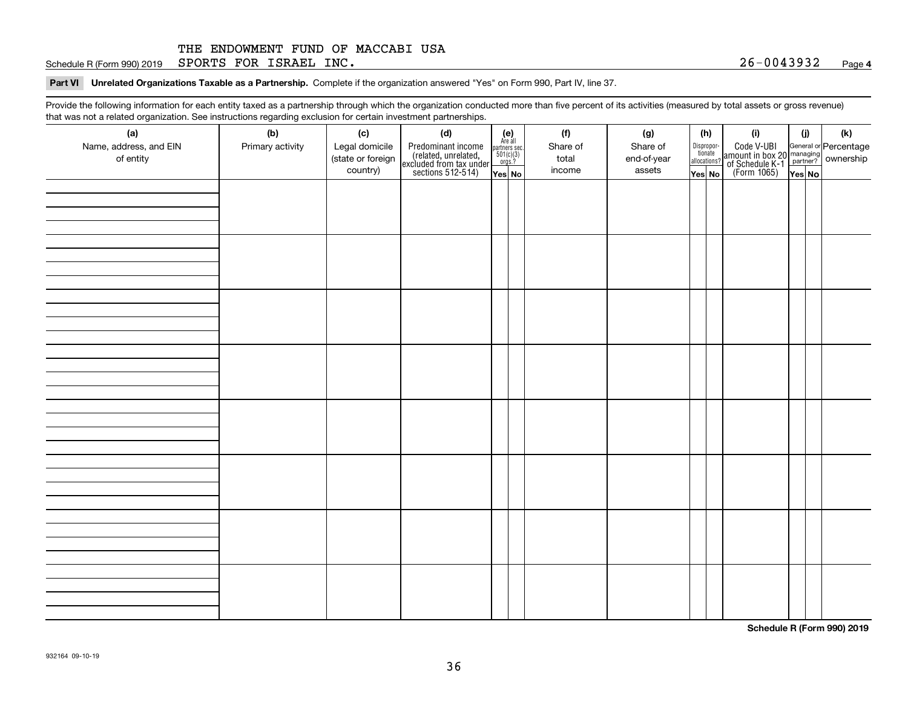THE ENDOWMENT FUND OF MACCABI USA

Schedule R (Form 990) 2019 SPORTS FOR ISRAEL INC. 26-0043932 Page **4**

**Part VI Unrelated Organizations Taxable as a Partnership.** Complete if the organization answered "Yes" on Form 990, Part IV, line 37.

Provide the following information for each entity taxed as a partnership through which the organization conducted more than five percent of its activities (measured by total assets or gross revenue) that was not a related organization. See instructions regarding exclusion for certain investment partnerships.

| (a) Name, address, and EIN of entity | (b) Primary activity | (c) Legal domicile (state or foreign country) | (d) Predominant income (related, unrelated, excluded from tax under sections 512-514) | (e) Are all partners sec. 501(c)(3) orgs.? | | (f) Share of total income | (g) Share of end-of-year assets | (h) Disproportionate allocations? | | (i) Code V-UBI amount in box 20 of Schedule K-1 (Form 1065) | (j) General or managing partner? | | (k) Percentage ownership |
|---|---|---|---|---|---|---|---|---|---|---|---|---|---|
| | | | | Yes | No | | | Yes | No | | Yes | No | |
| | | | | | | | | | | | | | |
| | | | | | | | | | | | | | |
| | | | | | | | | | | | | | |
| | | | | | | | | | | | | | |
| | | | | | | | | | | | | | |
| | | | | | | | | | | | | | |
| | | | | | | | | | | | | | |
| | | | | | | | | | | | | | |

**Schedule R (Form 990) 2019**

932164 09-10-19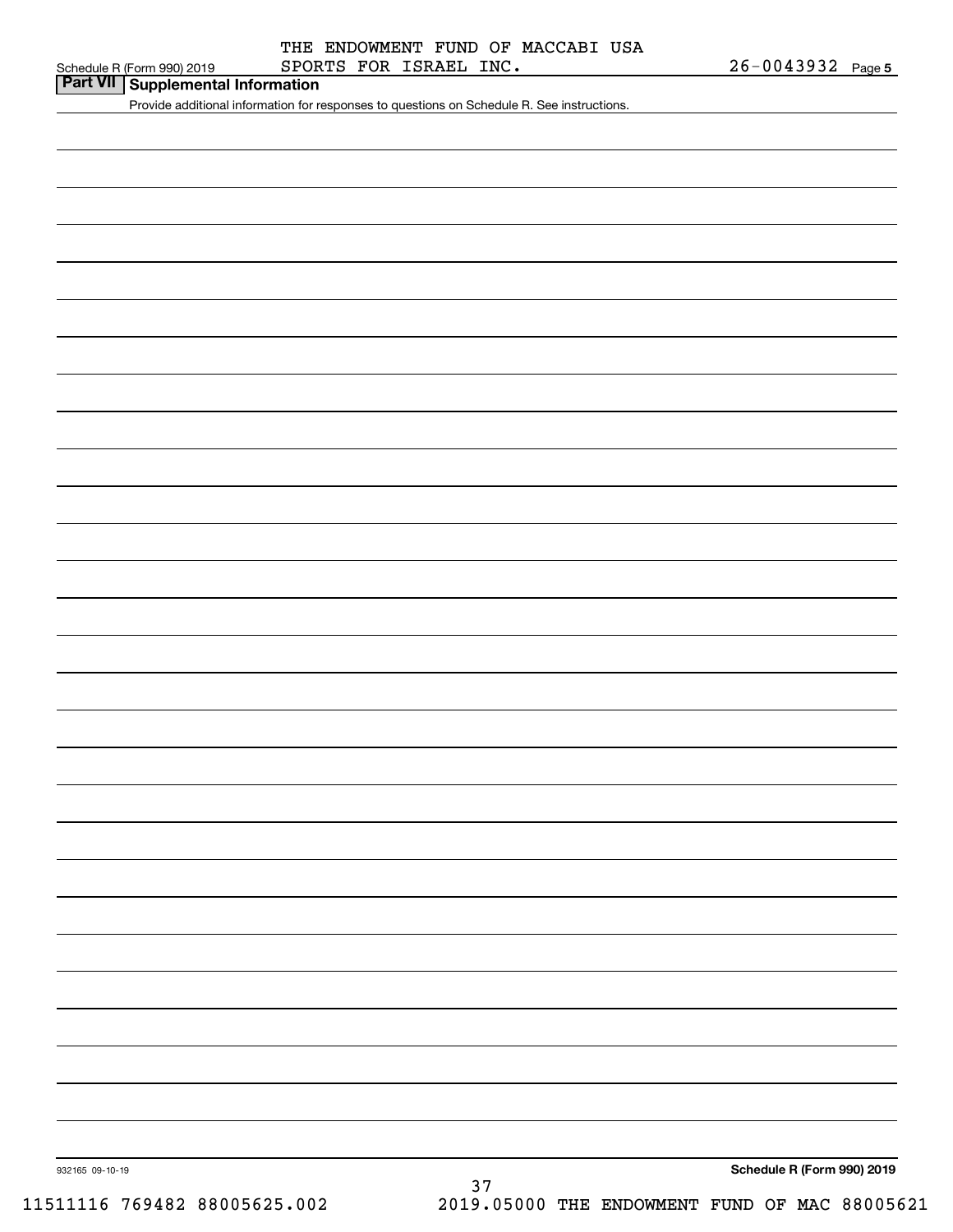THE ENDOWMENT FUND OF MACCABI USA SPORTS FOR ISRAEL INC.

Schedule R (Form 990) 2019 — 26-0043932 Page 5

## Part VII Supplemental Information

Provide additional information for responses to questions on Schedule R. See instructions.

932165 09-10-19

**Schedule R (Form 990) 2019**

11511116 769482 88005625.002 2019.05000 THE ENDOWMENT FUND OF MAC 88005621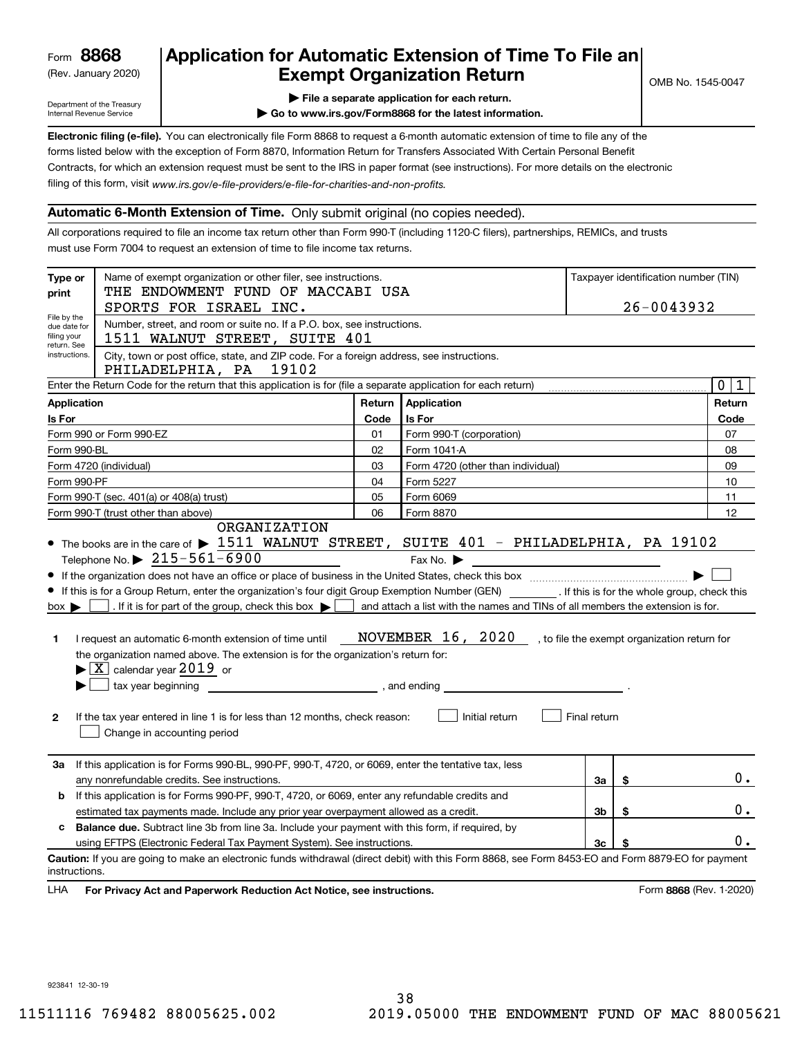Form **8868**
(Rev. January 2020)

Department of the Treasury
Internal Revenue Service

# Application for Automatic Extension of Time To File an Exempt Organization Return

OMB No. 1545-0047

▶ File a separate application for each return.

▶ Go to www.irs.gov/Form8868 for the latest information.

**Electronic filing (e-file).** You can electronically file Form 8868 to request a 6-month automatic extension of time to file any of the forms listed below with the exception of Form 8870, Information Return for Transfers Associated With Certain Personal Benefit Contracts, for which an extension request must be sent to the IRS in paper format (see instructions). For more details on the electronic filing of this form, visit *www.irs.gov/e-file-providers/e-file-for-charities-and-non-profits.*

**Automatic 6-Month Extension of Time.** Only submit original (no copies needed).

All corporations required to file an income tax return other than Form 990-T (including 1120-C filers), partnerships, REMICs, and trusts must use Form 7004 to request an extension of time to file income tax returns.

**Type or print**

File by the due date for filing your return. See instructions.

Name of exempt organization or other filer, see instructions.
THE ENDOWMENT FUND OF MACCABI USA SPORTS FOR ISRAEL INC.

Taxpayer identification number (TIN): 26-0043932

Number, street, and room or suite no. If a P.O. box, see instructions.
1511 WALNUT STREET, SUITE 401

City, town or post office, state, and ZIP code. For a foreign address, see instructions.
PHILADELPHIA, PA 19102

Enter the Return Code for the return that this application is for (file a separate application for each return): 01

| Application Is For | Return Code | Application Is For | Return Code |
|---|---|---|---|
| Form 990 or Form 990-EZ | 01 | Form 990-T (corporation) | 07 |
| Form 990-BL | 02 | Form 1041-A | 08 |
| Form 4720 (individual) | 03 | Form 4720 (other than individual) | 09 |
| Form 990-PF | 04 | Form 5227 | 10 |
| Form 990-T (sec. 401(a) or 408(a) trust) | 05 | Form 6069 | 11 |
| Form 990-T (trust other than above) | 06 | Form 8870 | 12 |

- The books are in the care of ▶ ORGANIZATION 1511 WALNUT STREET, SUITE 401 - PHILADELPHIA, PA 19102
  Telephone No. ▶ 215-561-6900 Fax No. ▶
- If the organization does not have an office or place of business in the United States, check this box ▶ ☐
- If this is for a Group Return, enter the organization's four digit Group Exemption Number (GEN) ______ . If this is for the whole group, check this box ▶ ☐ . If it is for part of the group, check this box ▶ ☐ and attach a list with the names and TINs of all members the extension is for.

**1** I request an automatic 6-month extension of time until NOVEMBER 16, 2020 , to file the exempt organization return for the organization named above. The extension is for the organization's return for:
▶ ☒ calendar year 2019 or
▶ ☐ tax year beginning ______________ , and ending ______________ .

**2** If the tax year entered in line 1 is for less than 12 months, check reason: ☐ Initial return ☐ Final return ☐ Change in accounting period

| | | | |
|---|---|---|---|
| **3a** | If this application is for Forms 990-BL, 990-PF, 990-T, 4720, or 6069, enter the tentative tax, less any nonrefundable credits. See instructions. | 3a | $ 0. |
| **b** | If this application is for Forms 990-PF, 990-T, 4720, or 6069, enter any refundable credits and estimated tax payments made. Include any prior year overpayment allowed as a credit. | 3b | $ 0. |
| **c** | **Balance due.** Subtract line 3b from line 3a. Include your payment with this form, if required, by using EFTPS (Electronic Federal Tax Payment System). See instructions. | 3c | $ 0. |

**Caution:** If you are going to make an electronic funds withdrawal (direct debit) with this Form 8868, see Form 8453-EO and Form 8879-EO for payment instructions.

LHA **For Privacy Act and Paperwork Reduction Act Notice, see instructions.** Form **8868** (Rev. 1-2020)

923841 12-30-19

11511116 769482 88005625.002 2019.05000 THE ENDOWMENT FUND OF MAC 88005621